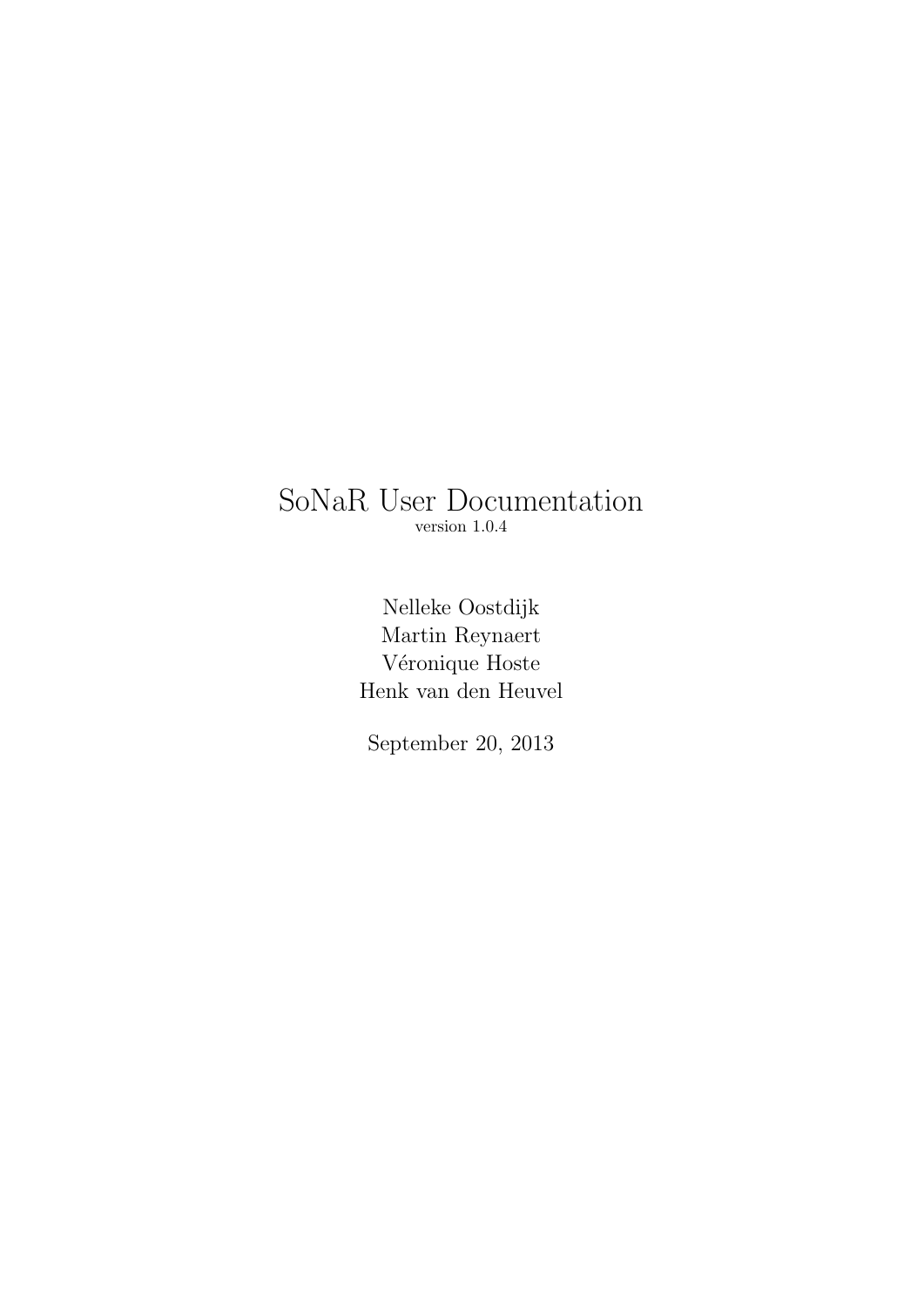# SoNaR User Documentation

version 1.0.4

Nelleke Oostdijk
Martin Reynaert
Véronique Hoste
Henk van den Heuvel

September 20, 2013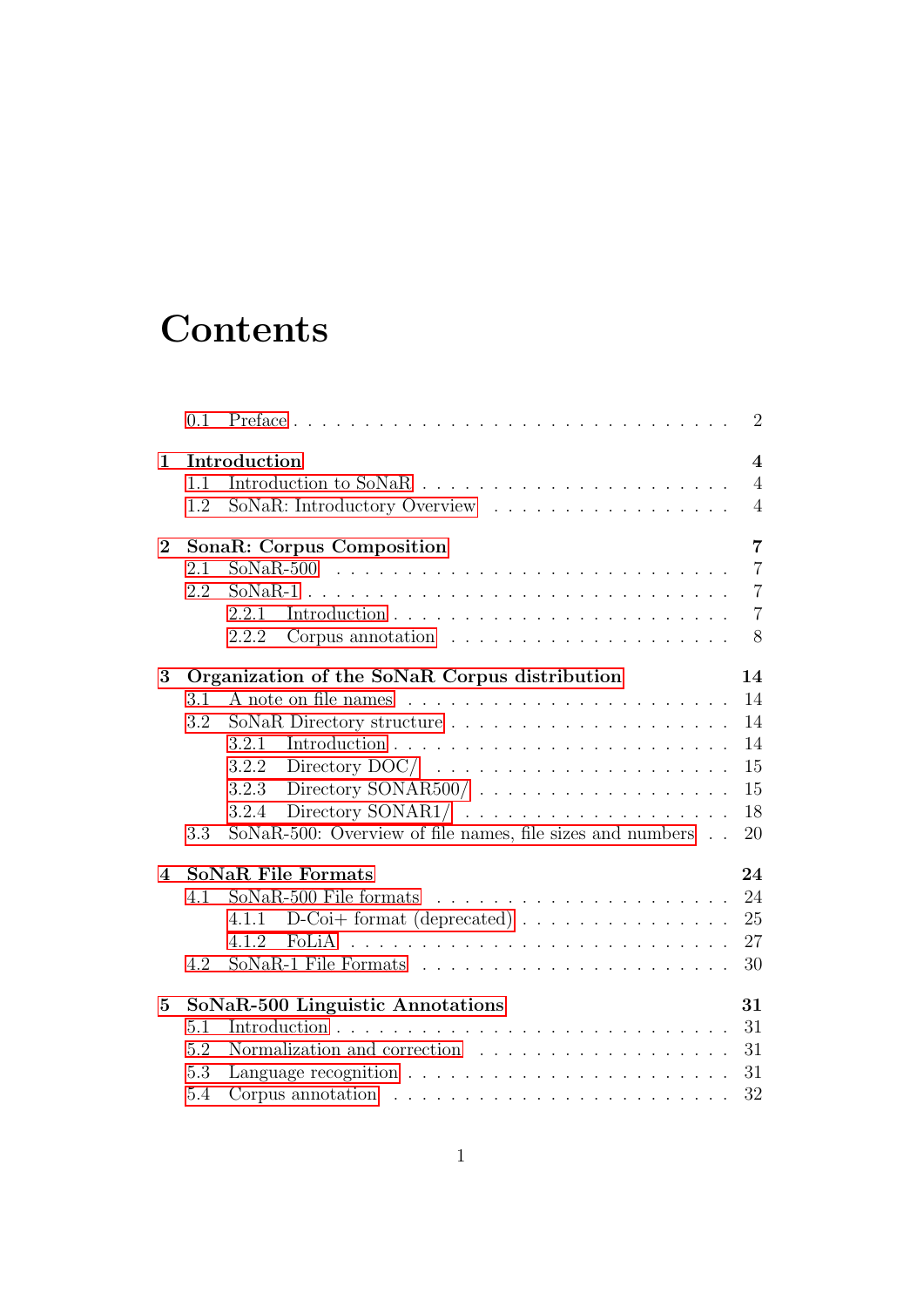# Contents

0.1 Preface . . . . . . . . . . . . . . . . . . . . . . . . . . . . . . 2

**1 Introduction** **4**

1.1 Introduction to SoNaR . . . . . . . . . . . . . . . . . . . . . . . 4

1.2 SoNaR: Introductory Overview . . . . . . . . . . . . . . . . . . . 4

**2 SonaR: Corpus Composition** **7**

2.1 SoNaR-500 . . . . . . . . . . . . . . . . . . . . . . . . . . . . . 7

2.2 SoNaR-1 . . . . . . . . . . . . . . . . . . . . . . . . . . . . . . 7

2.2.1 Introduction . . . . . . . . . . . . . . . . . . . . . . . . . 7

2.2.2 Corpus annotation . . . . . . . . . . . . . . . . . . . . . 8

**3 Organization of the SoNaR Corpus distribution** **14**

3.1 A note on file names . . . . . . . . . . . . . . . . . . . . . . . . 14

3.2 SoNaR Directory structure . . . . . . . . . . . . . . . . . . . . . 14

3.2.1 Introduction . . . . . . . . . . . . . . . . . . . . . . . . . 14

3.2.2 Directory DOC/ . . . . . . . . . . . . . . . . . . . . . . . 15

3.2.3 Directory SONAR500/ . . . . . . . . . . . . . . . . . . . 15

3.2.4 Directory SONAR1/ . . . . . . . . . . . . . . . . . . . . 18

3.3 SoNaR-500: Overview of file names, file sizes and numbers . . 20

**4 SoNaR File Formats** **24**

4.1 SoNaR-500 File formats . . . . . . . . . . . . . . . . . . . . . . 24

4.1.1 D-Coi+ format (deprecated) . . . . . . . . . . . . . . . . 25

4.1.2 FoLiA . . . . . . . . . . . . . . . . . . . . . . . . . . . . 27

4.2 SoNaR-1 File Formats . . . . . . . . . . . . . . . . . . . . . . . 30

**5 SoNaR-500 Linguistic Annotations** **31**

5.1 Introduction . . . . . . . . . . . . . . . . . . . . . . . . . . . . . 31

5.2 Normalization and correction . . . . . . . . . . . . . . . . . . . 31

5.3 Language recognition . . . . . . . . . . . . . . . . . . . . . . . . 31

5.4 Corpus annotation . . . . . . . . . . . . . . . . . . . . . . . . . 32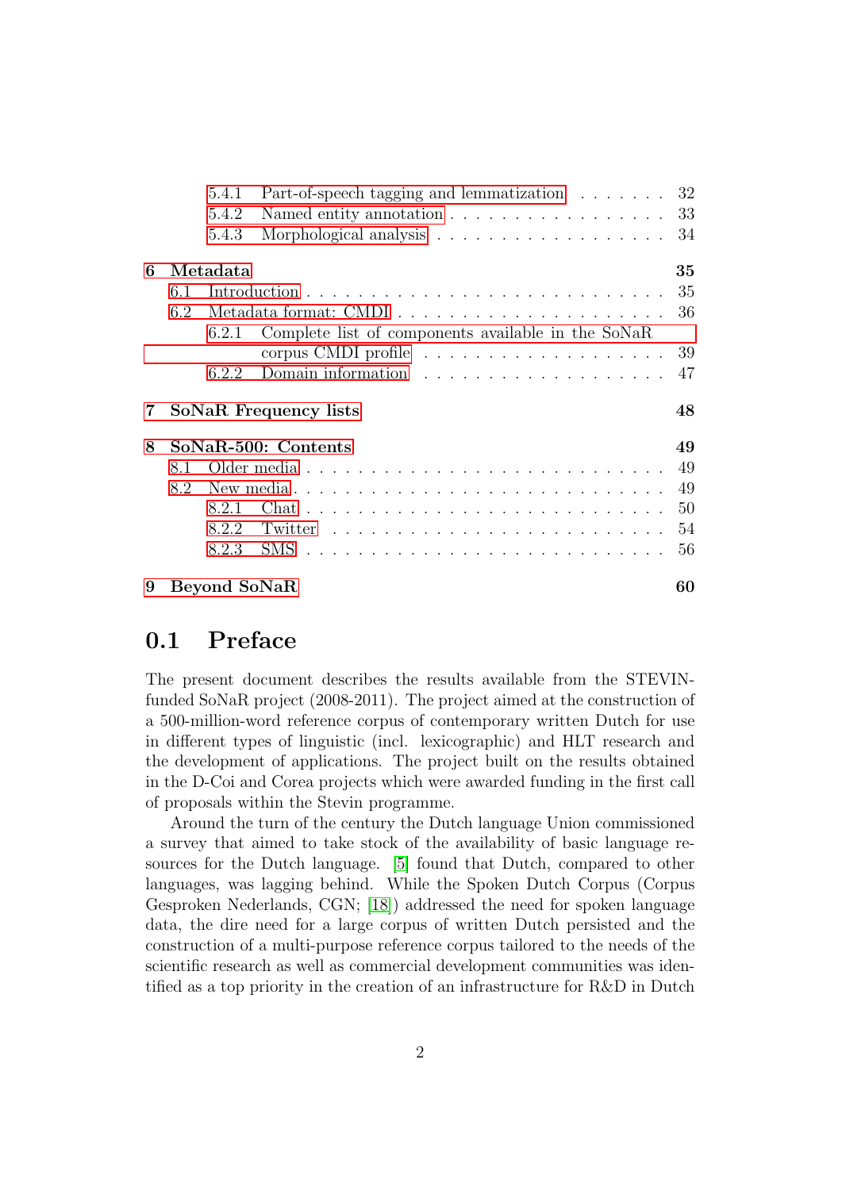5.4.1 Part-of-speech tagging and lemmatization . . . . . . . 32
5.4.2 Named entity annotation . . . . . . . . . . . . . . . . . . 33
5.4.3 Morphological analysis . . . . . . . . . . . . . . . . . . 34

**6 Metadata** **35**
6.1 Introduction . . . . . . . . . . . . . . . . . . . . . . . . . . . 35
6.2 Metadata format: CMDI . . . . . . . . . . . . . . . . . . . . . 36
6.2.1 Complete list of components available in the SoNaR corpus CMDI profile . . . . . . . . . . . . . . . . . . . 39
6.2.2 Domain information . . . . . . . . . . . . . . . . . . . 47

**7 SoNaR Frequency lists** **48**

**8 SoNaR-500: Contents** **49**
8.1 Older media . . . . . . . . . . . . . . . . . . . . . . . . . . . 49
8.2 New media . . . . . . . . . . . . . . . . . . . . . . . . . . . . 49
8.2.1 Chat . . . . . . . . . . . . . . . . . . . . . . . . . . . . 50
8.2.2 Twitter . . . . . . . . . . . . . . . . . . . . . . . . . . . 54
8.2.3 SMS . . . . . . . . . . . . . . . . . . . . . . . . . . . . 56

**9 Beyond SoNaR** **60**

## 0.1 Preface

The present document describes the results available from the STEVIN-funded SoNaR project (2008-2011). The project aimed at the construction of a 500-million-word reference corpus of contemporary written Dutch for use in different types of linguistic (incl. lexicographic) and HLT research and the development of applications. The project built on the results obtained in the D-Coi and Corea projects which were awarded funding in the first call of proposals within the Stevin programme.

Around the turn of the century the Dutch language Union commissioned a survey that aimed to take stock of the availability of basic language resources for the Dutch language. [5] found that Dutch, compared to other languages, was lagging behind. While the Spoken Dutch Corpus (Corpus Gesproken Nederlands, CGN; [18]) addressed the need for spoken language data, the dire need for a large corpus of written Dutch persisted and the construction of a multi-purpose reference corpus tailored to the needs of the scientific research as well as commercial development communities was identified as a top priority in the creation of an infrastructure for R&D in Dutch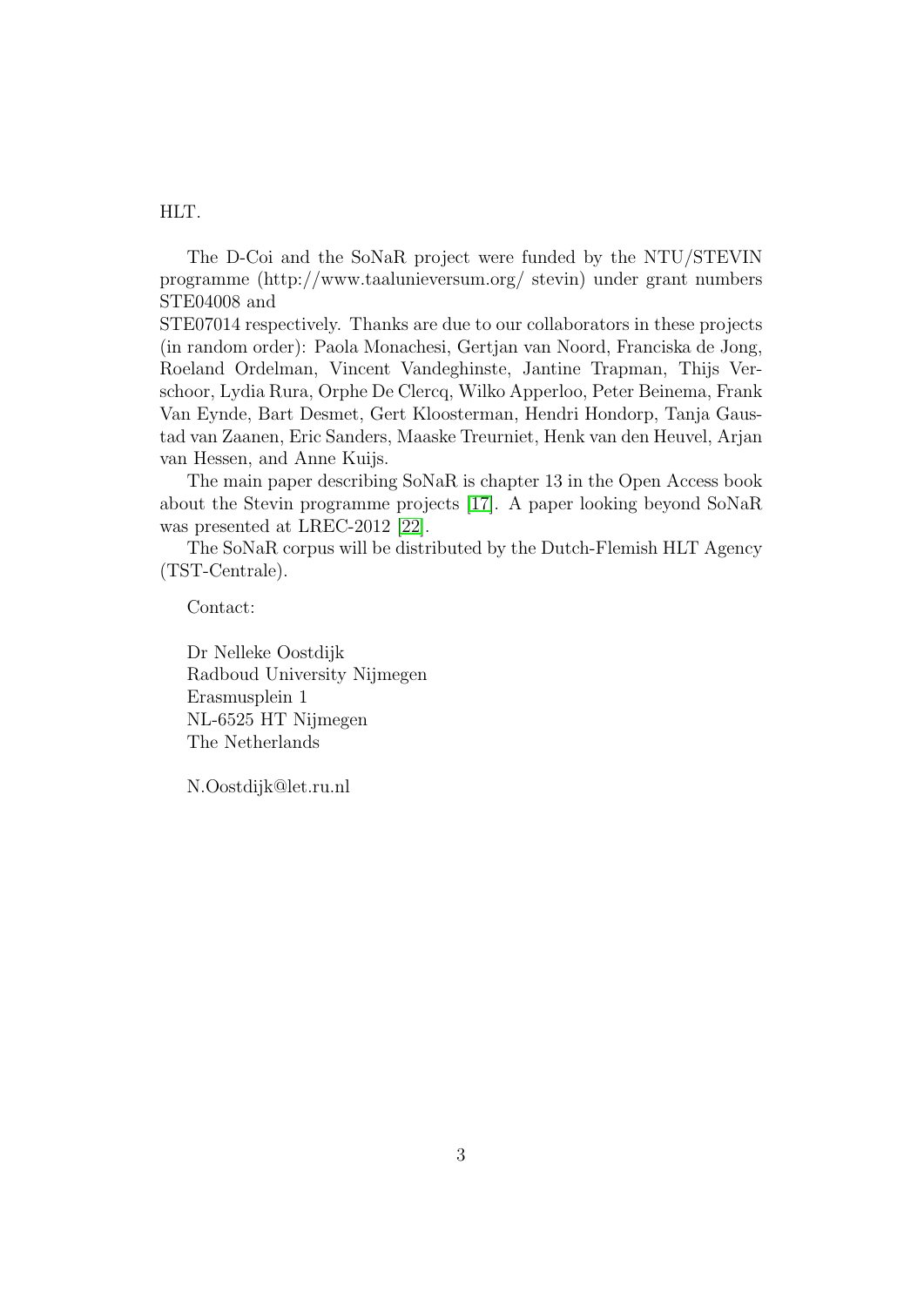HLT.

The D-Coi and the SoNaR project were funded by the NTU/STEVIN programme (http://www.taalunieversum.org/ stevin) under grant numbers STE04008 and

STE07014 respectively. Thanks are due to our collaborators in these projects (in random order): Paola Monachesi, Gertjan van Noord, Franciska de Jong, Roeland Ordelman, Vincent Vandeghinste, Jantine Trapman, Thijs Verschoor, Lydia Rura, Orphe De Clercq, Wilko Apperloo, Peter Beinema, Frank Van Eynde, Bart Desmet, Gert Kloosterman, Hendri Hondorp, Tanja Gaustad van Zaanen, Eric Sanders, Maaske Treurniet, Henk van den Heuvel, Arjan van Hessen, and Anne Kuijs.

The main paper describing SoNaR is chapter 13 in the Open Access book about the Stevin programme projects [17]. A paper looking beyond SoNaR was presented at LREC-2012 [22].

The SoNaR corpus will be distributed by the Dutch-Flemish HLT Agency (TST-Centrale).

Contact:

Dr Nelleke Oostdijk
Radboud University Nijmegen
Erasmusplein 1
NL-6525 HT Nijmegen
The Netherlands

N.Oostdijk@let.ru.nl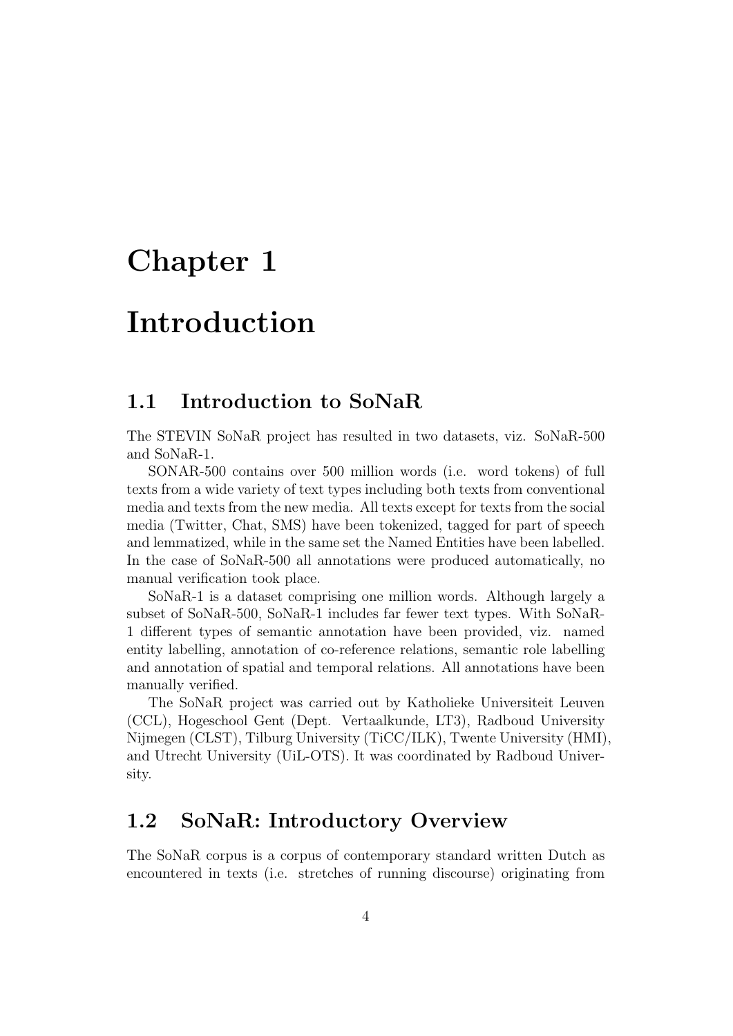# Chapter 1

# Introduction

## 1.1 Introduction to SoNaR

The STEVIN SoNaR project has resulted in two datasets, viz. SoNaR-500 and SoNaR-1.

SONAR-500 contains over 500 million words (i.e. word tokens) of full texts from a wide variety of text types including both texts from conventional media and texts from the new media. All texts except for texts from the social media (Twitter, Chat, SMS) have been tokenized, tagged for part of speech and lemmatized, while in the same set the Named Entities have been labelled. In the case of SoNaR-500 all annotations were produced automatically, no manual verification took place.

SoNaR-1 is a dataset comprising one million words. Although largely a subset of SoNaR-500, SoNaR-1 includes far fewer text types. With SoNaR-1 different types of semantic annotation have been provided, viz. named entity labelling, annotation of co-reference relations, semantic role labelling and annotation of spatial and temporal relations. All annotations have been manually verified.

The SoNaR project was carried out by Katholieke Universiteit Leuven (CCL), Hogeschool Gent (Dept. Vertaalkunde, LT3), Radboud University Nijmegen (CLST), Tilburg University (TiCC/ILK), Twente University (HMI), and Utrecht University (UiL-OTS). It was coordinated by Radboud University.

## 1.2 SoNaR: Introductory Overview

The SoNaR corpus is a corpus of contemporary standard written Dutch as encountered in texts (i.e. stretches of running discourse) originating from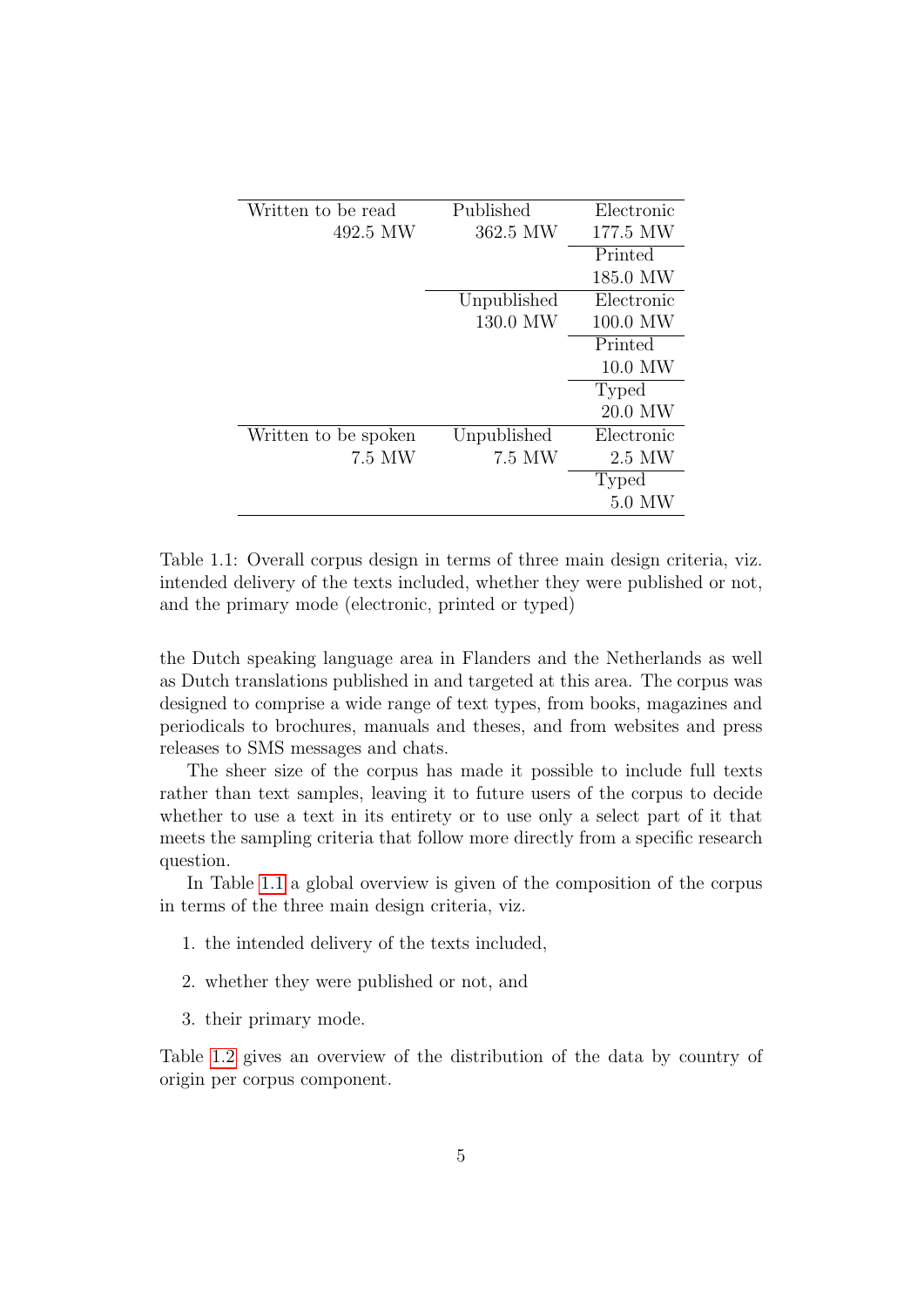| | | |
|---|---|---|
| Written to be read 492.5 MW | Published 362.5 MW | Electronic 177.5 MW |
| | | Printed 185.0 MW |
| | Unpublished 130.0 MW | Electronic 100.0 MW |
| | | Printed 10.0 MW |
| | | Typed 20.0 MW |
| Written to be spoken 7.5 MW | Unpublished 7.5 MW | Electronic 2.5 MW |
| | | Typed 5.0 MW |

Table 1.1: Overall corpus design in terms of three main design criteria, viz. intended delivery of the texts included, whether they were published or not, and the primary mode (electronic, printed or typed)

the Dutch speaking language area in Flanders and the Netherlands as well as Dutch translations published in and targeted at this area. The corpus was designed to comprise a wide range of text types, from books, magazines and periodicals to brochures, manuals and theses, and from websites and press releases to SMS messages and chats.

The sheer size of the corpus has made it possible to include full texts rather than text samples, leaving it to future users of the corpus to decide whether to use a text in its entirety or to use only a select part of it that meets the sampling criteria that follow more directly from a specific research question.

In Table 1.1 a global overview is given of the composition of the corpus in terms of the three main design criteria, viz.

1. the intended delivery of the texts included,
2. whether they were published or not, and
3. their primary mode.

Table 1.2 gives an overview of the distribution of the data by country of origin per corpus component.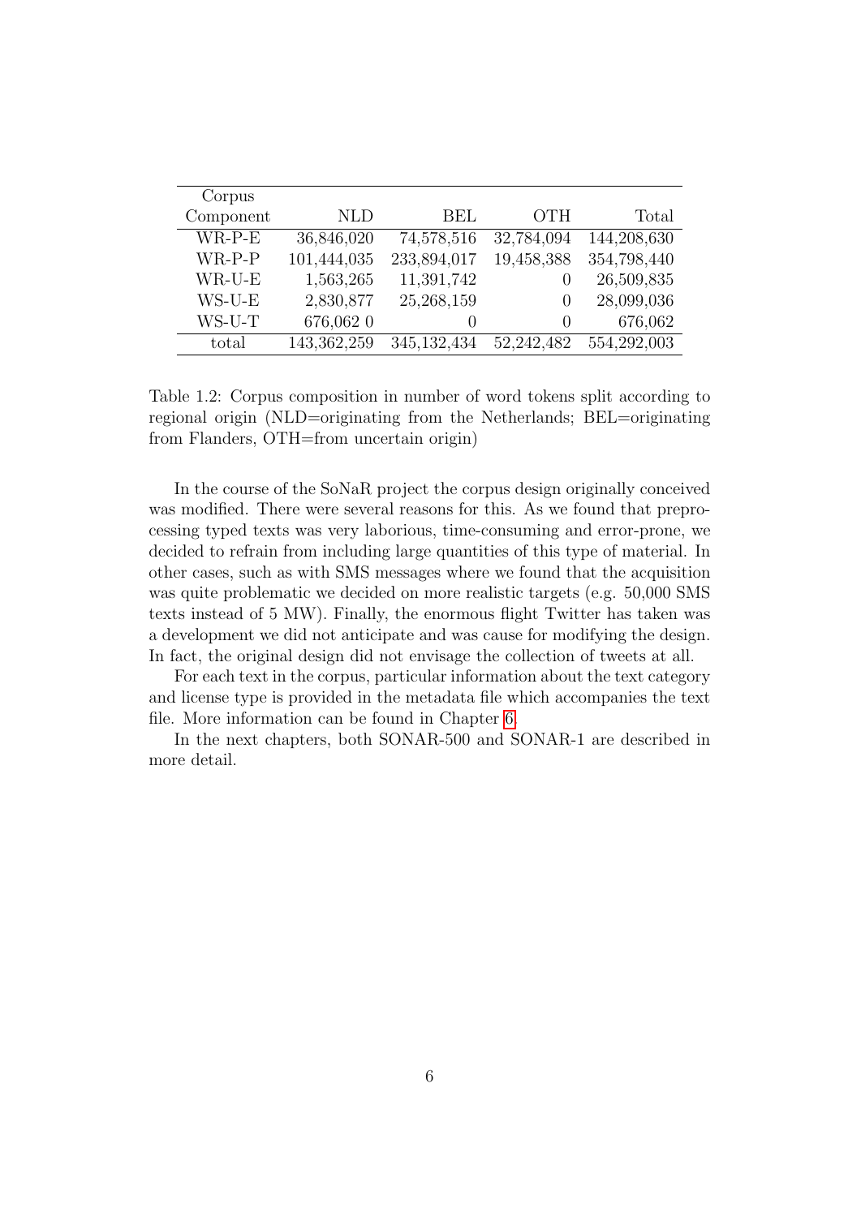| Corpus Component | NLD | BEL | OTH | Total |
|---|---|---|---|---|
| WR-P-E | 36,846,020 | 74,578,516 | 32,784,094 | 144,208,630 |
| WR-P-P | 101,444,035 | 233,894,017 | 19,458,388 | 354,798,440 |
| WR-U-E | 1,563,265 | 11,391,742 | 0 | 26,509,835 |
| WS-U-E | 2,830,877 | 25,268,159 | 0 | 28,099,036 |
| WS-U-T | 676,062 0 | 0 | 0 | 676,062 |
| total | 143,362,259 | 345,132,434 | 52,242,482 | 554,292,003 |

Table 1.2: Corpus composition in number of word tokens split according to regional origin (NLD=originating from the Netherlands; BEL=originating from Flanders, OTH=from uncertain origin)

In the course of the SoNaR project the corpus design originally conceived was modified. There were several reasons for this. As we found that preprocessing typed texts was very laborious, time-consuming and error-prone, we decided to refrain from including large quantities of this type of material. In other cases, such as with SMS messages where we found that the acquisition was quite problematic we decided on more realistic targets (e.g. 50,000 SMS texts instead of 5 MW). Finally, the enormous flight Twitter has taken was a development we did not anticipate and was cause for modifying the design. In fact, the original design did not envisage the collection of tweets at all.

For each text in the corpus, particular information about the text category and license type is provided in the metadata file which accompanies the text file. More information can be found in Chapter 6.

In the next chapters, both SONAR-500 and SONAR-1 are described in more detail.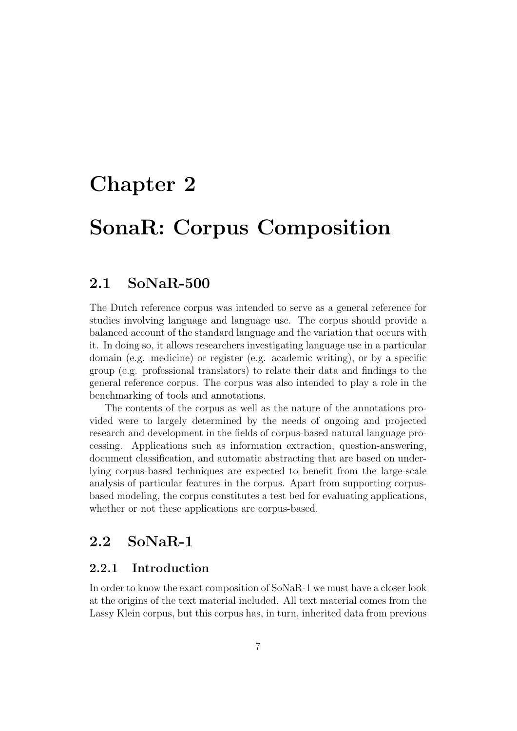# Chapter 2

# SonaR: Corpus Composition

## 2.1 SoNaR-500

The Dutch reference corpus was intended to serve as a general reference for studies involving language and language use. The corpus should provide a balanced account of the standard language and the variation that occurs with it. In doing so, it allows researchers investigating language use in a particular domain (e.g. medicine) or register (e.g. academic writing), or by a specific group (e.g. professional translators) to relate their data and findings to the general reference corpus. The corpus was also intended to play a role in the benchmarking of tools and annotations.

The contents of the corpus as well as the nature of the annotations provided were to largely determined by the needs of ongoing and projected research and development in the fields of corpus-based natural language processing. Applications such as information extraction, question-answering, document classification, and automatic abstracting that are based on underlying corpus-based techniques are expected to benefit from the large-scale analysis of particular features in the corpus. Apart from supporting corpus-based modeling, the corpus constitutes a test bed for evaluating applications, whether or not these applications are corpus-based.

## 2.2 SoNaR-1

### 2.2.1 Introduction

In order to know the exact composition of SoNaR-1 we must have a closer look at the origins of the text material included. All text material comes from the Lassy Klein corpus, but this corpus has, in turn, inherited data from previous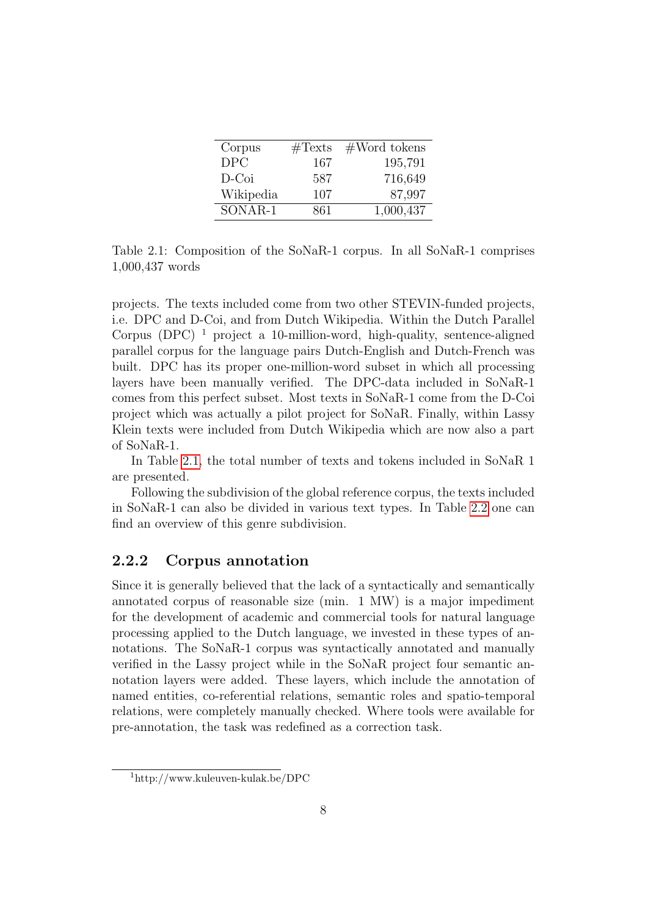| Corpus | #Texts | #Word tokens |
|---|---|---|
| DPC | 167 | 195,791 |
| D-Coi | 587 | 716,649 |
| Wikipedia | 107 | 87,997 |
| SONAR-1 | 861 | 1,000,437 |

Table 2.1: Composition of the SoNaR-1 corpus. In all SoNaR-1 comprises 1,000,437 words

projects. The texts included come from two other STEVIN-funded projects, i.e. DPC and D-Coi, and from Dutch Wikipedia. Within the Dutch Parallel Corpus (DPC) [1] project a 10-million-word, high-quality, sentence-aligned parallel corpus for the language pairs Dutch-English and Dutch-French was built. DPC has its proper one-million-word subset in which all processing layers have been manually verified. The DPC-data included in SoNaR-1 comes from this perfect subset. Most texts in SoNaR-1 come from the D-Coi project which was actually a pilot project for SoNaR. Finally, within Lassy Klein texts were included from Dutch Wikipedia which are now also a part of SoNaR-1.

In Table 2.1, the total number of texts and tokens included in SoNaR 1 are presented.

Following the subdivision of the global reference corpus, the texts included in SoNaR-1 can also be divided in various text types. In Table 2.2 one can find an overview of this genre subdivision.

### 2.2.2 Corpus annotation

Since it is generally believed that the lack of a syntactically and semantically annotated corpus of reasonable size (min. 1 MW) is a major impediment for the development of academic and commercial tools for natural language processing applied to the Dutch language, we invested in these types of annotations. The SoNaR-1 corpus was syntactically annotated and manually verified in the Lassy project while in the SoNaR project four semantic annotation layers were added. These layers, which include the annotation of named entities, co-referential relations, semantic roles and spatio-temporal relations, were completely manually checked. Where tools were available for pre-annotation, the task was redefined as a correction task.

[1] http://www.kuleuven-kulak.be/DPC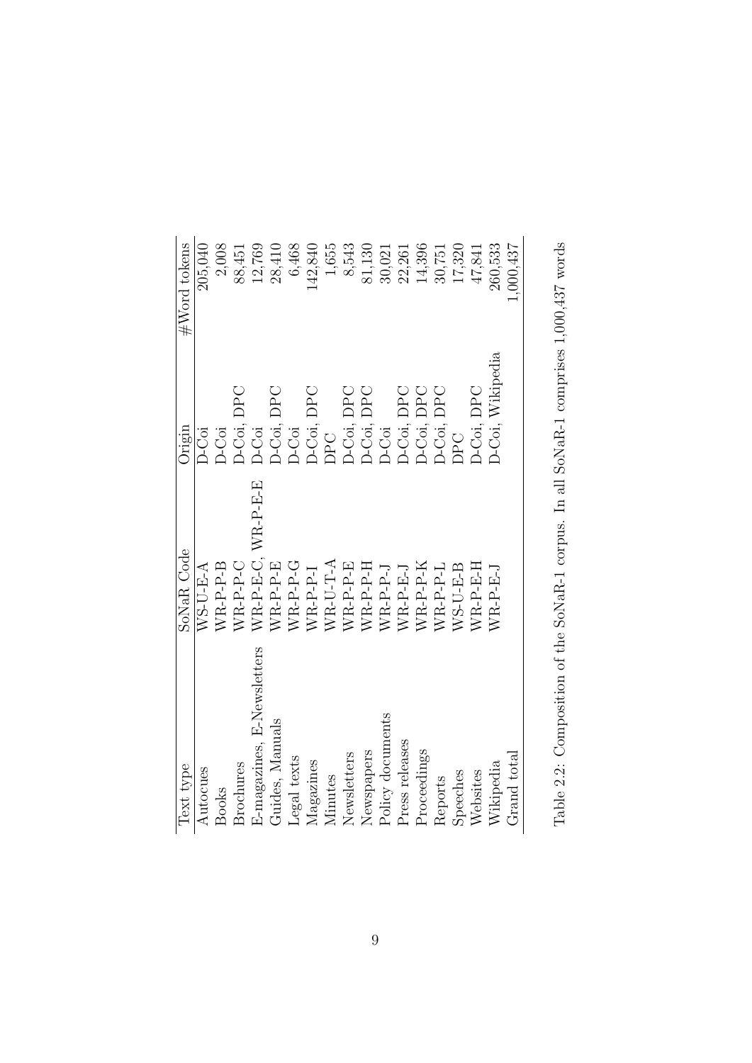| Text type | SoNaR Code | Origin | #Word tokens |
|---|---|---|---|
| Autocues | WS-U-E-A | D-Coi | 205,040 |
| Books | WR-P-P-B | D-Coi | 2,008 |
| Brochures | WR-P-P-C | D-Coi, DPC | 88,451 |
| E-magazines, E-Newsletters | WR-P-E-C, WR-P-E-E | D-Coi | 12,769 |
| Guides, Manuals | WR-P-P-E | D-Coi, DPC | 28,410 |
| Legal texts | WR-P-P-G | D-Coi | 6,468 |
| Magazines | WR-P-P-I | D-Coi, DPC | 142,840 |
| Minutes | WR-U-T-A | DPC | 1,655 |
| Newsletters | WR-P-P-E | D-Coi, DPC | 8,543 |
| Newspapers | WR-P-P-H | D-Coi, DPC | 81,130 |
| Policy documents | WR-P-P-J | D-Coi | 30,021 |
| Press releases | WR-P-E-J | D-Coi, DPC | 22,261 |
| Proceedings | WR-P-P-K | D-Coi, DPC | 14,396 |
| Reports | WR-P-P-L | D-Coi, DPC | 30,751 |
| Speeches | WS-U-E-B | DPC | 17,320 |
| Websites | WR-P-E-H | D-Coi, DPC | 47,841 |
| Wikipedia | WR-P-E-J | D-Coi, Wikipedia | 260,533 |
| Grand total | | | 1,000,437 |

Table 2.2: Composition of the SoNaR-1 corpus. In all SoNaR-1 comprises 1,000,437 words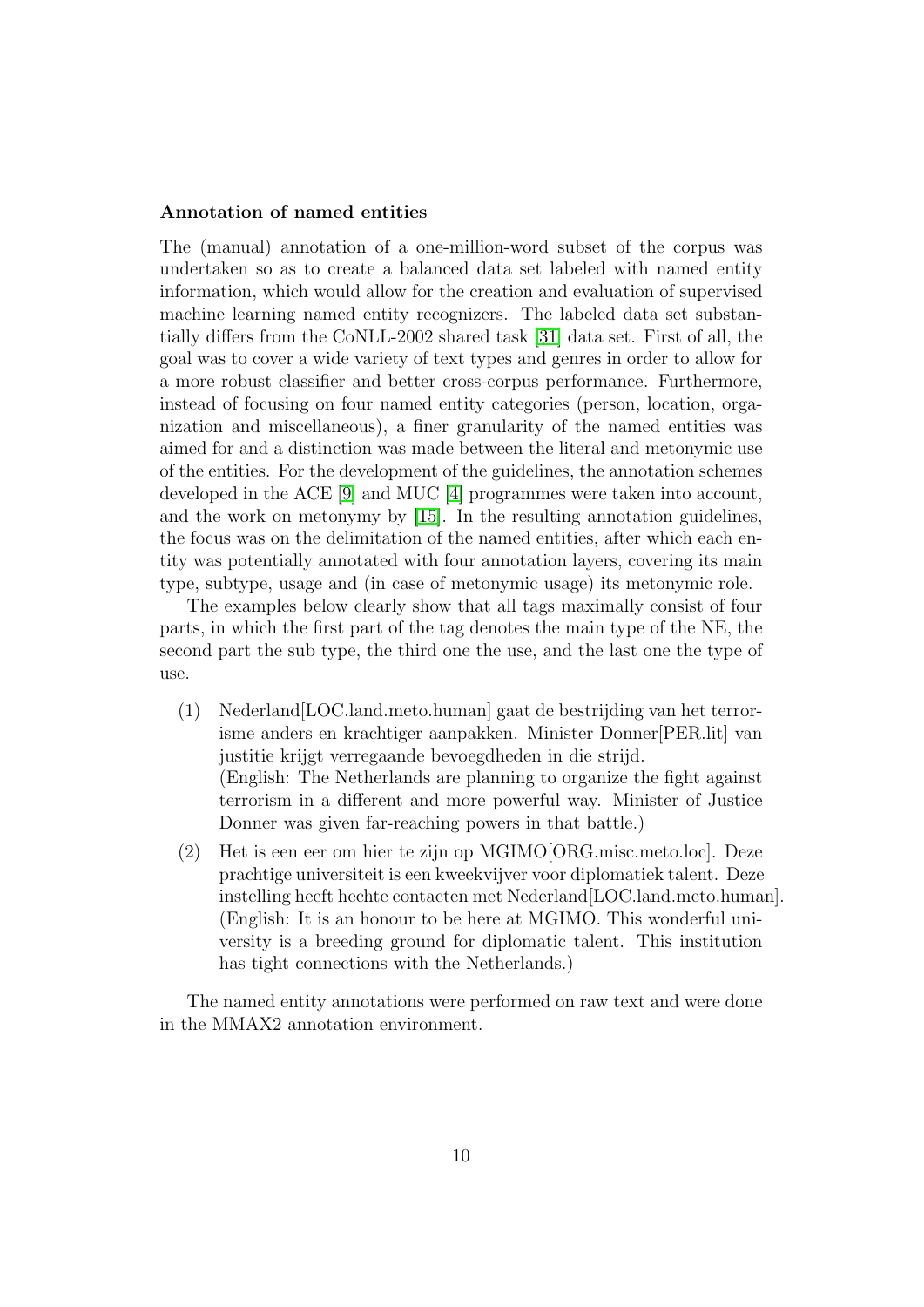**Annotation of named entities**

The (manual) annotation of a one-million-word subset of the corpus was undertaken so as to create a balanced data set labeled with named entity information, which would allow for the creation and evaluation of supervised machine learning named entity recognizers. The labeled data set substantially differs from the CoNLL-2002 shared task [31] data set. First of all, the goal was to cover a wide variety of text types and genres in order to allow for a more robust classifier and better cross-corpus performance. Furthermore, instead of focusing on four named entity categories (person, location, organization and miscellaneous), a finer granularity of the named entities was aimed for and a distinction was made between the literal and metonymic use of the entities. For the development of the guidelines, the annotation schemes developed in the ACE [9] and MUC [4] programmes were taken into account, and the work on metonymy by [15]. In the resulting annotation guidelines, the focus was on the delimitation of the named entities, after which each entity was potentially annotated with four annotation layers, covering its main type, subtype, usage and (in case of metonymic usage) its metonymic role.

The examples below clearly show that all tags maximally consist of four parts, in which the first part of the tag denotes the main type of the NE, the second part the sub type, the third one the use, and the last one the type of use.

(1) Nederland[LOC.land.meto.human] gaat de bestrijding van het terrorisme anders en krachtiger aanpakken. Minister Donner[PER.lit] van justitie krijgt verregaande bevoegdheden in die strijd.
(English: The Netherlands are planning to organize the fight against terrorism in a different and more powerful way. Minister of Justice Donner was given far-reaching powers in that battle.)

(2) Het is een eer om hier te zijn op MGIMO[ORG.misc.meto.loc]. Deze prachtige universiteit is een kweekvijver voor diplomatiek talent. Deze instelling heeft hechte contacten met Nederland[LOC.land.meto.human].
(English: It is an honour to be here at MGIMO. This wonderful university is a breeding ground for diplomatic talent. This institution has tight connections with the Netherlands.)

The named entity annotations were performed on raw text and were done in the MMAX2 annotation environment.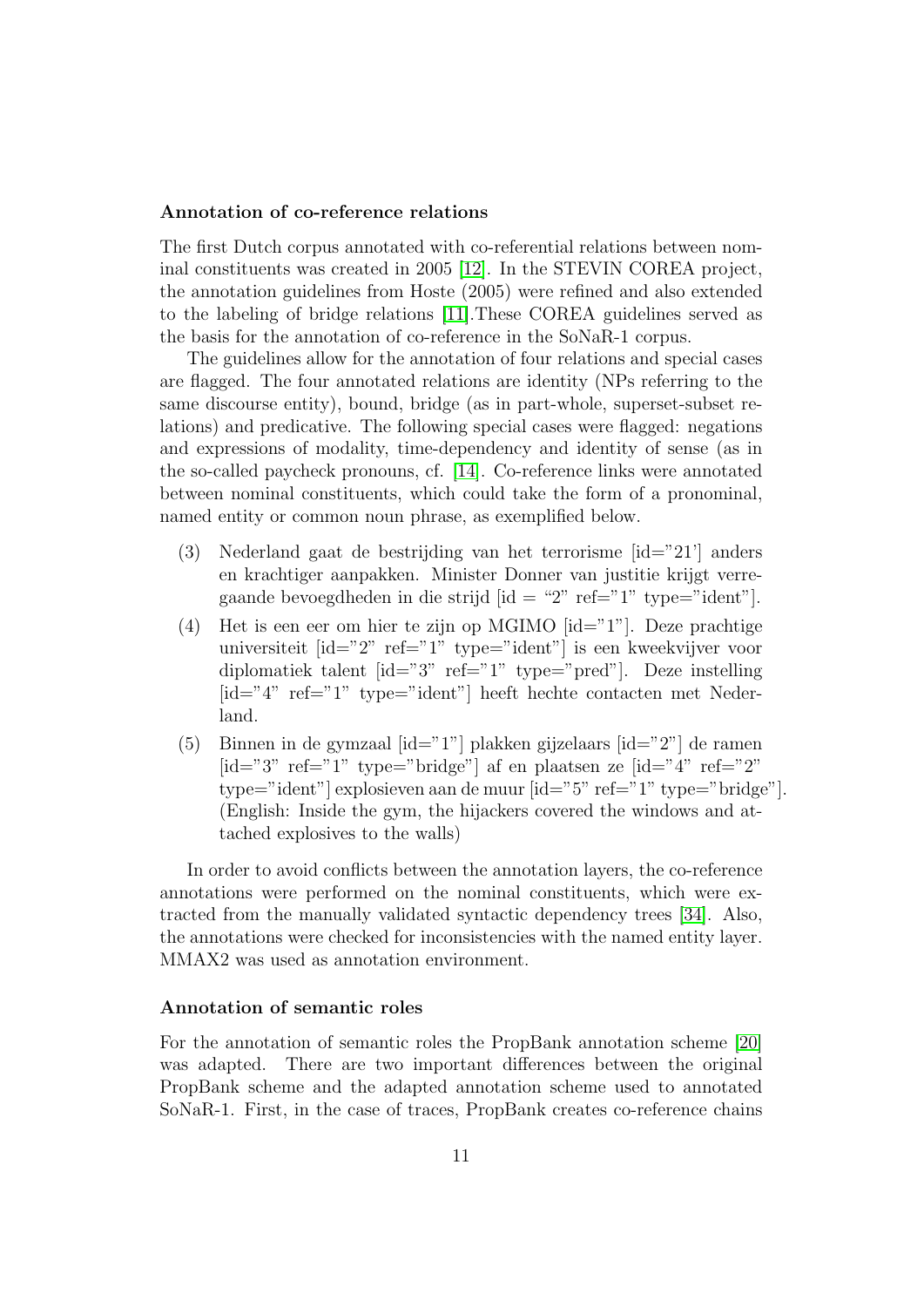**Annotation of co-reference relations**

The first Dutch corpus annotated with co-referential relations between nominal constituents was created in 2005 [12]. In the STEVIN COREA project, the annotation guidelines from Hoste (2005) were refined and also extended to the labeling of bridge relations [11].These COREA guidelines served as the basis for the annotation of co-reference in the SoNaR-1 corpus.

The guidelines allow for the annotation of four relations and special cases are flagged. The four annotated relations are identity (NPs referring to the same discourse entity), bound, bridge (as in part-whole, superset-subset relations) and predicative. The following special cases were flagged: negations and expressions of modality, time-dependency and identity of sense (as in the so-called paycheck pronouns, cf. [14]. Co-reference links were annotated between nominal constituents, which could take the form of a pronominal, named entity or common noun phrase, as exemplified below.

(3) Nederland gaat de bestrijding van het terrorisme [id="21'] anders en krachtiger aanpakken. Minister Donner van justitie krijgt verregaande bevoegdheden in die strijd [id = "2" ref="1" type="ident"].

(4) Het is een eer om hier te zijn op MGIMO [id="1"]. Deze prachtige universiteit [id="2" ref="1" type="ident"] is een kweekvijver voor diplomatiek talent [id="3" ref="1" type="pred"]. Deze instelling [id="4" ref="1" type="ident"] heeft hechte contacten met Nederland.

(5) Binnen in de gymzaal [id="1"] plakken gijzelaars [id="2"] de ramen [id="3" ref="1" type="bridge"] af en plaatsen ze [id="4" ref="2" type="ident"] explosieven aan de muur [id="5" ref="1" type="bridge"]. (English: Inside the gym, the hijackers covered the windows and attached explosives to the walls)

In order to avoid conflicts between the annotation layers, the co-reference annotations were performed on the nominal constituents, which were extracted from the manually validated syntactic dependency trees [34]. Also, the annotations were checked for inconsistencies with the named entity layer. MMAX2 was used as annotation environment.

**Annotation of semantic roles**

For the annotation of semantic roles the PropBank annotation scheme [20] was adapted. There are two important differences between the original PropBank scheme and the adapted annotation scheme used to annotated SoNaR-1. First, in the case of traces, PropBank creates co-reference chains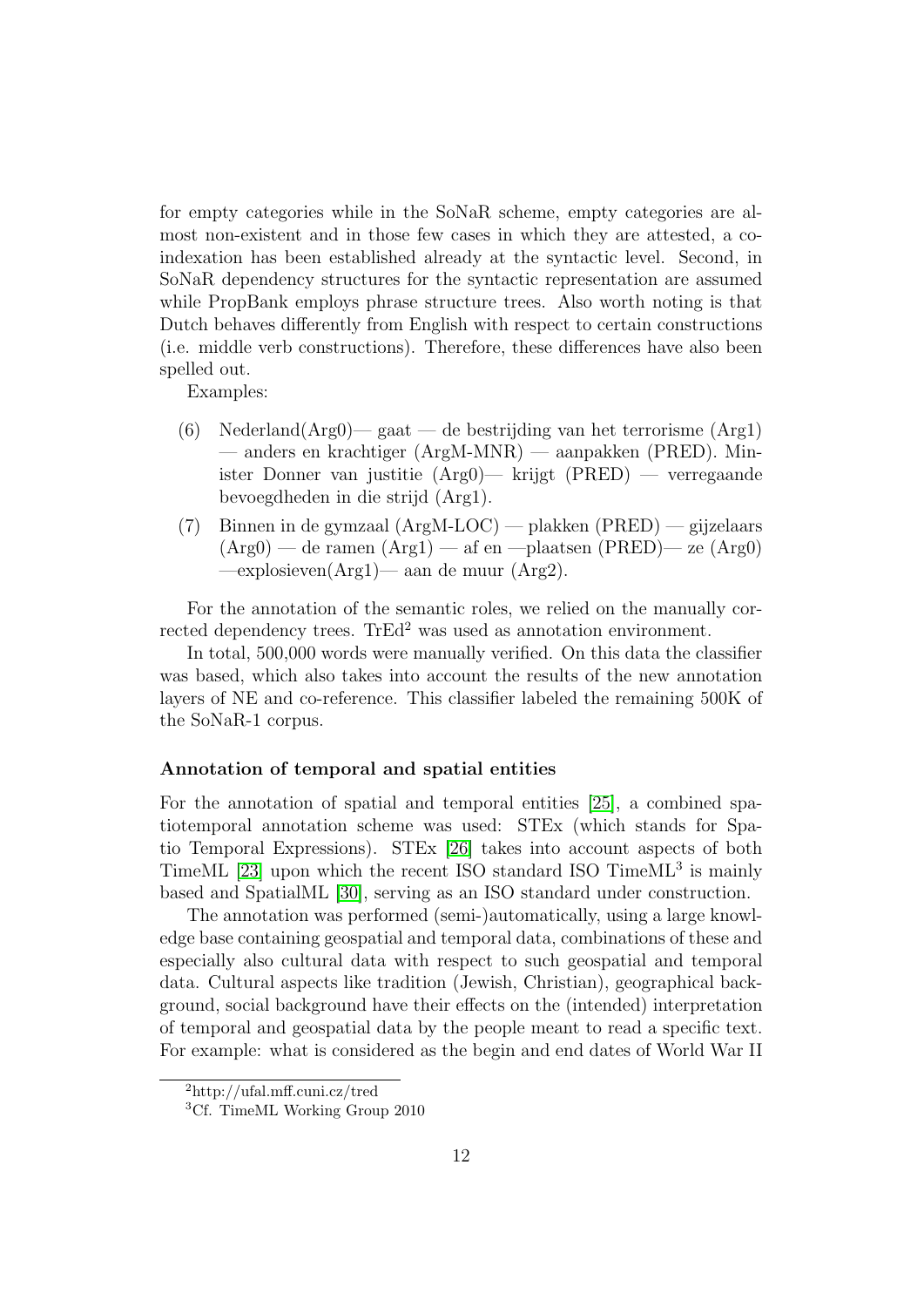for empty categories while in the SoNaR scheme, empty categories are almost non-existent and in those few cases in which they are attested, a co-indexation has been established already at the syntactic level. Second, in SoNaR dependency structures for the syntactic representation are assumed while PropBank employs phrase structure trees. Also worth noting is that Dutch behaves differently from English with respect to certain constructions (i.e. middle verb constructions). Therefore, these differences have also been spelled out.

Examples:

(6) Nederland(Arg0)— gaat — de bestrijding van het terrorisme (Arg1) — anders en krachtiger (ArgM-MNR) — aanpakken (PRED). Minister Donner van justitie (Arg0)— krijgt (PRED) — verregaande bevoegdheden in die strijd (Arg1).

(7) Binnen in de gymzaal (ArgM-LOC) — plakken (PRED) — gijzelaars (Arg0) — de ramen (Arg1) — af en —plaatsen (PRED)— ze (Arg0) —explosieven(Arg1)— aan de muur (Arg2).

For the annotation of the semantic roles, we relied on the manually corrected dependency trees. TrEd[2] was used as annotation environment.

In total, 500,000 words were manually verified. On this data the classifier was based, which also takes into account the results of the new annotation layers of NE and co-reference. This classifier labeled the remaining 500K of the SoNaR-1 corpus.

**Annotation of temporal and spatial entities**

For the annotation of spatial and temporal entities [25], a combined spatiotemporal annotation scheme was used: STEx (which stands for Spatio Temporal Expressions). STEx [26] takes into account aspects of both TimeML [23] upon which the recent ISO standard ISO TimeML[3] is mainly based and SpatialML [30], serving as an ISO standard under construction.

The annotation was performed (semi-)automatically, using a large knowledge base containing geospatial and temporal data, combinations of these and especially also cultural data with respect to such geospatial and temporal data. Cultural aspects like tradition (Jewish, Christian), geographical background, social background have their effects on the (intended) interpretation of temporal and geospatial data by the people meant to read a specific text. For example: what is considered as the begin and end dates of World War II

[2] http://ufal.mff.cuni.cz/tred

[3] Cf. TimeML Working Group 2010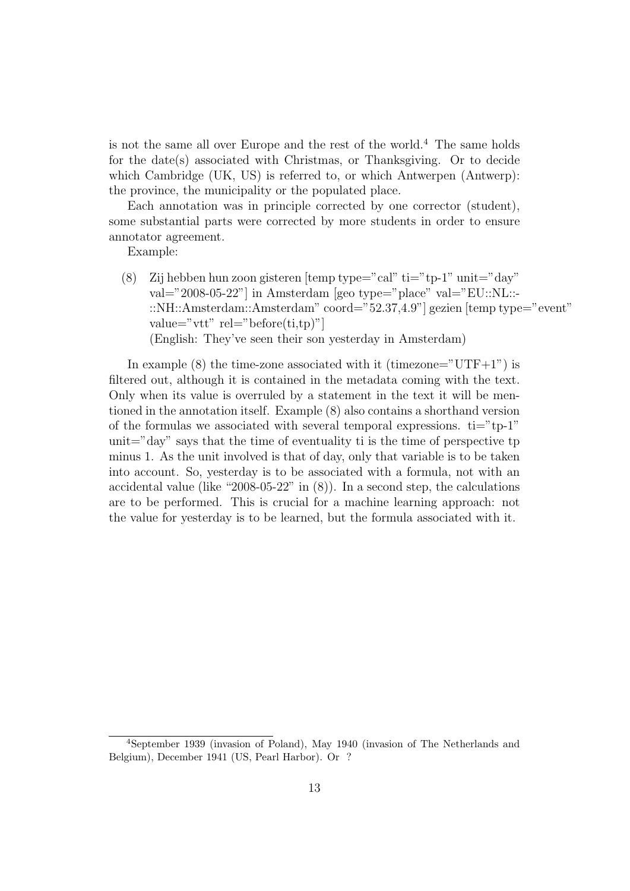is not the same all over Europe and the rest of the world.[4] The same holds for the date(s) associated with Christmas, or Thanksgiving. Or to decide which Cambridge (UK, US) is referred to, or which Antwerpen (Antwerp): the province, the municipality or the populated place.

Each annotation was in principle corrected by one corrector (student), some substantial parts were corrected by more students in order to ensure annotator agreement.

Example:

(8) Zij hebben hun zoon gisteren [temp type="cal" ti="tp-1" unit="day" val="2008-05-22"] in Amsterdam [geo type="place" val="EU::NL::-::NH::Amsterdam::Amsterdam" coord="52.37,4.9"] gezien [temp type="event" value="vtt" rel="before(ti,tp)"]
(English: They've seen their son yesterday in Amsterdam)

In example (8) the time-zone associated with it (timezone="UTF+1") is filtered out, although it is contained in the metadata coming with the text. Only when its value is overruled by a statement in the text it will be mentioned in the annotation itself. Example (8) also contains a shorthand version of the formulas we associated with several temporal expressions. ti="tp-1" unit="day" says that the time of eventuality ti is the time of perspective tp minus 1. As the unit involved is that of day, only that variable is to be taken into account. So, yesterday is to be associated with a formula, not with an accidental value (like "2008-05-22" in (8)). In a second step, the calculations are to be performed. This is crucial for a machine learning approach: not the value for yesterday is to be learned, but the formula associated with it.

[4] September 1939 (invasion of Poland), May 1940 (invasion of The Netherlands and Belgium), December 1941 (US, Pearl Harbor). Or ?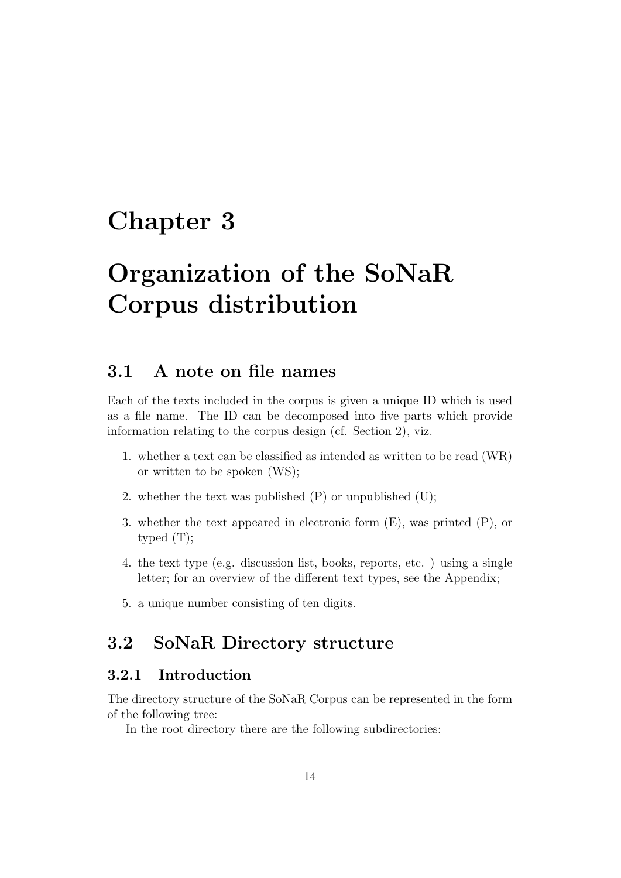# Chapter 3

# Organization of the SoNaR Corpus distribution

## 3.1 A note on file names

Each of the texts included in the corpus is given a unique ID which is used as a file name. The ID can be decomposed into five parts which provide information relating to the corpus design (cf. Section 2), viz.

1. whether a text can be classified as intended as written to be read (WR) or written to be spoken (WS);
2. whether the text was published (P) or unpublished (U);
3. whether the text appeared in electronic form (E), was printed (P), or typed (T);
4. the text type (e.g. discussion list, books, reports, etc. ) using a single letter; for an overview of the different text types, see the Appendix;
5. a unique number consisting of ten digits.

## 3.2 SoNaR Directory structure

### 3.2.1 Introduction

The directory structure of the SoNaR Corpus can be represented in the form of the following tree:

In the root directory there are the following subdirectories: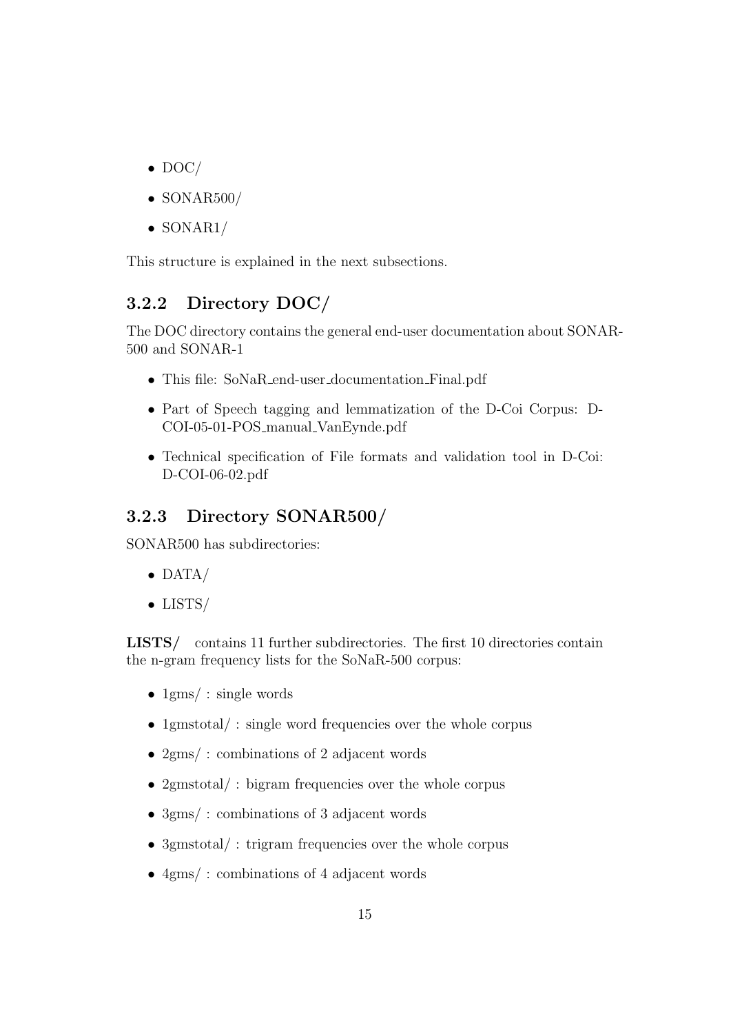- DOC/
- SONAR500/
- SONAR1/

This structure is explained in the next subsections.

### 3.2.2 Directory DOC/

The DOC directory contains the general end-user documentation about SONAR-500 and SONAR-1

- This file: SoNaR_end-user_documentation_Final.pdf
- Part of Speech tagging and lemmatization of the D-Coi Corpus: D-COI-05-01-POS_manual_VanEynde.pdf
- Technical specification of File formats and validation tool in D-Coi: D-COI-06-02.pdf

### 3.2.3 Directory SONAR500/

SONAR500 has subdirectories:

- DATA/
- LISTS/

**LISTS/** contains 11 further subdirectories. The first 10 directories contain the n-gram frequency lists for the SoNaR-500 corpus:

- 1gms/ : single words
- 1gmstotal/ : single word frequencies over the whole corpus
- 2gms/ : combinations of 2 adjacent words
- 2gmstotal/ : bigram frequencies over the whole corpus
- 3gms/ : combinations of 3 adjacent words
- 3gmstotal/ : trigram frequencies over the whole corpus
- 4gms/ : combinations of 4 adjacent words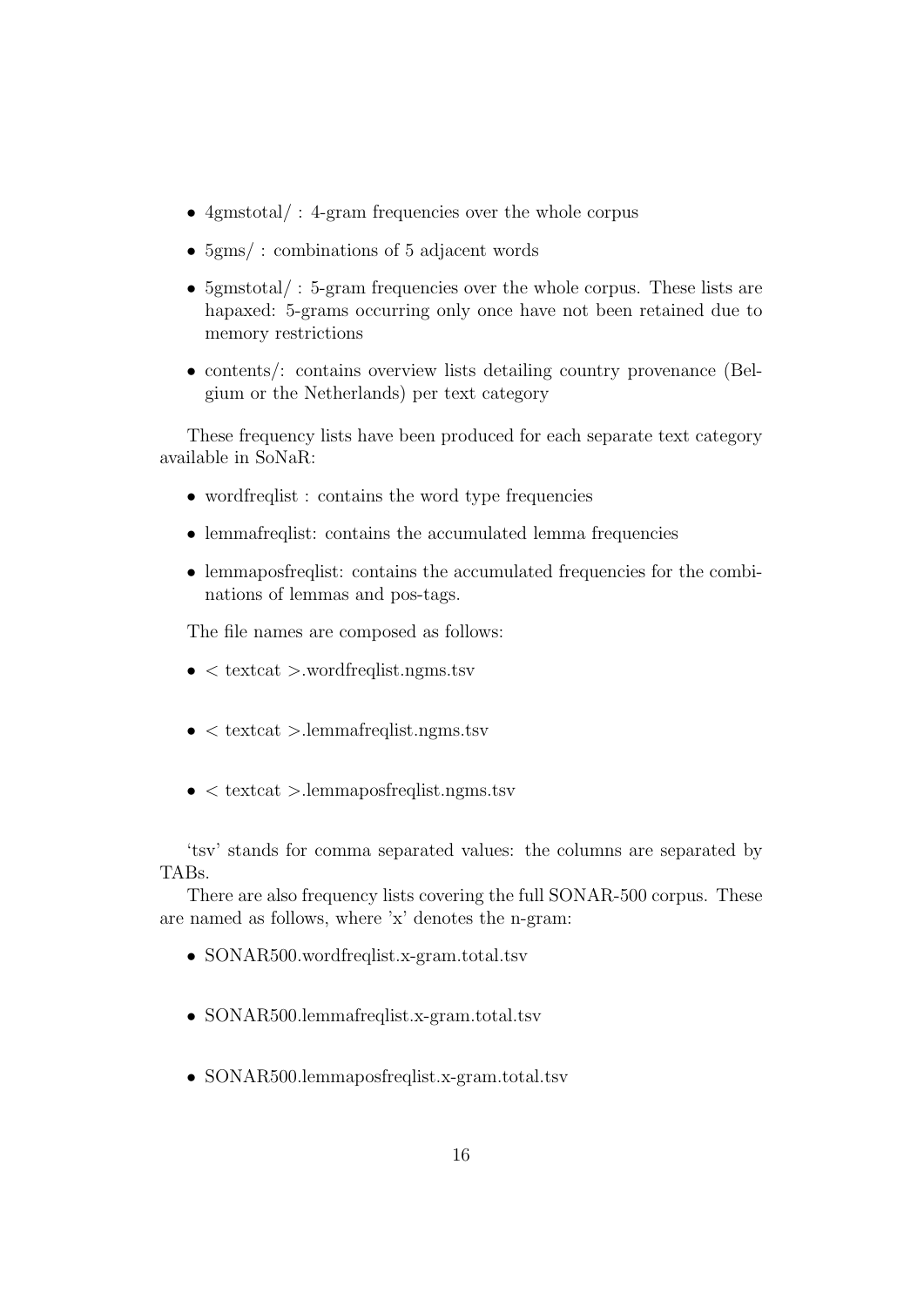- 4gmstotal/ : 4-gram frequencies over the whole corpus
- 5gms/ : combinations of 5 adjacent words
- 5gmstotal/ : 5-gram frequencies over the whole corpus. These lists are hapaxed: 5-grams occurring only once have not been retained due to memory restrictions
- contents/: contains overview lists detailing country provenance (Belgium or the Netherlands) per text category

These frequency lists have been produced for each separate text category available in SoNaR:

- wordfreqlist : contains the word type frequencies
- lemmafreqlist: contains the accumulated lemma frequencies
- lemmaposfreqlist: contains the accumulated frequencies for the combinations of lemmas and pos-tags.

The file names are composed as follows:

- < textcat >.wordfreqlist.ngms.tsv
- < textcat >.lemmafreqlist.ngms.tsv
- < textcat >.lemmaposfreqlist.ngms.tsv

'tsv' stands for comma separated values: the columns are separated by TABs.

There are also frequency lists covering the full SONAR-500 corpus. These are named as follows, where 'x' denotes the n-gram:

- SONAR500.wordfreqlist.x-gram.total.tsv
- SONAR500.lemmafreqlist.x-gram.total.tsv
- SONAR500.lemmaposfreqlist.x-gram.total.tsv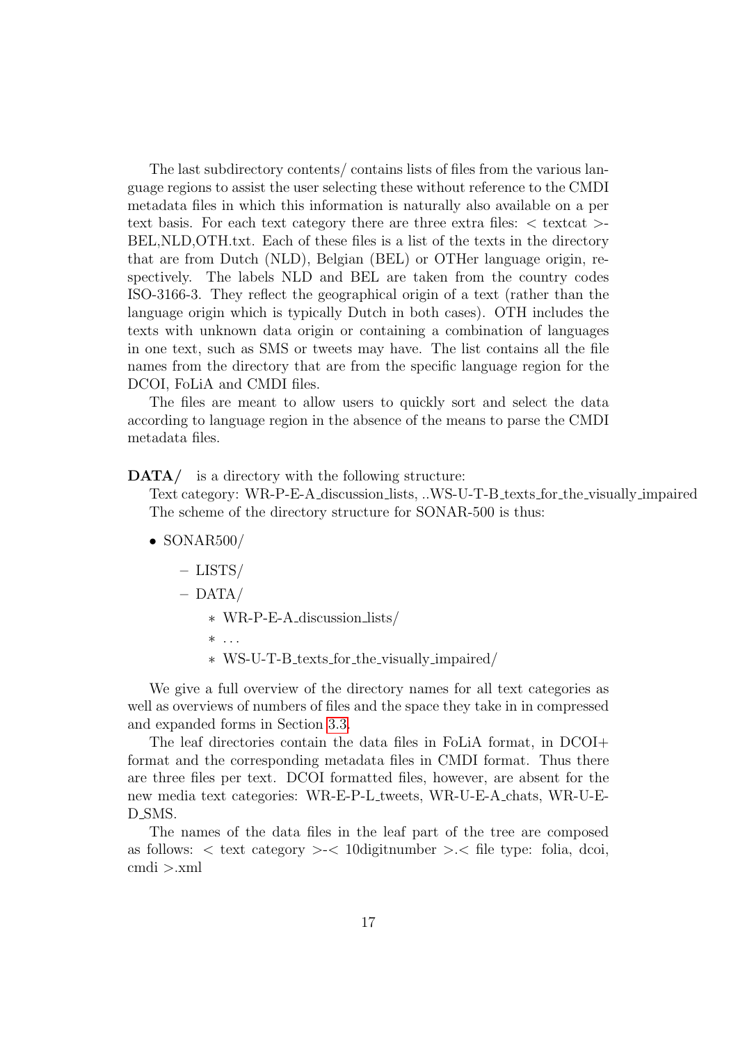The last subdirectory contents/ contains lists of files from the various language regions to assist the user selecting these without reference to the CMDI metadata files in which this information is naturally also available on a per text basis. For each text category there are three extra files: < textcat >-BEL,NLD,OTH.txt. Each of these files is a list of the texts in the directory that are from Dutch (NLD), Belgian (BEL) or OTHer language origin, respectively. The labels NLD and BEL are taken from the country codes ISO-3166-3. They reflect the geographical origin of a text (rather than the language origin which is typically Dutch in both cases). OTH includes the texts with unknown data origin or containing a combination of languages in one text, such as SMS or tweets may have. The list contains all the file names from the directory that are from the specific language region for the DCOI, FoLiA and CMDI files.

The files are meant to allow users to quickly sort and select the data according to language region in the absence of the means to parse the CMDI metadata files.

**DATA/** is a directory with the following structure:
Text category: WR-P-E-A_discussion_lists, ..WS-U-T-B_texts_for_the_visually_impaired
The scheme of the directory structure for SONAR-500 is thus:

- SONAR500/
  - LISTS/
  - DATA/
    - WR-P-E-A_discussion_lists/
    - ...
    - WS-U-T-B_texts_for_the_visually_impaired/

We give a full overview of the directory names for all text categories as well as overviews of numbers of files and the space they take in in compressed and expanded forms in Section 3.3.

The leaf directories contain the data files in FoLiA format, in DCOI+ format and the corresponding metadata files in CMDI format. Thus there are three files per text. DCOI formatted files, however, are absent for the new media text categories: WR-E-P-L_tweets, WR-U-E-A_chats, WR-U-E-D_SMS.

The names of the data files in the leaf part of the tree are composed as follows: < text category >-< 10digitnumber >.< file type: folia, dcoi, cmdi >.xml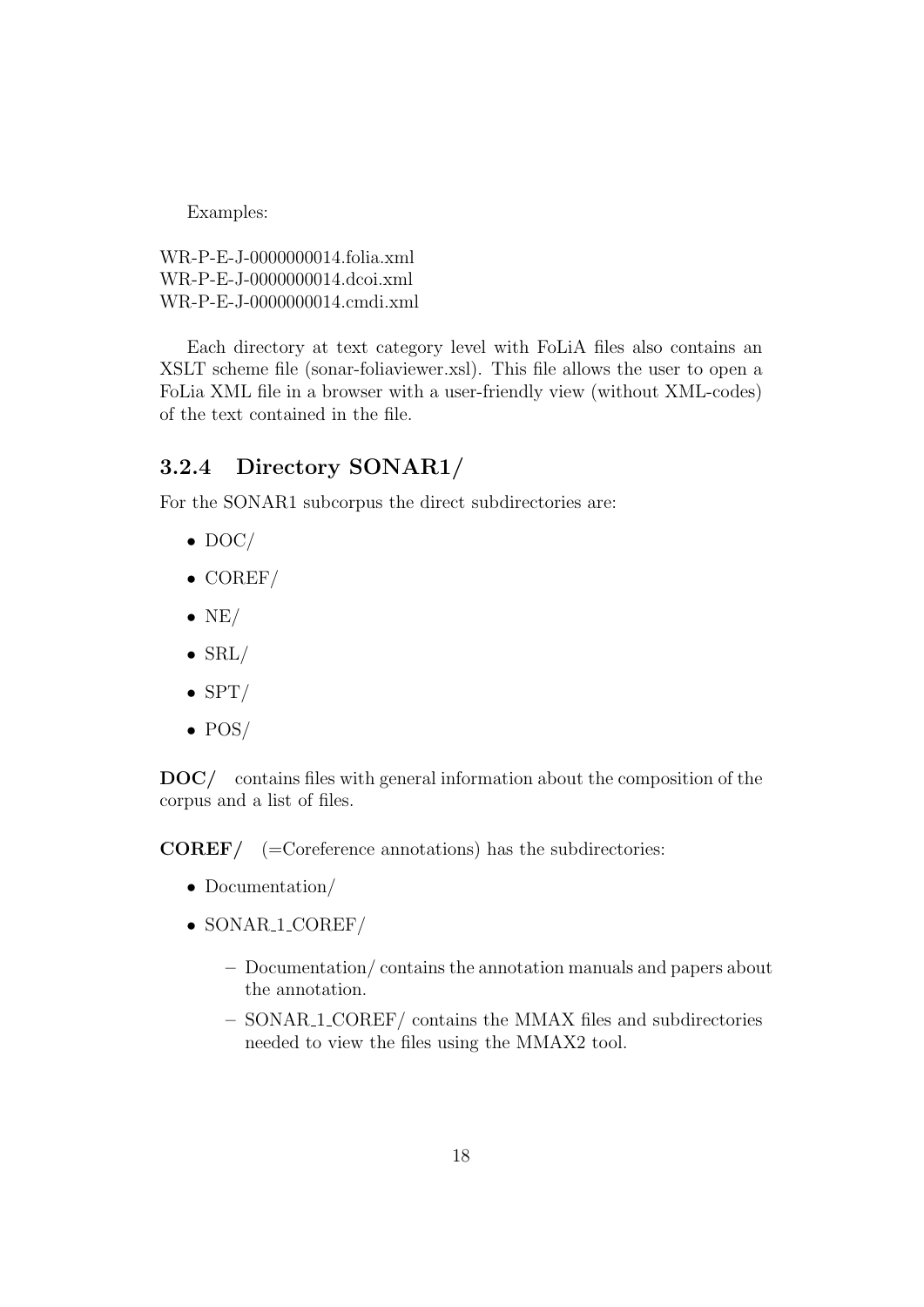Examples:

WR-P-E-J-0000000014.folia.xml
WR-P-E-J-0000000014.dcoi.xml
WR-P-E-J-0000000014.cmdi.xml

Each directory at text category level with FoLiA files also contains an XSLT scheme file (sonar-foliaviewer.xsl). This file allows the user to open a FoLia XML file in a browser with a user-friendly view (without XML-codes) of the text contained in the file.

### 3.2.4 Directory SONAR1/

For the SONAR1 subcorpus the direct subdirectories are:

- DOC/
- COREF/
- NE/
- SRL/
- SPT/
- POS/

**DOC/** contains files with general information about the composition of the corpus and a list of files.

**COREF/** (=Coreference annotations) has the subdirectories:

- Documentation/
- SONAR_1_COREF/
  - Documentation/ contains the annotation manuals and papers about the annotation.
  - SONAR_1_COREF/ contains the MMAX files and subdirectories needed to view the files using the MMAX2 tool.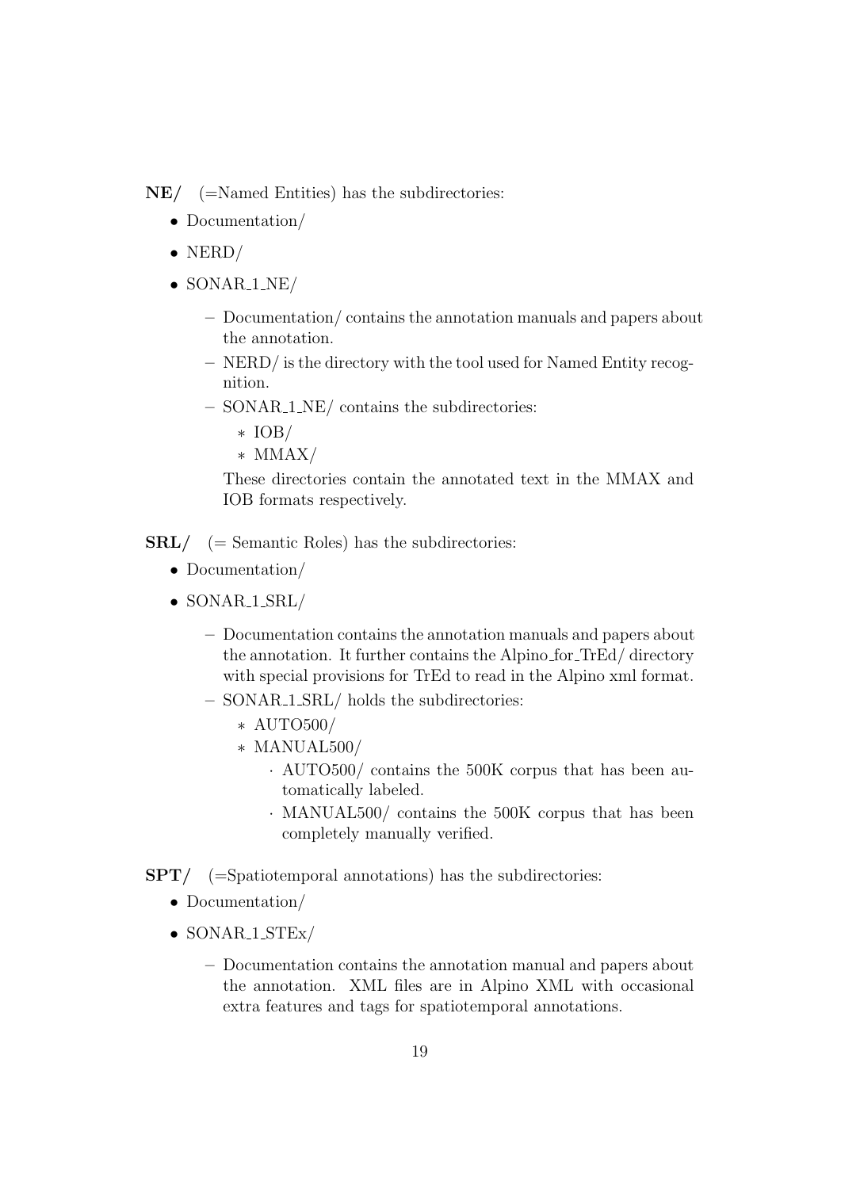**NE/** (=Named Entities) has the subdirectories:

- Documentation/
- NERD/
- SONAR_1_NE/
  - Documentation/ contains the annotation manuals and papers about the annotation.
  - NERD/ is the directory with the tool used for Named Entity recognition.
  - SONAR_1_NE/ contains the subdirectories:
    - IOB/
    - MMAX/

    These directories contain the annotated text in the MMAX and IOB formats respectively.

**SRL/** (= Semantic Roles) has the subdirectories:

- Documentation/
- SONAR_1_SRL/
  - Documentation contains the annotation manuals and papers about the annotation. It further contains the Alpino_for_TrEd/ directory with special provisions for TrEd to read in the Alpino xml format.
  - SONAR_1_SRL/ holds the subdirectories:
    - AUTO500/
    - MANUAL500/
      - AUTO500/ contains the 500K corpus that has been automatically labeled.
      - MANUAL500/ contains the 500K corpus that has been completely manually verified.

**SPT/** (=Spatiotemporal annotations) has the subdirectories:

- Documentation/
- SONAR_1_STEx/
  - Documentation contains the annotation manual and papers about the annotation. XML files are in Alpino XML with occasional extra features and tags for spatiotemporal annotations.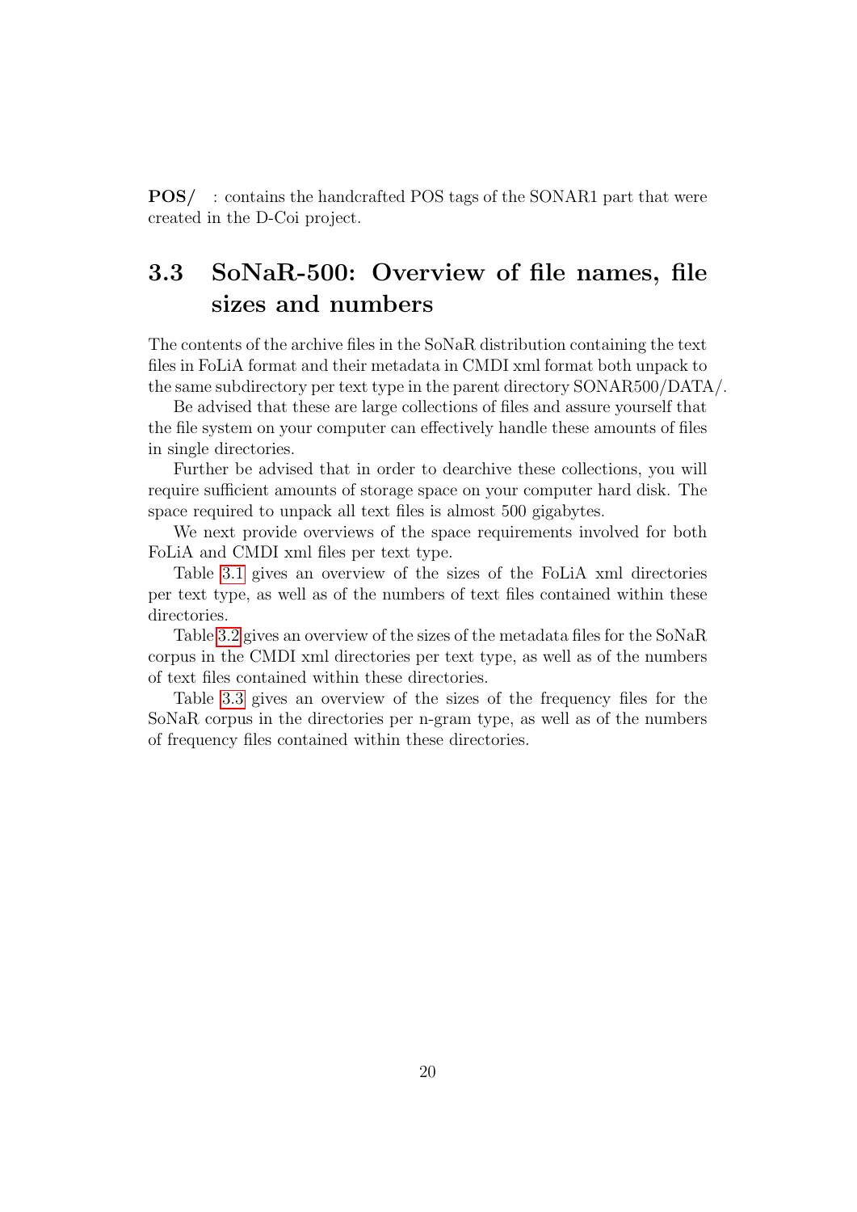**POS/** : contains the handcrafted POS tags of the SONAR1 part that were created in the D-Coi project.

## 3.3 SoNaR-500: Overview of file names, file sizes and numbers

The contents of the archive files in the SoNaR distribution containing the text files in FoLiA format and their metadata in CMDI xml format both unpack to the same subdirectory per text type in the parent directory SONAR500/DATA/.

Be advised that these are large collections of files and assure yourself that the file system on your computer can effectively handle these amounts of files in single directories.

Further be advised that in order to dearchive these collections, you will require sufficient amounts of storage space on your computer hard disk. The space required to unpack all text files is almost 500 gigabytes.

We next provide overviews of the space requirements involved for both FoLiA and CMDI xml files per text type.

Table 3.1 gives an overview of the sizes of the FoLiA xml directories per text type, as well as of the numbers of text files contained within these directories.

Table 3.2 gives an overview of the sizes of the metadata files for the SoNaR corpus in the CMDI xml directories per text type, as well as of the numbers of text files contained within these directories.

Table 3.3 gives an overview of the sizes of the frequency files for the SoNaR corpus in the directories per n-gram type, as well as of the numbers of frequency files contained within these directories.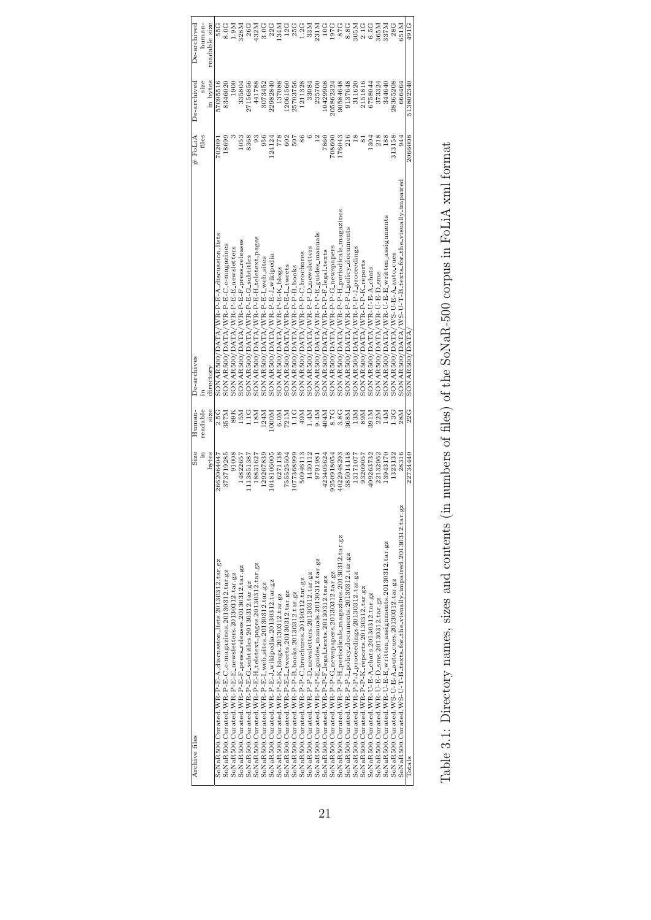| Archive files | Size in bytes | Human-readable size | De-archives in directory | # FoLiA files | De-archived size in bytes | De-archived human-readable size |
|---|---|---|---|---|---|---|
| SoNaR500.Curated.WR-P-E-A_discussion_lists.20130312.tar.gz | 2662064047 | 2.5G | SONAR500/DATA/WR-P-E-A_discussion_lists | 702091 | 57095516 | 55G |
| SoNaR500.Curated.WR-P-E-C_e-magazines.20130312.tar.gz | 373719285 | 357M | SONAR500/DATA/WR-P-E-C_e-magazines | 18699 | 8346020 | 8.0G |
| SoNaR500.Curated.WR-P-E-E_newsletters.20130312.tar.gz | 91008 | 89K | SONAR500/DATA/WR-P-E-E_newsletters | 3 | 1900 | 1.9M |
| SoNaR500.Curated.WR-P-E-F_press_releases.20130312.tar.gz | 14822657 | 15M | SONAR500/DATA/WR-P-E-F_press_releases | 1053 | 335804 | 328M |
| SoNaR500.Curated.WR-P-E-G_subtitles.20130312.tar.gz | 1113851387 | 1.1G | SONAR500/DATA/WR-P-E-G_subtitles | 8368 | 27156856 | 26G |
| SoNaR500.Curated.WR-P-E-H_teletext_pages.20130312.tar.gz | 18831627 | 18M | SONAR500/DATA/WR-P-E-H_teletext_pages | 93 | 441788 | 432M |
| SoNaR500.Curated.WR-P-E-I_web_sites.20130312.tar.gz | 129267839 | 124M | SONAR500/DATA/WR-P-E-I_web_sites | 956 | 3073452 | 3.0G |
| SoNaR500.Curated.WR-P-E-J_wikipedia.20130312.tar.gz | 1048106005 | 1000M | SONAR500/DATA/WR-P-E-J_wikipedia | 124124 | 22982840 | 22G |
| SoNaR500.Curated.WR-P-E-K_blogs.20130312.tar.gz | 6271138 | 6.0M | SONAR500/DATA/WR-P-E-K_blogs | 778 | 137088 | 134M |
| SoNaR500.Curated.WR-P-E-L_tweets.20130312.tar.gz | 755525504 | 721M | SONAR500/DATA/WR-P-E-L_tweets | 602 | 12061560 | 12G |
| SoNaR500.Curated.WR-P-P-B_books.20130312.tar.gz | 1077368999 | 1.1G | SONAR500/DATA/WR-P-P-B_books | 507 | 25703756 | 25G |
| SoNaR500.Curated.WR-P-P-C_brochures.20130312.tar.gz | 50946113 | 49M | SONAR500/DATA/WR-P-P-C_brochures | 86 | 1211328 | 1.2G |
| SoNaR500.Curated.WR-P-P-D_newsletters.20130312.tar.gz | 1430112 | 1.4M | SONAR500/DATA/WR-P-P-D_newsletters | 6 | 33084 | 33M |
| SoNaR500.Curated.WR-P-P-E_guides_manuals.20130312.tar.gz | 9791981 | 9.4M | SONAR500/DATA/WR-P-P-E_guides_manuals | 12 | 235700 | 231M |
| SoNaR500.Curated.WR-P-P-F_legal_texts.20130312.tar.gz | 423405624 | 404M | SONAR500/DATA/WR-P-P-F_legal_texts | 7860 | 10429908 | 10G |
| SoNaR500.Curated.WR-P-P-G_newspapers.20130312.tar.gz | 9250918054 | 8.7G | SONAR500/DATA/WR-P-P-G_newspapers | 708600 | 205862324 | 197G |
| SoNaR500.Curated.WR-P-P-H_periodicals_magazines.20130312.tar.gz | 4022948293 | 3.8G | SONAR500/DATA/WR-P-P-H_periodicals_magazines | 176043 | 90584648 | 87G |
| SoNaR500.Curated.WR-P-P-I_policy_documents.20130312.tar.gz | 385014148 | 368M | SONAR500/DATA/WR-P-P-I_policy_documents | 216 | 9137648 | 8.8G |
| SoNaR500.Curated.WR-P-P-J_proceedings.20130312.tar.gz | 13171077 | 13M | SONAR500/DATA/WR-P-P-J_proceedings | 18 | 311620 | 305M |
| SoNaR500.Curated.WR-P-P-K_reports.20130312.tar.gz | 93209057 | 89M | SONAR500/DATA/WR-P-P-K_reports | 81 | 2151816 | 2.1G |
| SoNaR500.Curated.WR-U-E-A_chats.20130312.tar.gz | 409263732 | 391M | SONAR500/DATA/WR-U-E-A_chats | 1304 | 6758044 | 6.5G |
| SoNaR500.Curated.WR-U-E-D_sms.20130312.tar.gz | 22132962 | 22M | SONAR500/DATA/WR-U-E-D_sms | 218 | 373324 | 365M |
| SoNaR500.Curated.WR-U-E-E_written_assignments.20130312.tar.gz | 13943170 | 14M | SONAR500/DATA/WR-U-E-E_written_assignments | 188 | 344640 | 337M |
| SoNaR500.Curated.WS-U-E-A_auto_cues.20130312.tar.gz | 1323132 | 1.3G | SONAR500/DATA/WS-U-E-A_auto_cues | 313158 | 28365208 | 28G |
| SoNaR500.Curated.WS-U-T-B_texts_for_the_visually_impaired.20130312.tar.gz | 28316 | 28M | SONAR500/DATA/WS-U-T-B_texts_for_the_visually_impaired | 944 | 666464 | 651M |
| Totals | 22734440 | 22G | SONAR500/DATA/ | 2066008 | 513802340 | 491G |

Table 3.1: Directory names, sizes and contents (in numbers of files) of the SoNaR-500 corpus in FoLiA xml format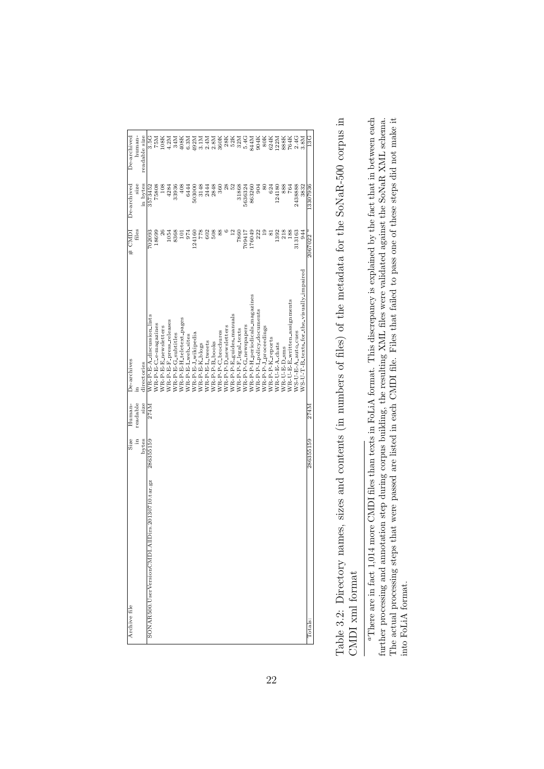| Archive file | Size in bytes | Human-readable size | De-archives in directories | # CMDI files | De-archived size in bytes | De-archived human-readable size |
|---|---|---|---|---|---|---|
| SONAR500.UserVersionCMDI.AllDirs.20130710.tar.gz | 286355159 | 274M | WR-P-E-A_discussion_lists | 702093 | 3573452 | 3.5G |
| | | | WR-P-E-C_e-magazines | 18699 | 75808 | 75M |
| | | | WR-P-E-E_newsletters | 26 | 108 | 108K |
| | | | WR-P-E-F_press_releases | 1054 | 4284 | 4.2M |
| | | | WR-P-E-G_subtitles | 8368 | 33936 | 34M |
| | | | WR-P-E-H_teletext_pages | 101 | 408 | 408K |
| | | | WR-P-E-I_web_sites | 974 | 6444 | 6.3M |
| | | | WR-P-E-J_wikipedia | 124160 | 503000 | 492M |
| | | | WR-P-E-K_blogs | 778 | 3148 | 3.1M |
| | | | WR-P-E-L_tweets | 602 | 2444 | 2.4M |
| | | | WR-P-P-B_books | 508 | 2848 | 2.8M |
| | | | WR-P-P-C_brochures | 88 | 360 | 360K |
| | | | WR-P-P-D_newsletters | 6 | 28 | 28K |
| | | | WR-P-P-E_guides_manuals | 12 | 52 | 52K |
| | | | WR-P-P-F_legal_texts | 7860 | 31868 | 32M |
| | | | WR-P-P-G_newspapers | 709417 | 5636324 | 5.4G |
| | | | WR-P-P-H_periodicals_magazines | 176049 | 863260 | 844M |
| | | | WR-P-P-I_policy_documents | 222 | 904 | 904K |
| | | | WR-P-P-J_proceedings | 19 | 80 | 80K |
| | | | WR-P-P-K_reports | 81 | 624 | 624K |
| | | | WR-U-E-A_chats | 1392 | 124180 | 122M |
| | | | WR-U-E-D_sms | 218 | 888 | 888K |
| | | | WR-U-E-E_written_assignments | 188 | 764 | 764K |
| | | | WS-U-E-A_auto_cues | 313163 | 2438888 | 2.4G |
| | | | WS-U-T-B_texts_for_the_visually_impaired | 944 | 3832 | 3.8M |
| Totals: | 286355159 | 274M | | 2067022[a] | 13307936 | 13G |

Table 3.2: Directory names, sizes and contents (in numbers of files) of the metadata for the SoNaR-500 corpus in CMDI xml format

[a] There are in fact 1,014 more CMDI files than texts in FoLiA format. This discrepancy is explained by the fact that in between each further processing and annotation step during corpus building, the resulting XML files were validated against the SoNaR XML schema. The actual processing steps that were passed are listed in each CMDI file. Files that failed to pass one of these steps did not make it into FoLiA format.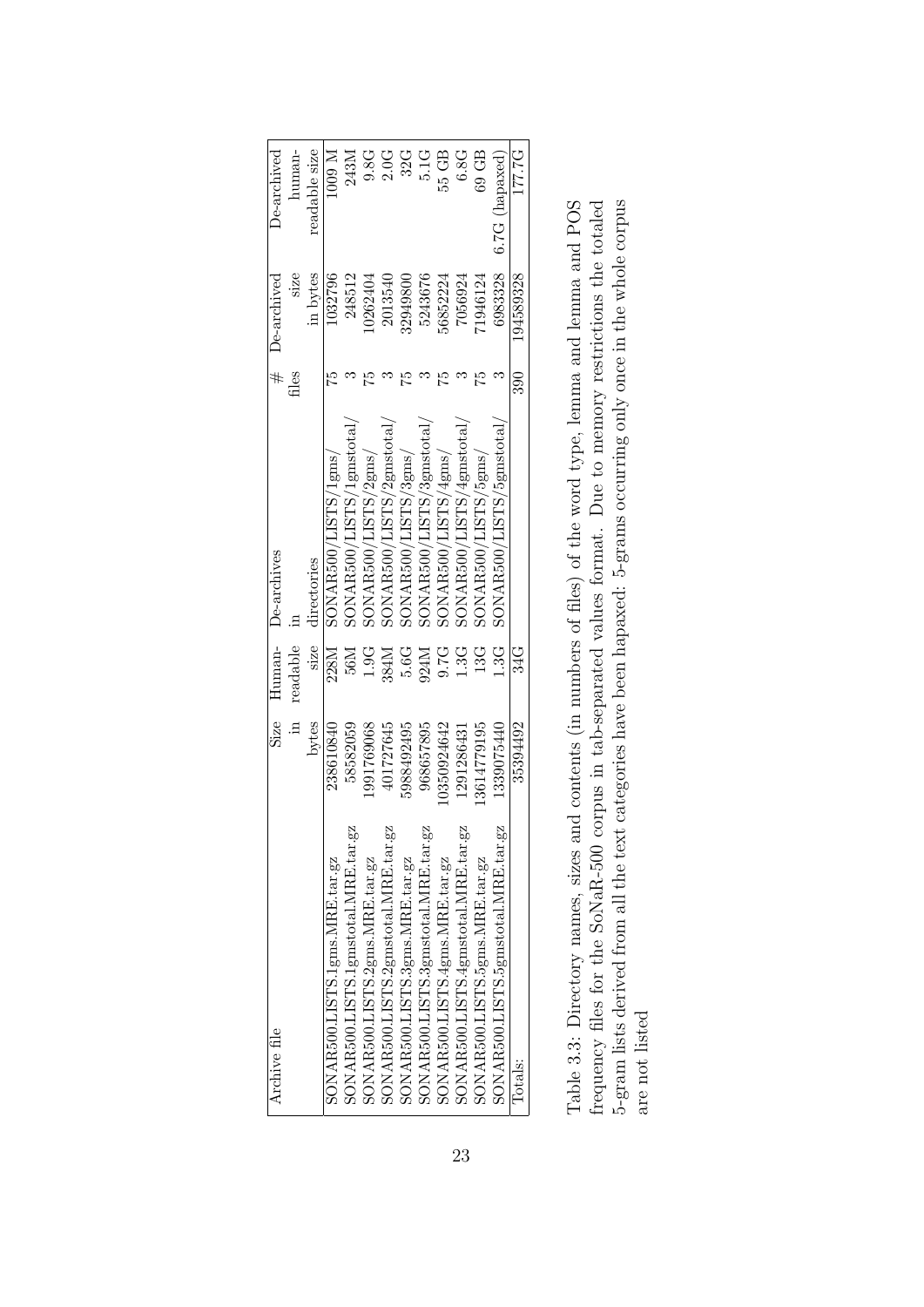| Archive file | Size in bytes | Human-readable size | De-archives in directories | # files | De-archived size in bytes | De-archived human-readable size |
|---|---|---|---|---|---|---|
| SONAR500.LISTS.1gms.MRE.tar.gz | 238610840 | 228M | SONAR500/LISTS/1gms/ | 75 | 1032796 | 1009 M |
| SONAR500.LISTS.1gmstotal.MRE.tar.gz | 58582059 | 56M | SONAR500/LISTS/1gmstotal/ | 3 | 248512 | 243M |
| SONAR500.LISTS.2gms.MRE.tar.gz | 1991769068 | 1.9G | SONAR500/LISTS/2gms/ | 75 | 10262404 | 9.8G |
| SONAR500.LISTS.2gmstotal.MRE.tar.gz | 401727645 | 384M | SONAR500/LISTS/2gmstotal/ | 3 | 2013540 | 2.0G |
| SONAR500.LISTS.3gms.MRE.tar.gz | 5988492495 | 5.6G | SONAR500/LISTS/3gms/ | 75 | 32949800 | 32G |
| SONAR500.LISTS.3gmstotal.MRE.tar.gz | 968657895 | 924M | SONAR500/LISTS/3gmstotal/ | 3 | 5243676 | 5.1G |
| SONAR500.LISTS.4gms.MRE.tar.gz | 10350924642 | 9.7G | SONAR500/LISTS/4gms/ | 75 | 56852224 | 55 GB |
| SONAR500.LISTS.4gmstotal.MRE.tar.gz | 1291286431 | 1.3G | SONAR500/LISTS/4gmstotal/ | 3 | 7056924 | 6.8G |
| SONAR500.LISTS.5gms.MRE.tar.gz | 13614779195 | 13G | SONAR500/LISTS/5gms/ | 75 | 71946124 | 69 GB |
| SONAR500.LISTS.5gmstotal.MRE.tar.gz | 1339075440 | 1.3G | SONAR500/LISTS/5gmstotal/ | 3 | 6983328 | 6.7G (hapaxed) |
| Totals: | 35394492 | 34G | | 390 | 194589328 | 177.7G |

Table 3.3: Directory names, sizes and contents (in numbers of files) of the word type, lemma and lemma and POS frequency files for the SoNaR-500 corpus in tab-separated values format. Due to memory restrictions the totaled 5-gram lists derived from all the text categories have been hapaxed: 5-grams occurring only once in the whole corpus are not listed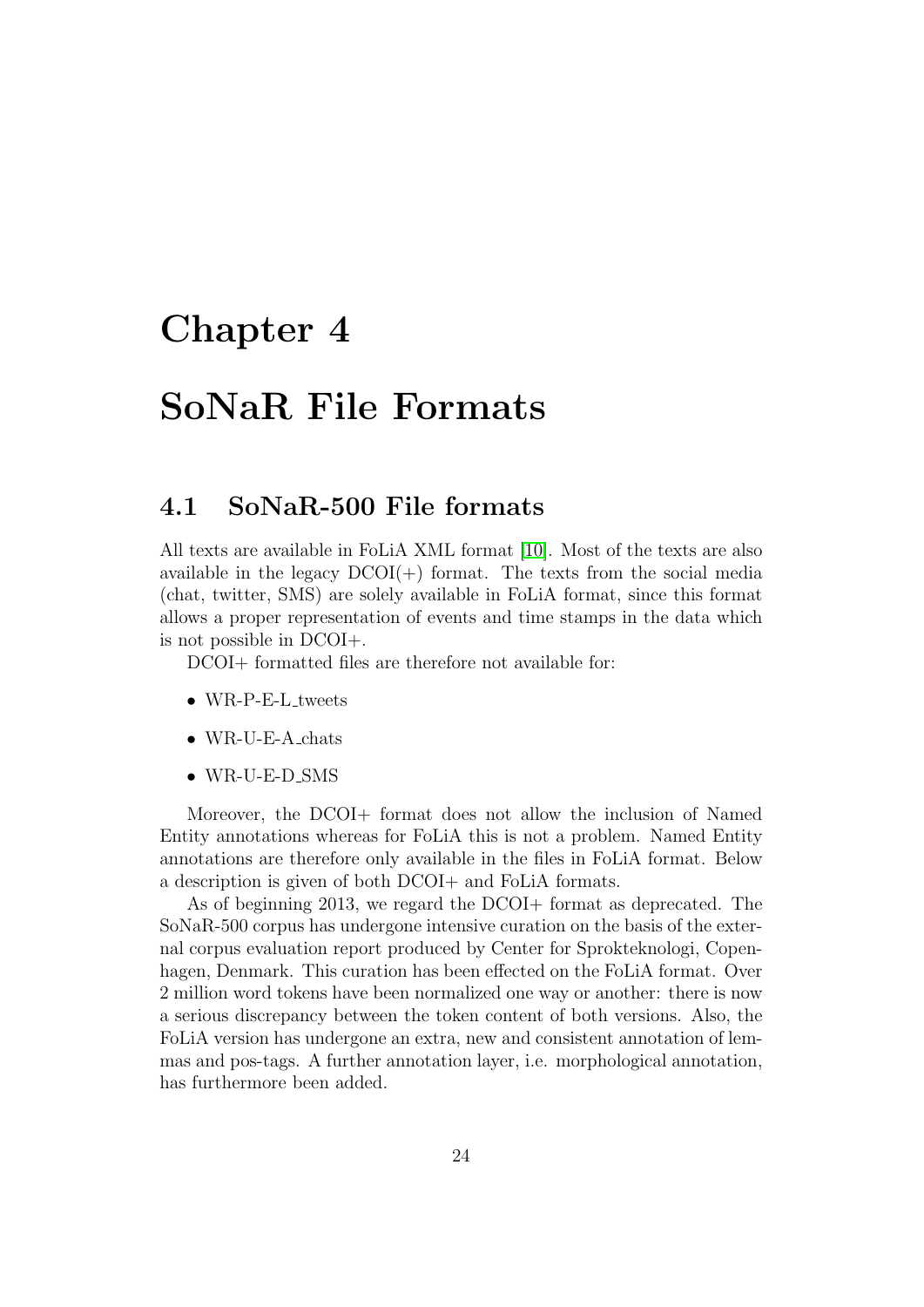# Chapter 4

# SoNaR File Formats

## 4.1 SoNaR-500 File formats

All texts are available in FoLiA XML format [10]. Most of the texts are also available in the legacy DCOI(+) format. The texts from the social media (chat, twitter, SMS) are solely available in FoLiA format, since this format allows a proper representation of events and time stamps in the data which is not possible in DCOI+.

DCOI+ formatted files are therefore not available for:

- WR-P-E-L_tweets
- WR-U-E-A_chats
- WR-U-E-D_SMS

Moreover, the DCOI+ format does not allow the inclusion of Named Entity annotations whereas for FoLiA this is not a problem. Named Entity annotations are therefore only available in the files in FoLiA format. Below a description is given of both DCOI+ and FoLiA formats.

As of beginning 2013, we regard the DCOI+ format as deprecated. The SoNaR-500 corpus has undergone intensive curation on the basis of the external corpus evaluation report produced by Center for Sprokteknologi, Copenhagen, Denmark. This curation has been effected on the FoLiA format. Over 2 million word tokens have been normalized one way or another: there is now a serious discrepancy between the token content of both versions. Also, the FoLiA version has undergone an extra, new and consistent annotation of lemmas and pos-tags. A further annotation layer, i.e. morphological annotation, has furthermore been added.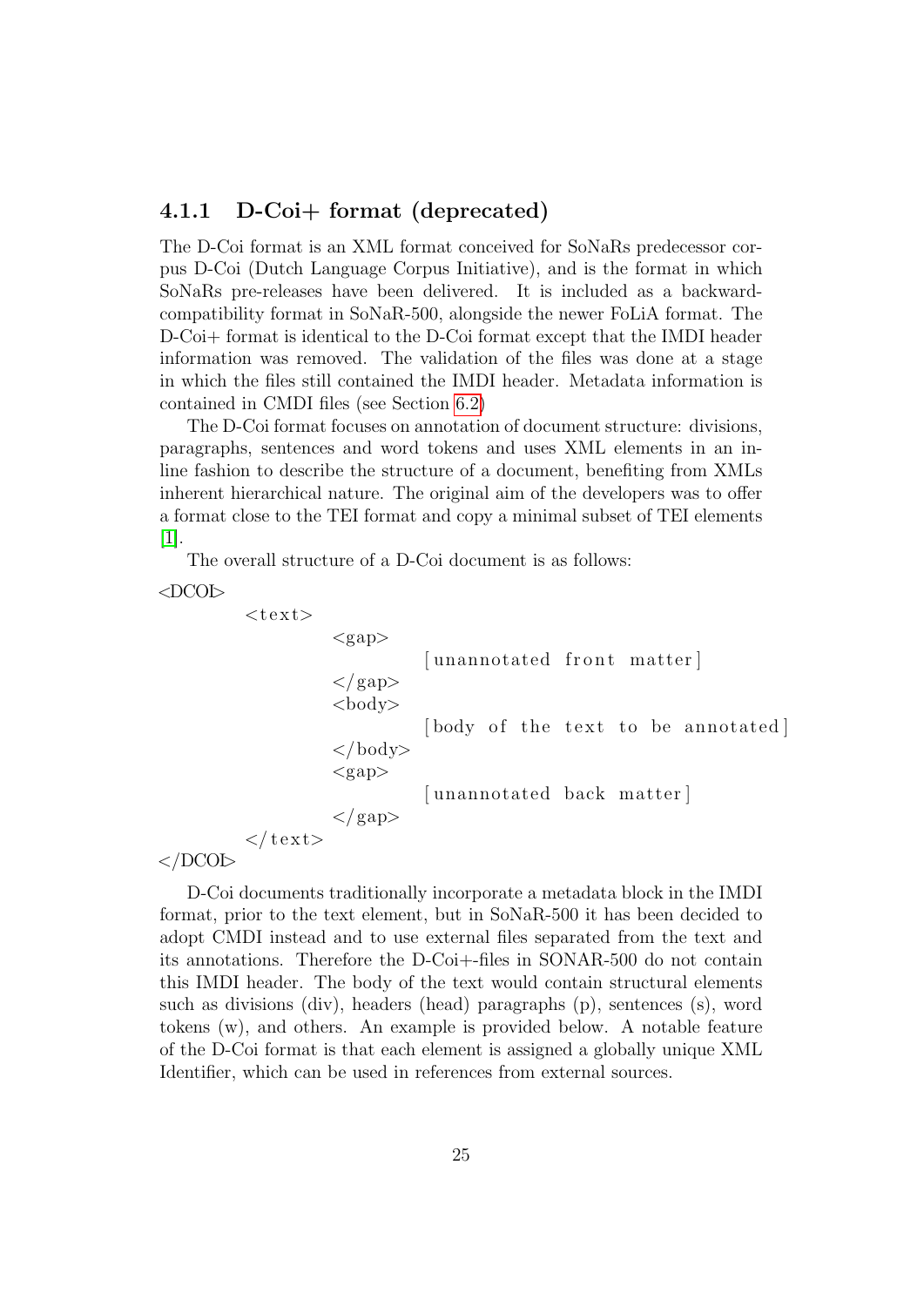### 4.1.1 D-Coi+ format (deprecated)

The D-Coi format is an XML format conceived for SoNaRs predecessor corpus D-Coi (Dutch Language Corpus Initiative), and is the format in which SoNaRs pre-releases have been delivered. It is included as a backward-compatibility format in SoNaR-500, alongside the newer FoLiA format. The D-Coi+ format is identical to the D-Coi format except that the IMDI header information was removed. The validation of the files was done at a stage in which the files still contained the IMDI header. Metadata information is contained in CMDI files (see Section 6.2)

The D-Coi format focuses on annotation of document structure: divisions, paragraphs, sentences and word tokens and uses XML elements in an inline fashion to describe the structure of a document, benefiting from XMLs inherent hierarchical nature. The original aim of the developers was to offer a format close to the TEI format and copy a minimal subset of TEI elements [1].

The overall structure of a D-Coi document is as follows:

```
<DCOI>
        <text>
                <gap>
                        [unannotated front matter]
                </gap>
                <body>
                        [body of the text to be annotated]
                </body>
                <gap>
                        [unannotated back matter]
                </gap>
        </text>
</DCOI>
```

D-Coi documents traditionally incorporate a metadata block in the IMDI format, prior to the text element, but in SoNaR-500 it has been decided to adopt CMDI instead and to use external files separated from the text and its annotations. Therefore the D-Coi+-files in SONAR-500 do not contain this IMDI header. The body of the text would contain structural elements such as divisions (div), headers (head) paragraphs (p), sentences (s), word tokens (w), and others. An example is provided below. A notable feature of the D-Coi format is that each element is assigned a globally unique XML Identifier, which can be used in references from external sources.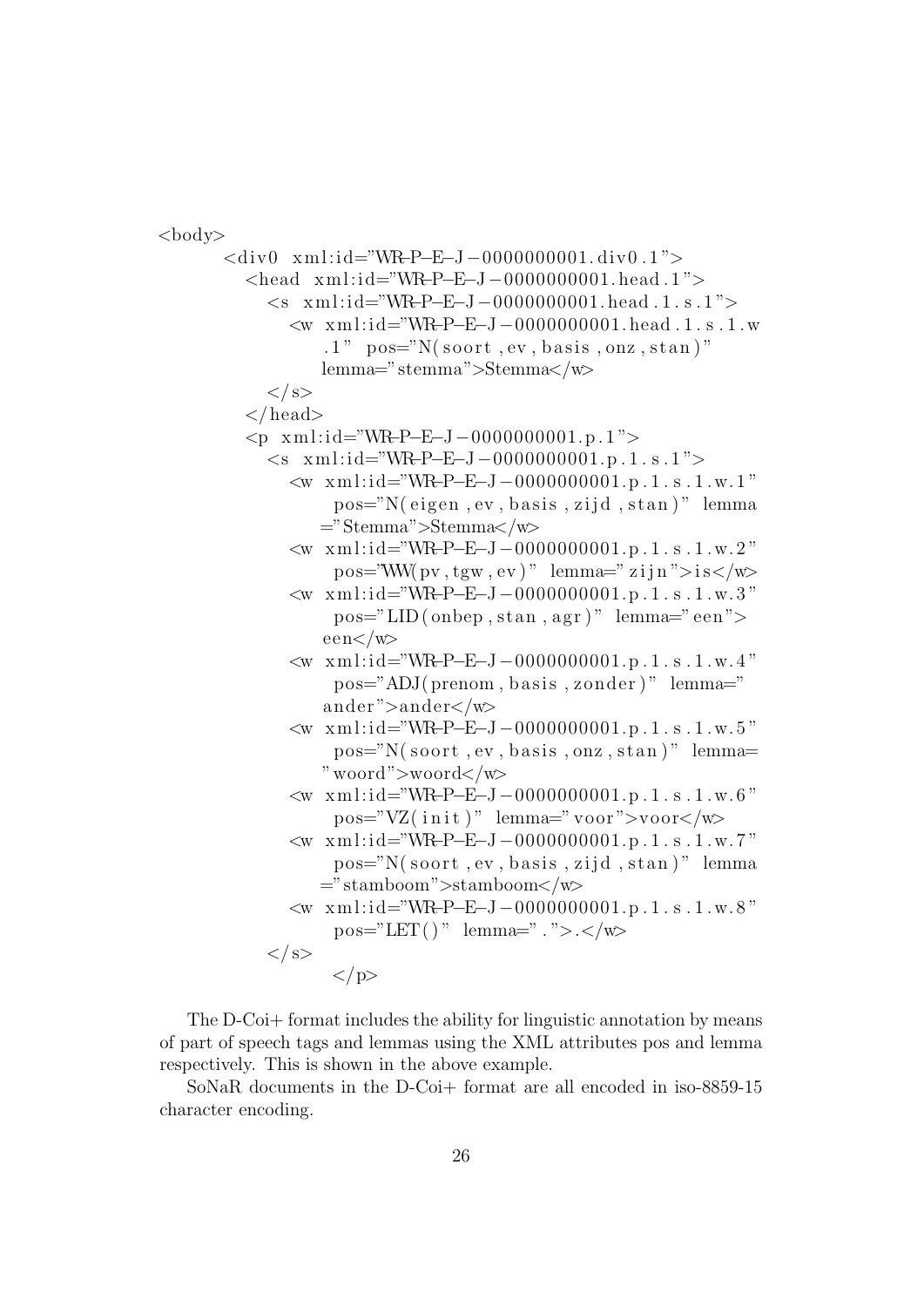```
<body>
    <div0 xml:id="WR-P-E-J-0000000001.div0.1">
      <head xml:id="WR-P-E-J-0000000001.head.1">
        <s xml:id="WR-P-E-J-0000000001.head.1.s.1">
          <w xml:id="WR-P-E-J-0000000001.head.1.s.1.w
              .1" pos="N(soort,ev,basis,onz,stan)"
              lemma="stemma">Stemma</w>
        </s>
      </head>
      <p xml:id="WR-P-E-J-0000000001.p.1">
        <s xml:id="WR-P-E-J-0000000001.p.1.s.1">
          <w xml:id="WR-P-E-J-0000000001.p.1.s.1.w.1"
               pos="N(eigen,ev,basis,zijd,stan)" lemma
              ="Stemma">Stemma</w>
          <w xml:id="WR-P-E-J-0000000001.p.1.s.1.w.2"
               pos="WW(pv,tgw,ev)" lemma="zijn">is</w>
          <w xml:id="WR-P-E-J-0000000001.p.1.s.1.w.3"
               pos="LID(onbep,stan,agr)" lemma="een">
              een</w>
          <w xml:id="WR-P-E-J-0000000001.p.1.s.1.w.4"
               pos="ADJ(prenom,basis,zonder)" lemma="
              ander">ander</w>
          <w xml:id="WR-P-E-J-0000000001.p.1.s.1.w.5"
               pos="N(soort,ev,basis,onz,stan)" lemma=
              "woord">woord</w>
          <w xml:id="WR-P-E-J-0000000001.p.1.s.1.w.6"
               pos="VZ(init)" lemma="voor">voor</w>
          <w xml:id="WR-P-E-J-0000000001.p.1.s.1.w.7"
               pos="N(soort,ev,basis,zijd,stan)" lemma
              ="stamboom">stamboom</w>
          <w xml:id="WR-P-E-J-0000000001.p.1.s.1.w.8"
               pos="LET()" lemma=".">.</w>
        </s>
            </p>
```

The D-Coi+ format includes the ability for linguistic annotation by means of part of speech tags and lemmas using the XML attributes pos and lemma respectively. This is shown in the above example.

SoNaR documents in the D-Coi+ format are all encoded in iso-8859-15 character encoding.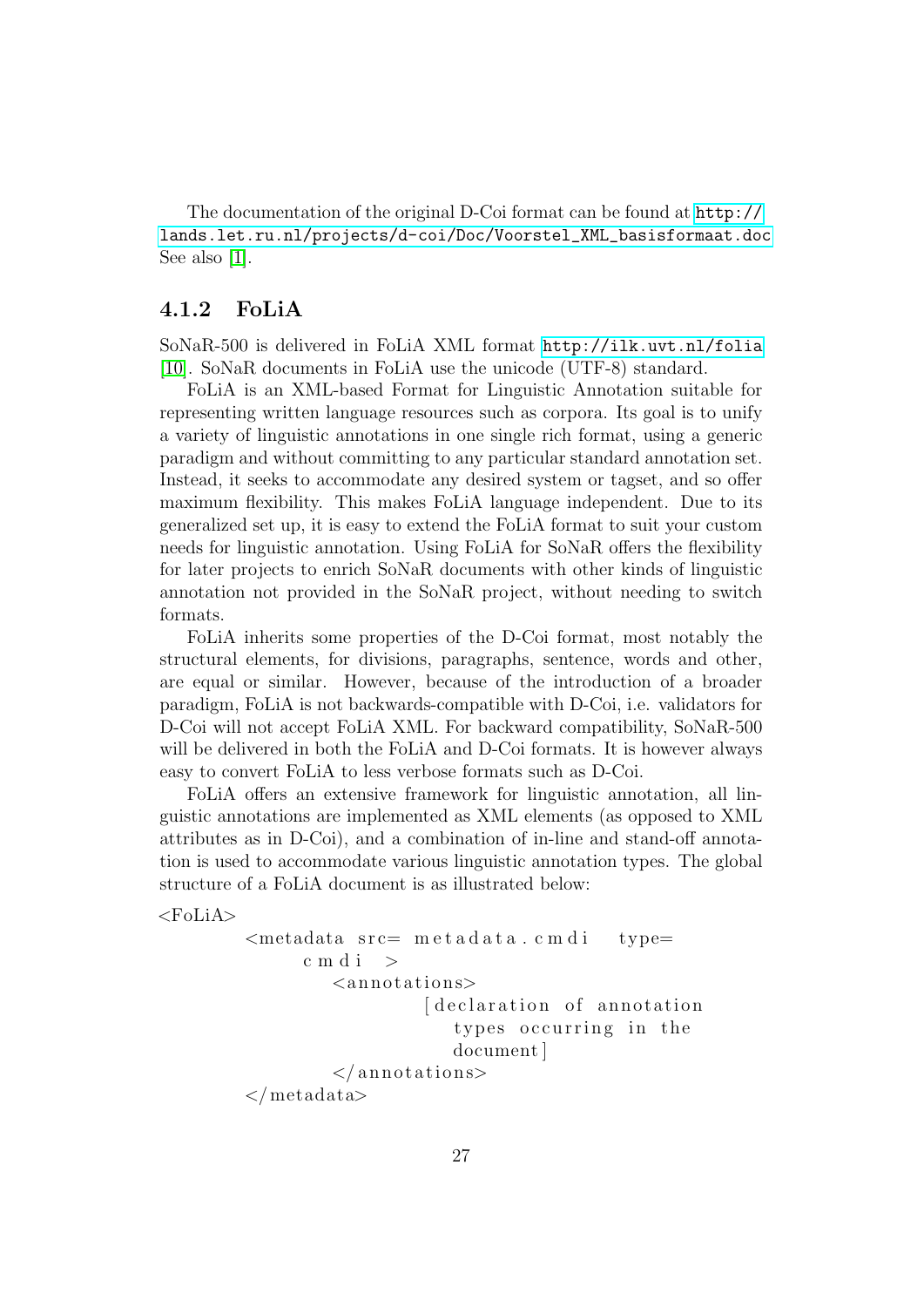The documentation of the original D-Coi format can be found at http://lands.let.ru.nl/projects/d-coi/Doc/Voorstel_XML_basisformaat.doc See also [1].

### 4.1.2 FoLiA

SoNaR-500 is delivered in FoLiA XML format http://ilk.uvt.nl/folia [10]. SoNaR documents in FoLiA use the unicode (UTF-8) standard.

FoLiA is an XML-based Format for Linguistic Annotation suitable for representing written language resources such as corpora. Its goal is to unify a variety of linguistic annotations in one single rich format, using a generic paradigm and without committing to any particular standard annotation set. Instead, it seeks to accommodate any desired system or tagset, and so offer maximum flexibility. This makes FoLiA language independent. Due to its generalized set up, it is easy to extend the FoLiA format to suit your custom needs for linguistic annotation. Using FoLiA for SoNaR offers the flexibility for later projects to enrich SoNaR documents with other kinds of linguistic annotation not provided in the SoNaR project, without needing to switch formats.

FoLiA inherits some properties of the D-Coi format, most notably the structural elements, for divisions, paragraphs, sentence, words and other, are equal or similar. However, because of the introduction of a broader paradigm, FoLiA is not backwards-compatible with D-Coi, i.e. validators for D-Coi will not accept FoLiA XML. For backward compatibility, SoNaR-500 will be delivered in both the FoLiA and D-Coi formats. It is however always easy to convert FoLiA to less verbose formats such as D-Coi.

FoLiA offers an extensive framework for linguistic annotation, all linguistic annotations are implemented as XML elements (as opposed to XML attributes as in D-Coi), and a combination of in-line and stand-off annotation is used to accommodate various linguistic annotation types. The global structure of a FoLiA document is as illustrated below:

```
<FoLiA>
        <metadata src= metadata.cmdi   type=
              cmdi  >
                 <annotations>
                         [declaration of annotation
                            types occurring in the
                            document]
                 </annotations>
        </metadata>
```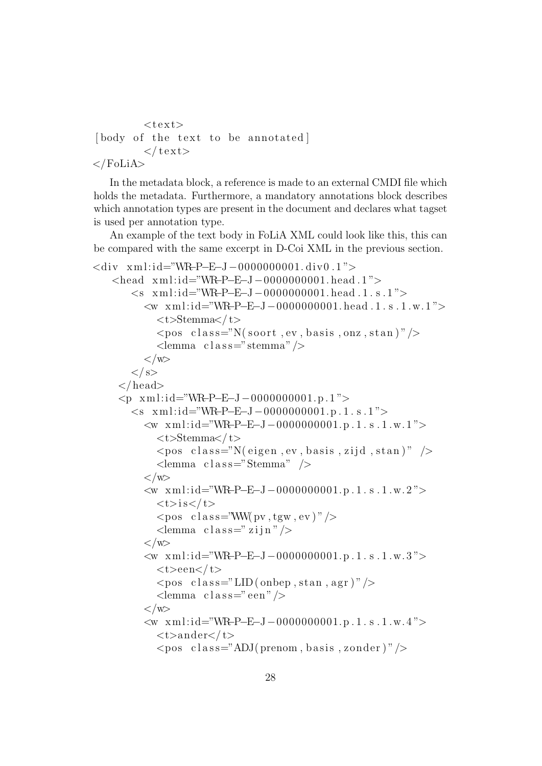```
        <text>
[body of the text to be annotated]
        </text>
</FoLiA>
```

In the metadata block, a reference is made to an external CMDI file which holds the metadata. Furthermore, a mandatory annotations block describes which annotation types are present in the document and declares what tagset is used per annotation type.

An example of the text body in FoLiA XML could look like this, this can be compared with the same excerpt in D-Coi XML in the previous section.

```
<div xml:id="WR-P-E-J-0000000001.div0.1">
   <head xml:id="WR-P-E-J-0000000001.head.1">
      <s xml:id="WR-P-E-J-0000000001.head.1.s.1">
         <w xml:id="WR-P-E-J-0000000001.head.1.s.1.w.1">
            <t>Stemma</t>
            <pos class="N(soort,ev,basis,onz,stan)"/>
            <lemma class="stemma"/>
         </w>
      </s>
   </head>
   <p xml:id="WR-P-E-J-0000000001.p.1">
      <s xml:id="WR-P-E-J-0000000001.p.1.s.1">
         <w xml:id="WR-P-E-J-0000000001.p.1.s.1.w.1">
            <t>Stemma</t>
            <pos class="N(eigen,ev,basis,zijd,stan)" />
            <lemma class="Stemma" />
         </w>
         <w xml:id="WR-P-E-J-0000000001.p.1.s.1.w.2">
            <t>is</t>
            <pos class="WW(pv,tgw,ev)"/>
            <lemma class="zijn"/>
         </w>
         <w xml:id="WR-P-E-J-0000000001.p.1.s.1.w.3">
            <t>een</t>
            <pos class="LID(onbep,stan,agr)"/>
            <lemma class="een"/>
         </w>
         <w xml:id="WR-P-E-J-0000000001.p.1.s.1.w.4">
            <t>ander</t>
            <pos class="ADJ(prenom,basis,zonder)"/>
```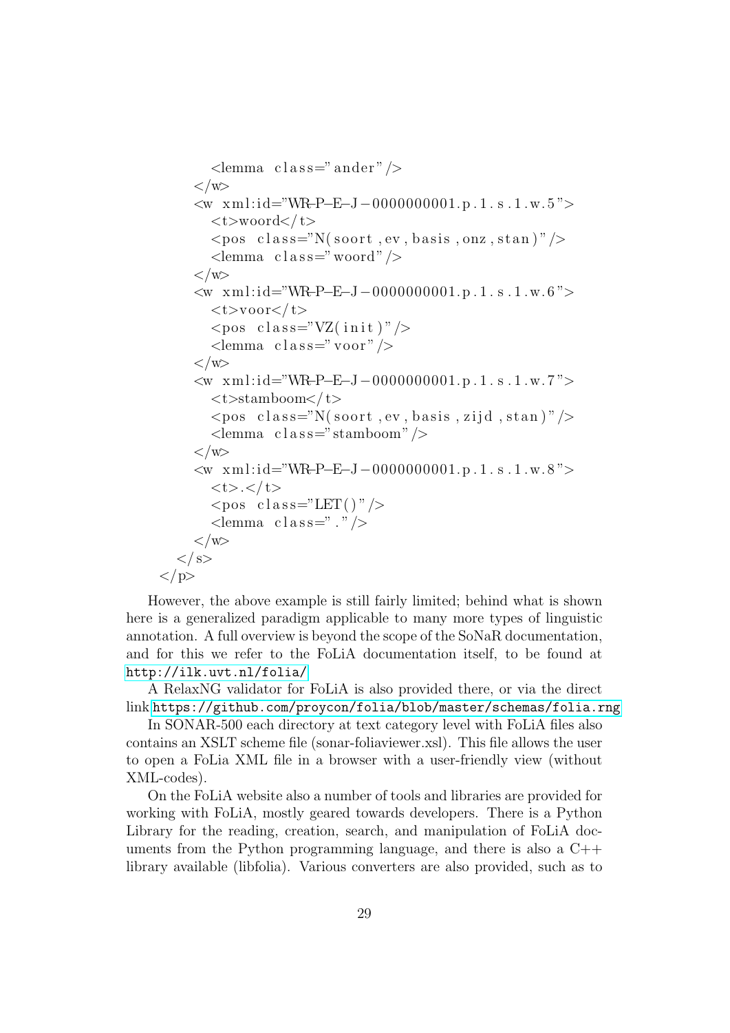```
        <lemma class="ander"/>
      </w>
      <w xml:id="WR-P-E-J-0000000001.p.1.s.1.w.5">
        <t>woord</t>
        <pos class="N(soort,ev,basis,onz,stan)"/>
        <lemma class="woord"/>
      </w>
      <w xml:id="WR-P-E-J-0000000001.p.1.s.1.w.6">
        <t>voor</t>
        <pos class="VZ(init)"/>
        <lemma class="voor"/>
      </w>
      <w xml:id="WR-P-E-J-0000000001.p.1.s.1.w.7">
        <t>stamboom</t>
        <pos class="N(soort,ev,basis,zijd,stan)"/>
        <lemma class="stamboom"/>
      </w>
      <w xml:id="WR-P-E-J-0000000001.p.1.s.1.w.8">
        <t>.</t>
        <pos class="LET()"/>
        <lemma class="."/>
      </w>
    </s>
  </p>
```

However, the above example is still fairly limited; behind what is shown here is a generalized paradigm applicable to many more types of linguistic annotation. A full overview is beyond the scope of the SoNaR documentation, and for this we refer to the FoLiA documentation itself, to be found at http://ilk.uvt.nl/folia/

A RelaxNG validator for FoLiA is also provided there, or via the direct link https://github.com/proycon/folia/blob/master/schemas/folia.rng

In SONAR-500 each directory at text category level with FoLiA files also contains an XSLT scheme file (sonar-foliaviewer.xsl). This file allows the user to open a FoLia XML file in a browser with a user-friendly view (without XML-codes).

On the FoLiA website also a number of tools and libraries are provided for working with FoLiA, mostly geared towards developers. There is a Python Library for the reading, creation, search, and manipulation of FoLiA documents from the Python programming language, and there is also a C++ library available (libfolia). Various converters are also provided, such as to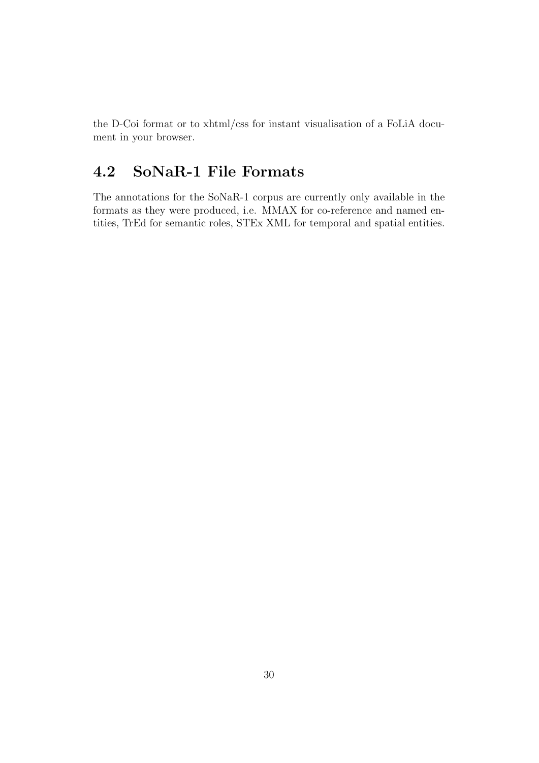the D-Coi format or to xhtml/css for instant visualisation of a FoLiA document in your browser.

## 4.2 SoNaR-1 File Formats

The annotations for the SoNaR-1 corpus are currently only available in the formats as they were produced, i.e. MMAX for co-reference and named entities, TrEd for semantic roles, STEx XML for temporal and spatial entities.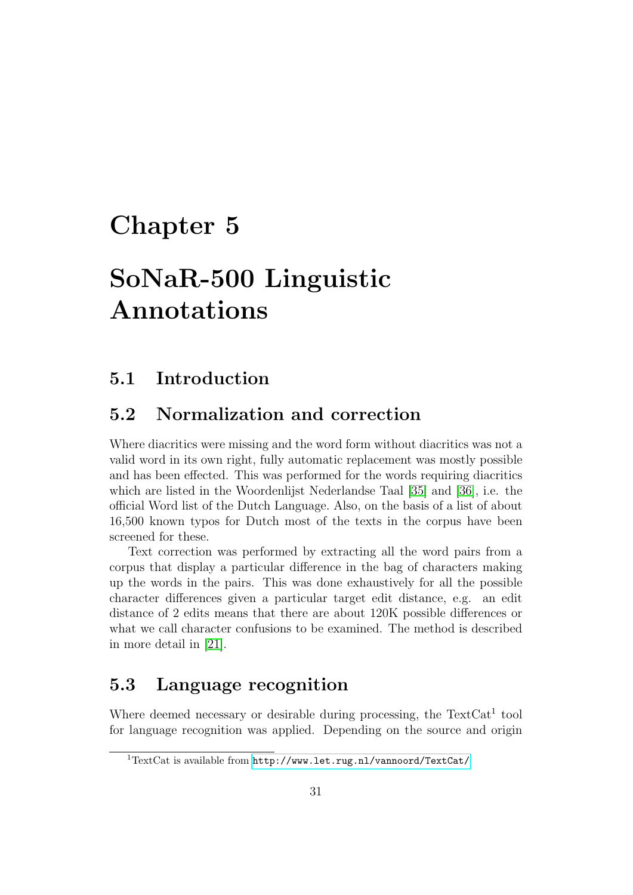# Chapter 5

# SoNaR-500 Linguistic Annotations

## 5.1 Introduction

## 5.2 Normalization and correction

Where diacritics were missing and the word form without diacritics was not a valid word in its own right, fully automatic replacement was mostly possible and has been effected. This was performed for the words requiring diacritics which are listed in the Woordenlijst Nederlandse Taal [35] and [36], i.e. the official Word list of the Dutch Language. Also, on the basis of a list of about 16,500 known typos for Dutch most of the texts in the corpus have been screened for these.

Text correction was performed by extracting all the word pairs from a corpus that display a particular difference in the bag of characters making up the words in the pairs. This was done exhaustively for all the possible character differences given a particular target edit distance, e.g. an edit distance of 2 edits means that there are about 120K possible differences or what we call character confusions to be examined. The method is described in more detail in [21].

## 5.3 Language recognition

Where deemed necessary or desirable during processing, the TextCat[1] tool for language recognition was applied. Depending on the source and origin

[1] TextCat is available from http://www.let.rug.nl/vannoord/TextCat/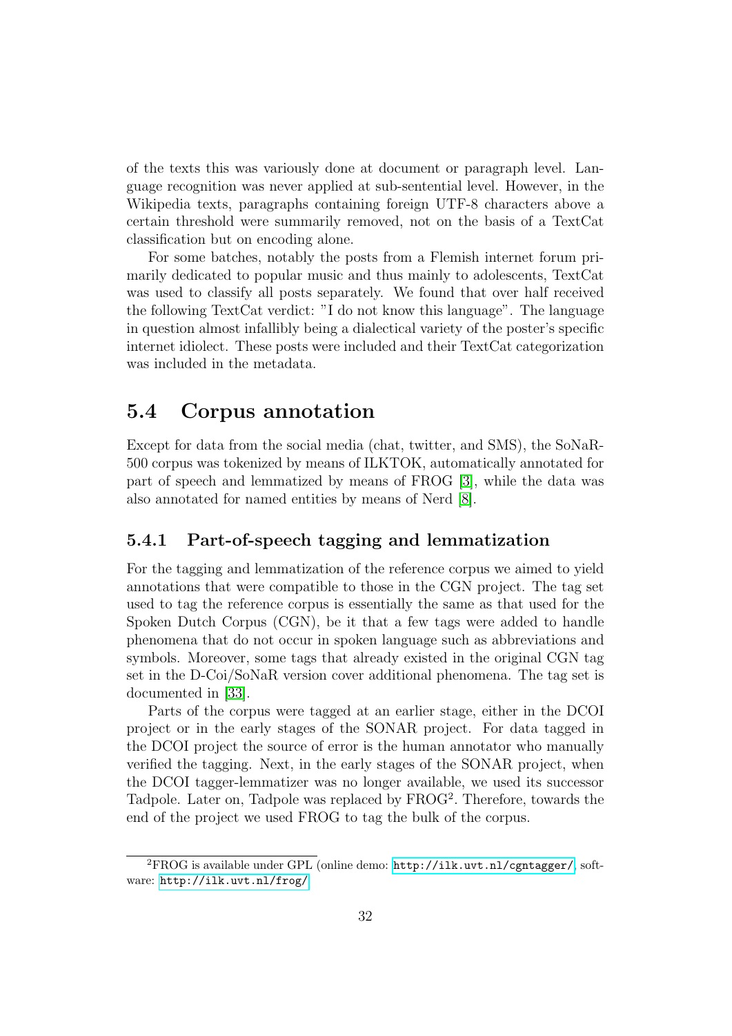of the texts this was variously done at document or paragraph level. Language recognition was never applied at sub-sentential level. However, in the Wikipedia texts, paragraphs containing foreign UTF-8 characters above a certain threshold were summarily removed, not on the basis of a TextCat classification but on encoding alone.

For some batches, notably the posts from a Flemish internet forum primarily dedicated to popular music and thus mainly to adolescents, TextCat was used to classify all posts separately. We found that over half received the following TextCat verdict: "I do not know this language". The language in question almost infallibly being a dialectical variety of the poster's specific internet idiolect. These posts were included and their TextCat categorization was included in the metadata.

## 5.4 Corpus annotation

Except for data from the social media (chat, twitter, and SMS), the SoNaR-500 corpus was tokenized by means of ILKTOK, automatically annotated for part of speech and lemmatized by means of FROG [3], while the data was also annotated for named entities by means of Nerd [8].

### 5.4.1 Part-of-speech tagging and lemmatization

For the tagging and lemmatization of the reference corpus we aimed to yield annotations that were compatible to those in the CGN project. The tag set used to tag the reference corpus is essentially the same as that used for the Spoken Dutch Corpus (CGN), be it that a few tags were added to handle phenomena that do not occur in spoken language such as abbreviations and symbols. Moreover, some tags that already existed in the original CGN tag set in the D-Coi/SoNaR version cover additional phenomena. The tag set is documented in [33].

Parts of the corpus were tagged at an earlier stage, either in the DCOI project or in the early stages of the SONAR project. For data tagged in the DCOI project the source of error is the human annotator who manually verified the tagging. Next, in the early stages of the SONAR project, when the DCOI tagger-lemmatizer was no longer available, we used its successor Tadpole. Later on, Tadpole was replaced by FROG[2]. Therefore, towards the end of the project we used FROG to tag the bulk of the corpus.

[2]FROG is available under GPL (online demo: http://ilk.uvt.nl/cgntagger/, software: http://ilk.uvt.nl/frog/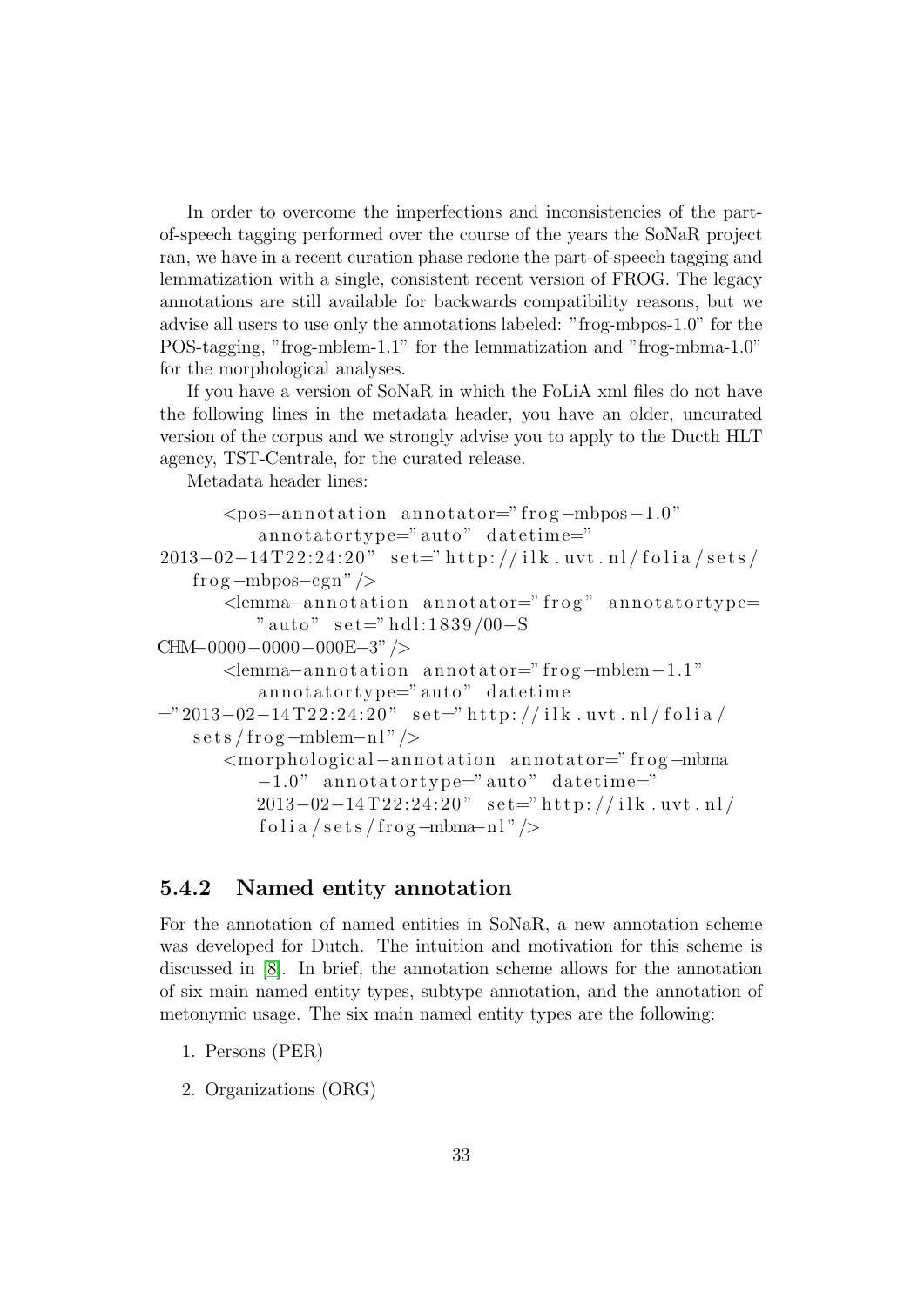In order to overcome the imperfections and inconsistencies of the part-of-speech tagging performed over the course of the years the SoNaR project ran, we have in a recent curation phase redone the part-of-speech tagging and lemmatization with a single, consistent recent version of FROG. The legacy annotations are still available for backwards compatibility reasons, but we advise all users to use only the annotations labeled: "frog-mbpos-1.0" for the POS-tagging, "frog-mblem-1.1" for the lemmatization and "frog-mbma-1.0" for the morphological analyses.

If you have a version of SoNaR in which the FoLiA xml files do not have the following lines in the metadata header, you have an older, uncurated version of the corpus and we strongly advise you to apply to the Ducth HLT agency, TST-Centrale, for the curated release.

Metadata header lines:

```
<pos-annotation annotator="frog-mbpos-1.0"
    annotatortype="auto" datetime="
2013-02-14T22:24:20" set="http://ilk.uvt.nl/folia/sets/
  frog-mbpos-cgn"/>
<lemma-annotation annotator="frog" annotatortype=
    "auto" set="hdl:1839/00-S
CHM-0000-0000-000E-3"/>
<lemma-annotation annotator="frog-mblem-1.1"
    annotatortype="auto" datetime
="2013-02-14T22:24:20" set="http://ilk.uvt.nl/folia/
  sets/frog-mblem-nl"/>
<morphological-annotation annotator="frog-mbma
    -1.0" annotatortype="auto" datetime="
    2013-02-14T22:24:20" set="http://ilk.uvt.nl/
    folia/sets/frog-mbma-nl"/>
```

### 5.4.2 Named entity annotation

For the annotation of named entities in SoNaR, a new annotation scheme was developed for Dutch. The intuition and motivation for this scheme is discussed in [8]. In brief, the annotation scheme allows for the annotation of six main named entity types, subtype annotation, and the annotation of metonymic usage. The six main named entity types are the following:

1. Persons (PER)
2. Organizations (ORG)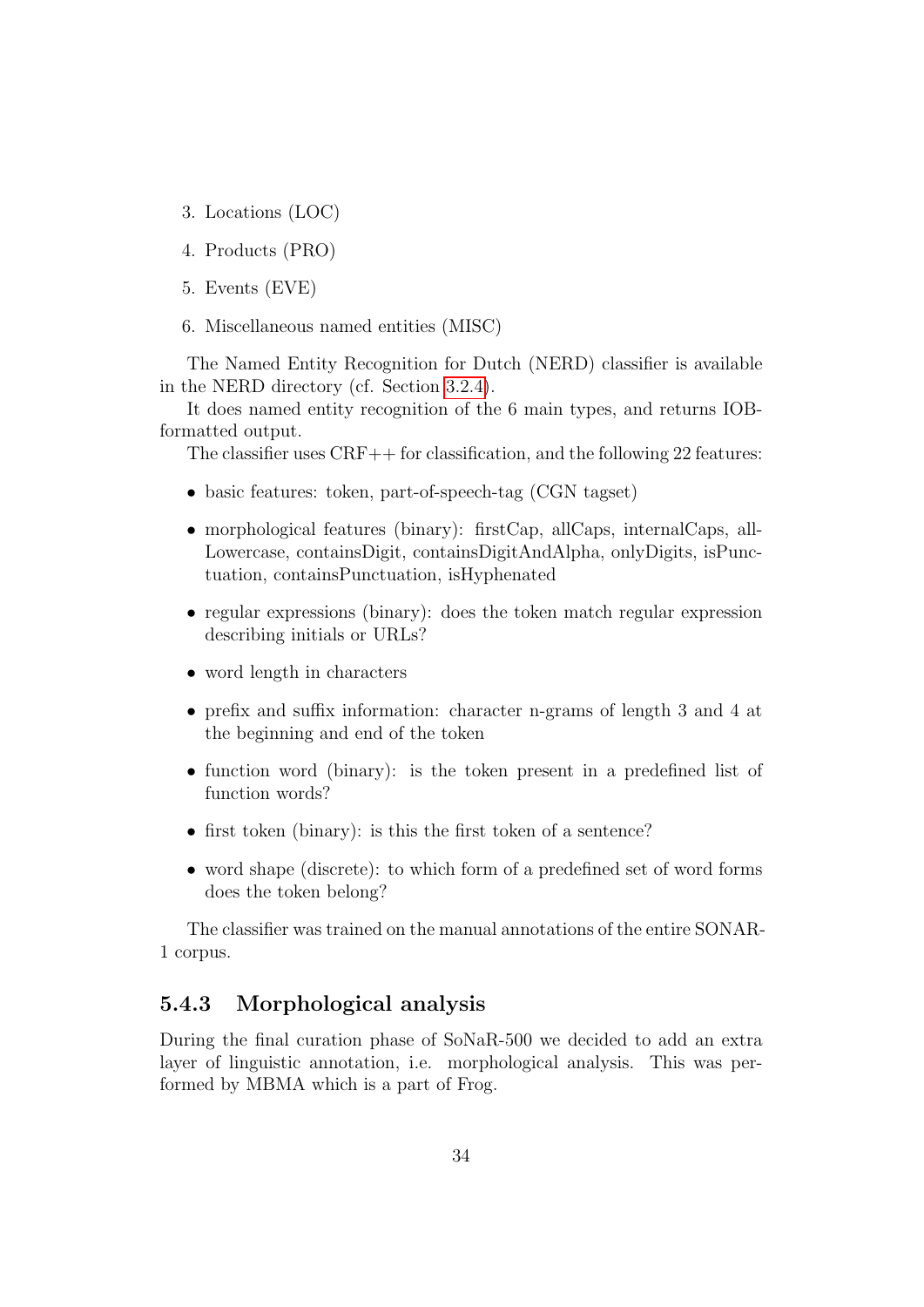3. Locations (LOC)
4. Products (PRO)
5. Events (EVE)
6. Miscellaneous named entities (MISC)

The Named Entity Recognition for Dutch (NERD) classifier is available in the NERD directory (cf. Section 3.2.4).

It does named entity recognition of the 6 main types, and returns IOB-formatted output.

The classifier uses CRF++ for classification, and the following 22 features:

- basic features: token, part-of-speech-tag (CGN tagset)
- morphological features (binary): firstCap, allCaps, internalCaps, allLowercase, containsDigit, containsDigitAndAlpha, onlyDigits, isPunctuation, containsPunctuation, isHyphenated
- regular expressions (binary): does the token match regular expression describing initials or URLs?
- word length in characters
- prefix and suffix information: character n-grams of length 3 and 4 at the beginning and end of the token
- function word (binary): is the token present in a predefined list of function words?
- first token (binary): is this the first token of a sentence?
- word shape (discrete): to which form of a predefined set of word forms does the token belong?

The classifier was trained on the manual annotations of the entire SONAR-1 corpus.

### 5.4.3 Morphological analysis

During the final curation phase of SoNaR-500 we decided to add an extra layer of linguistic annotation, i.e. morphological analysis. This was performed by MBMA which is a part of Frog.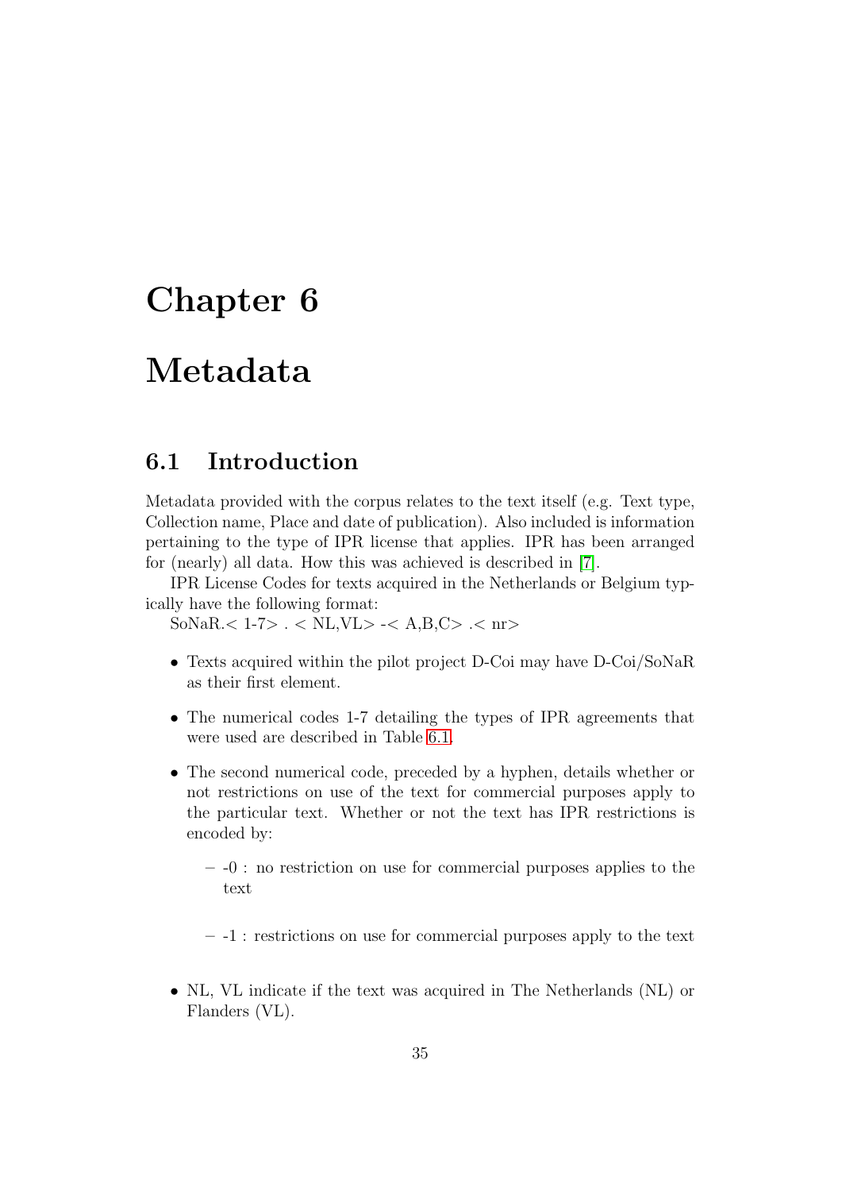# Chapter 6

# Metadata

## 6.1 Introduction

Metadata provided with the corpus relates to the text itself (e.g. Text type, Collection name, Place and date of publication). Also included is information pertaining to the type of IPR license that applies. IPR has been arranged for (nearly) all data. How this was achieved is described in [7].

IPR License Codes for texts acquired in the Netherlands or Belgium typically have the following format:

SoNaR.< 1-7> . < NL,VL> -< A,B,C> .< nr>

- Texts acquired within the pilot project D-Coi may have D-Coi/SoNaR as their first element.
- The numerical codes 1-7 detailing the types of IPR agreements that were used are described in Table 6.1.
- The second numerical code, preceded by a hyphen, details whether or not restrictions on use of the text for commercial purposes apply to the particular text. Whether or not the text has IPR restrictions is encoded by:
  - -0 : no restriction on use for commercial purposes applies to the text
  - -1 : restrictions on use for commercial purposes apply to the text
- NL, VL indicate if the text was acquired in The Netherlands (NL) or Flanders (VL).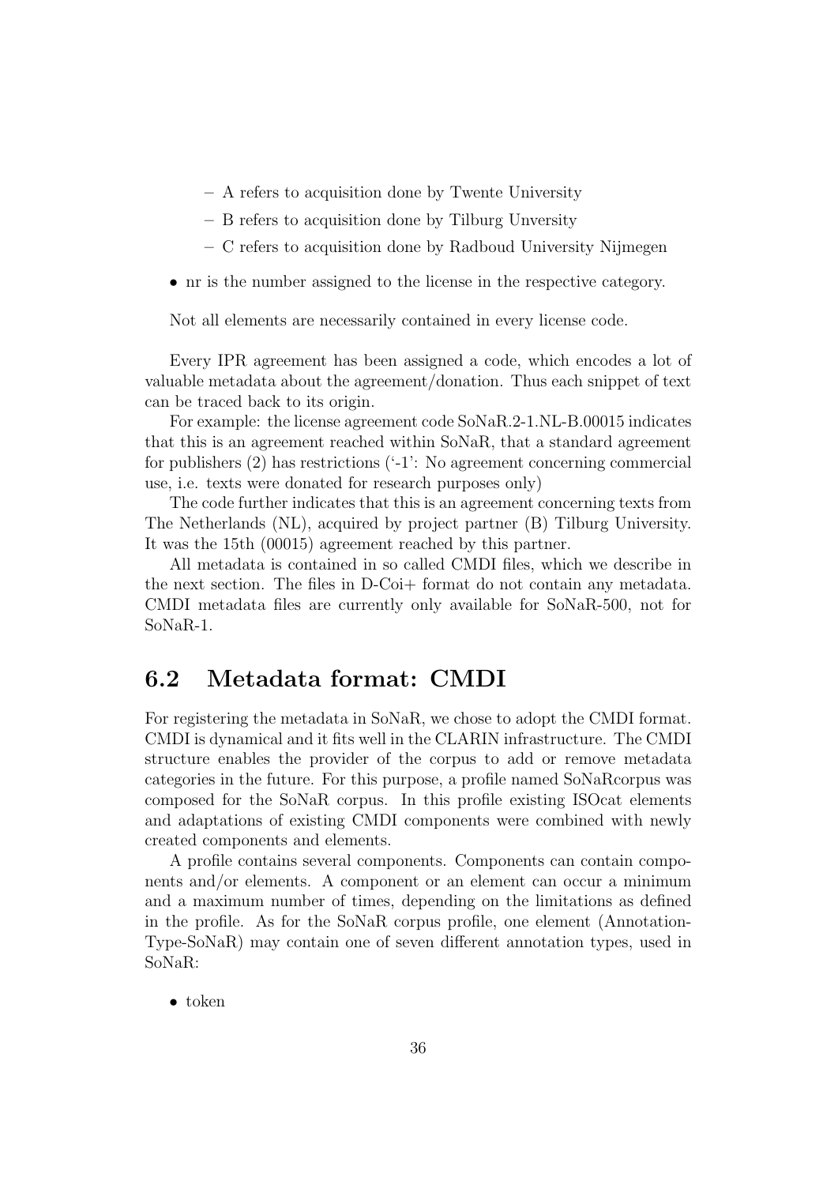- A refers to acquisition done by Twente University
  - B refers to acquisition done by Tilburg Unversity
  - C refers to acquisition done by Radboud University Nijmegen

- nr is the number assigned to the license in the respective category.

Not all elements are necessarily contained in every license code.

Every IPR agreement has been assigned a code, which encodes a lot of valuable metadata about the agreement/donation. Thus each snippet of text can be traced back to its origin.

For example: the license agreement code SoNaR.2-1.NL-B.00015 indicates that this is an agreement reached within SoNaR, that a standard agreement for publishers (2) has restrictions ('-1': No agreement concerning commercial use, i.e. texts were donated for research purposes only)

The code further indicates that this is an agreement concerning texts from The Netherlands (NL), acquired by project partner (B) Tilburg University. It was the 15th (00015) agreement reached by this partner.

All metadata is contained in so called CMDI files, which we describe in the next section. The files in D-Coi+ format do not contain any metadata. CMDI metadata files are currently only available for SoNaR-500, not for SoNaR-1.

## 6.2 Metadata format: CMDI

For registering the metadata in SoNaR, we chose to adopt the CMDI format. CMDI is dynamical and it fits well in the CLARIN infrastructure. The CMDI structure enables the provider of the corpus to add or remove metadata categories in the future. For this purpose, a profile named SoNaRcorpus was composed for the SoNaR corpus. In this profile existing ISOcat elements and adaptations of existing CMDI components were combined with newly created components and elements.

A profile contains several components. Components can contain components and/or elements. A component or an element can occur a minimum and a maximum number of times, depending on the limitations as defined in the profile. As for the SoNaR corpus profile, one element (Annotation-Type-SoNaR) may contain one of seven different annotation types, used in SoNaR:

- token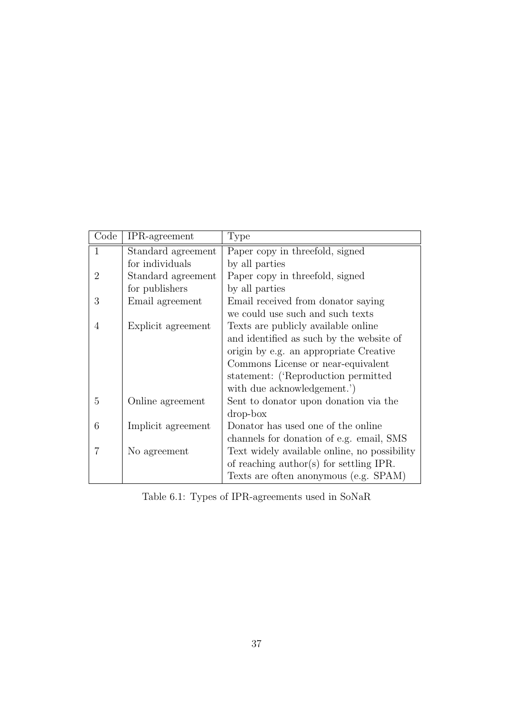| Code | IPR-agreement | Type |
|---|---|---|
| 1 | Standard agreement for individuals | Paper copy in threefold, signed by all parties |
| 2 | Standard agreement for publishers | Paper copy in threefold, signed by all parties |
| 3 | Email agreement | Email received from donator saying we could use such and such texts |
| 4 | Explicit agreement | Texts are publicly available online and identified as such by the website of origin by e.g. an appropriate Creative Commons License or near-equivalent statement: ('Reproduction permitted with due acknowledgement.') |
| 5 | Online agreement | Sent to donator upon donation via the drop-box |
| 6 | Implicit agreement | Donator has used one of the online channels for donation of e.g. email, SMS |
| 7 | No agreement | Text widely available online, no possibility of reaching author(s) for settling IPR. Texts are often anonymous (e.g. SPAM) |

Table 6.1: Types of IPR-agreements used in SoNaR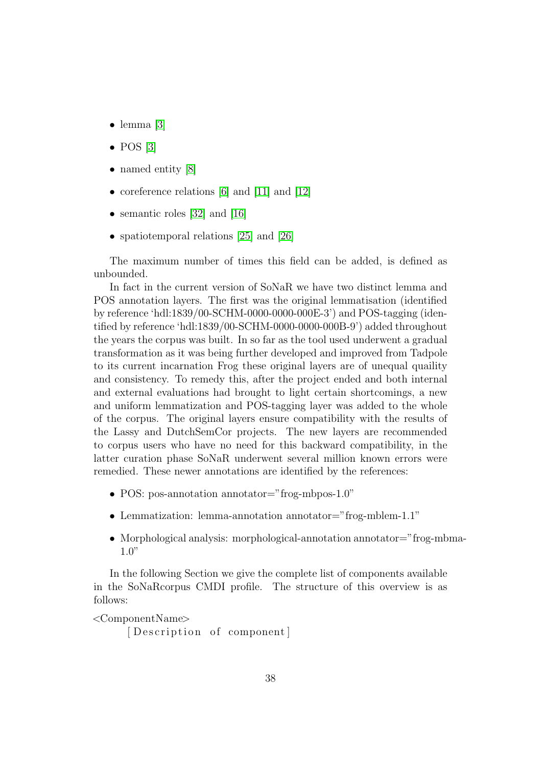- lemma [3]
- POS [3]
- named entity [8]
- coreference relations [6] and [11] and [12]
- semantic roles [32] and [16]
- spatiotemporal relations [25] and [26]

The maximum number of times this field can be added, is defined as unbounded.

In fact in the current version of SoNaR we have two distinct lemma and POS annotation layers. The first was the original lemmatisation (identified by reference 'hdl:1839/00-SCHM-0000-0000-000E-3') and POS-tagging (identified by reference 'hdl:1839/00-SCHM-0000-0000-000B-9') added throughout the years the corpus was built. In so far as the tool used underwent a gradual transformation as it was being further developed and improved from Tadpole to its current incarnation Frog these original layers are of unequal quaility and consistency. To remedy this, after the project ended and both internal and external evaluations had brought to light certain shortcomings, a new and uniform lemmatization and POS-tagging layer was added to the whole of the corpus. The original layers ensure compatibility with the results of the Lassy and DutchSemCor projects. The new layers are recommended to corpus users who have no need for this backward compatibility, in the latter curation phase SoNaR underwent several million known errors were remedied. These newer annotations are identified by the references:

- POS: pos-annotation annotator="frog-mbpos-1.0"
- Lemmatization: lemma-annotation annotator="frog-mblem-1.1"
- Morphological analysis: morphological-annotation annotator="frog-mbma-1.0"

In the following Section we give the complete list of components available in the SoNaRcorpus CMDI profile. The structure of this overview is as follows:

```
<ComponentName>
    [Description of component]
```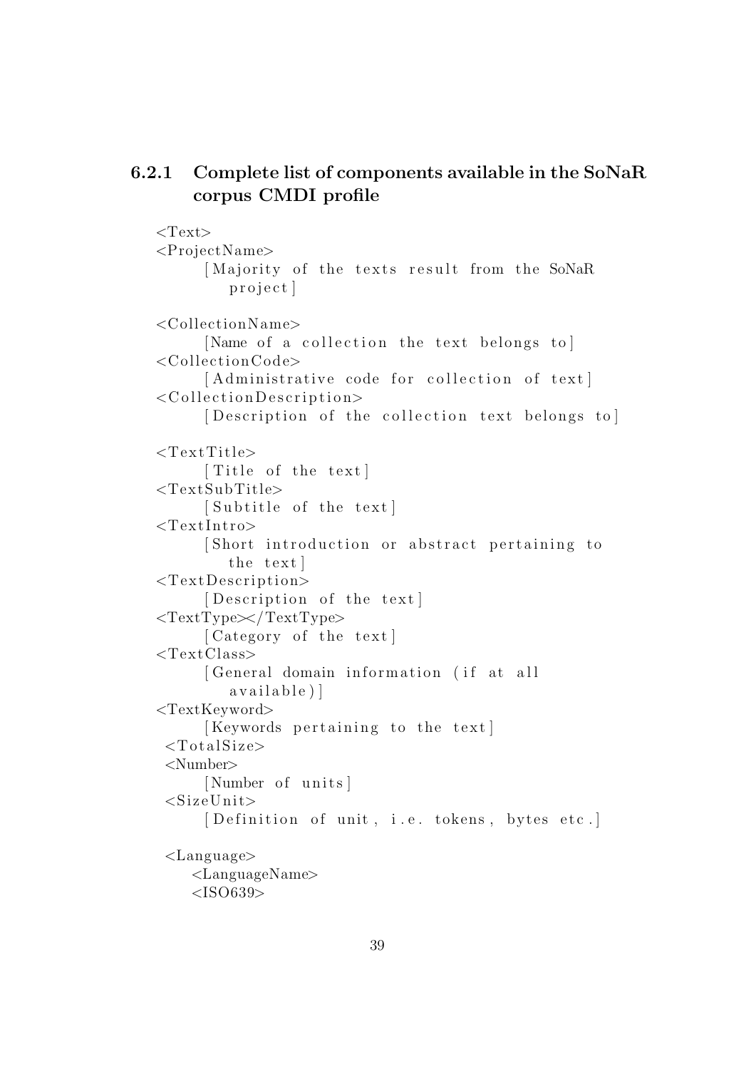### 6.2.1 Complete list of components available in the SoNaR corpus CMDI profile

```
<Text>
<ProjectName>
     [Majority of the texts result from the SoNaR
        project]

<CollectionName>
     [Name of a collection the text belongs to]
<CollectionCode>
     [Administrative code for collection of text]
<CollectionDescription>
     [Description of the collection text belongs to]

<TextTitle>
     [Title of the text]
<TextSubTitle>
     [Subtitle of the text]
<TextIntro>
     [Short introduction or abstract pertaining to
        the text]
<TextDescription>
     [Description of the text]
<TextType></TextType>
     [Category of the text]
<TextClass>
     [General domain information (if at all
        available)]
<TextKeyword>
     [Keywords pertaining to the text]
 <TotalSize>
 <Number>
     [Number of units]
 <SizeUnit>
     [Definition of unit, i.e. tokens, bytes etc.]

 <Language>
    <LanguageName>
    <ISO639>
```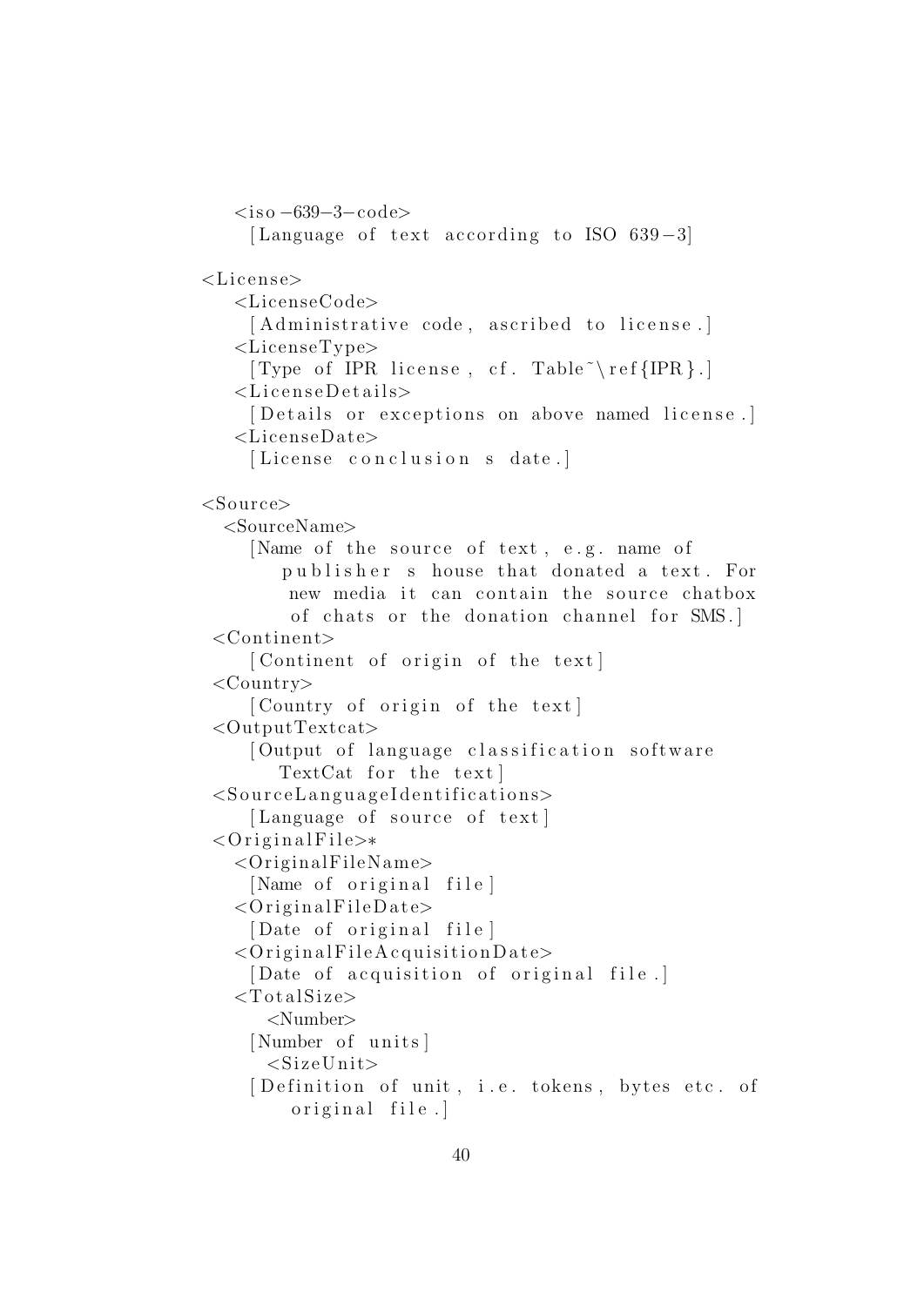```
    <iso-639-3-code>
      [Language of text according to ISO 639-3]

<License>
    <LicenseCode>
      [Administrative code, ascribed to license.]
    <LicenseType>
      [Type of IPR license, cf. Table~\ref{IPR}.]
    <LicenseDetails>
      [Details or exceptions on above named license.]
    <LicenseDate>
      [License conclusion s date.]

<Source>
   <SourceName>
      [Name of the source of text, e.g. name of
          publisher s house that donated a text. For
          new media it can contain the source chatbox
          of chats or the donation channel for SMS.]
  <Continent>
      [Continent of origin of the text]
  <Country>
      [Country of origin of the text]
  <OutputTextcat>
      [Output of language classification software
         TextCat for the text]
  <SourceLanguageIdentifications>
      [Language of source of text]
  <OriginalFile>*
    <OriginalFileName>
      [Name of original file]
    <OriginalFileDate>
      [Date of original file]
    <OriginalFileAcquisitionDate>
      [Date of acquisition of original file.]
    <TotalSize>
        <Number>
      [Number of units]
        <SizeUnit>
      [Definition of unit, i.e. tokens, bytes etc. of
          original file.]
```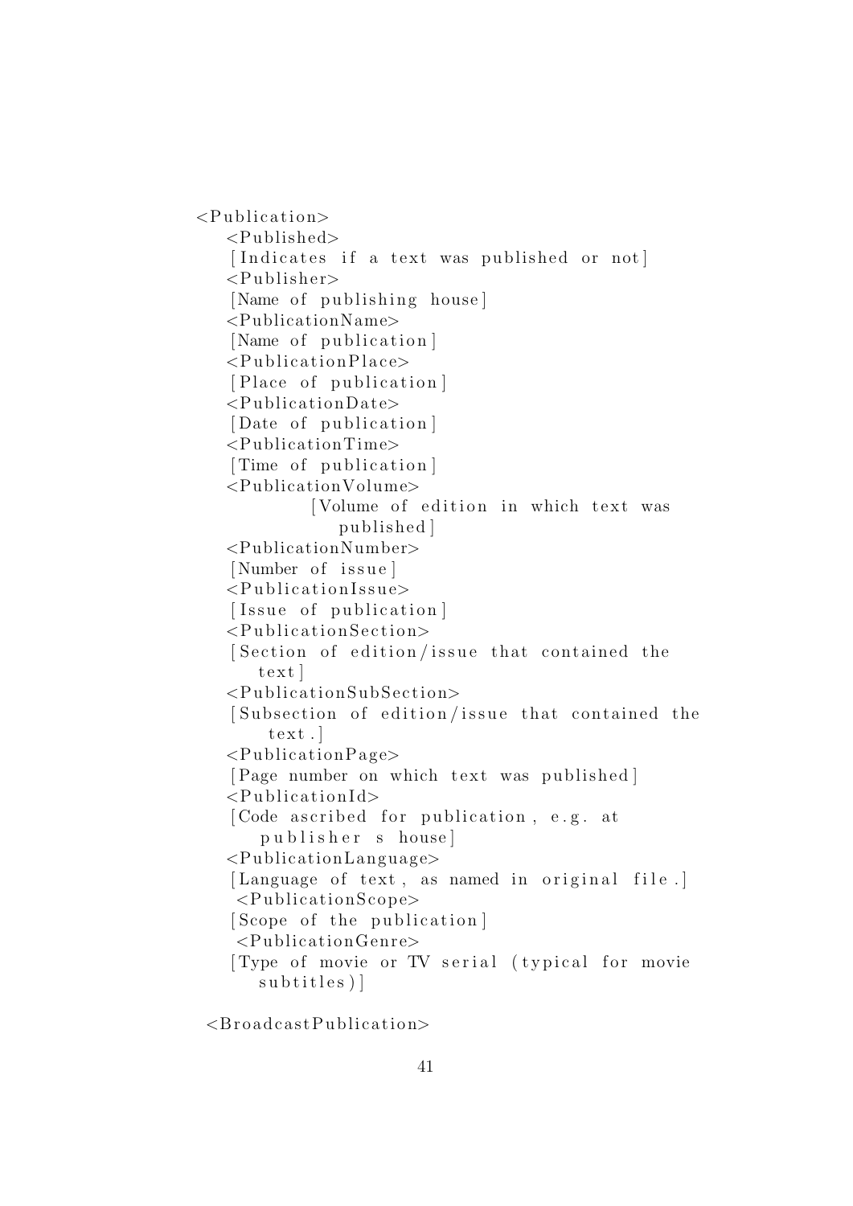```
<Publication>
   <Published>
   [Indicates if a text was published or not]
   <Publisher>
   [Name of publishing house]
   <PublicationName>
   [Name of publication]
   <PublicationPlace>
   [Place of publication]
   <PublicationDate>
   [Date of publication]
   <PublicationTime>
   [Time of publication]
   <PublicationVolume>
           [Volume of edition in which text was
              published]
   <PublicationNumber>
   [Number of issue]
   <PublicationIssue>
   [Issue of publication]
   <PublicationSection>
   [Section of edition/issue that contained the
      text]
   <PublicationSubSection>
   [Subsection of edition/issue that contained the
       text.]
   <PublicationPage>
   [Page number on which text was published]
   <PublicationId>
   [Code ascribed for publication, e.g. at
      publisher s house]
   <PublicationLanguage>
   [Language of text, as named in original file.]
    <PublicationScope>
   [Scope of the publication]
    <PublicationGenre>
   [Type of movie or TV serial (typical for movie
      subtitles)]

 <BroadcastPublication>
```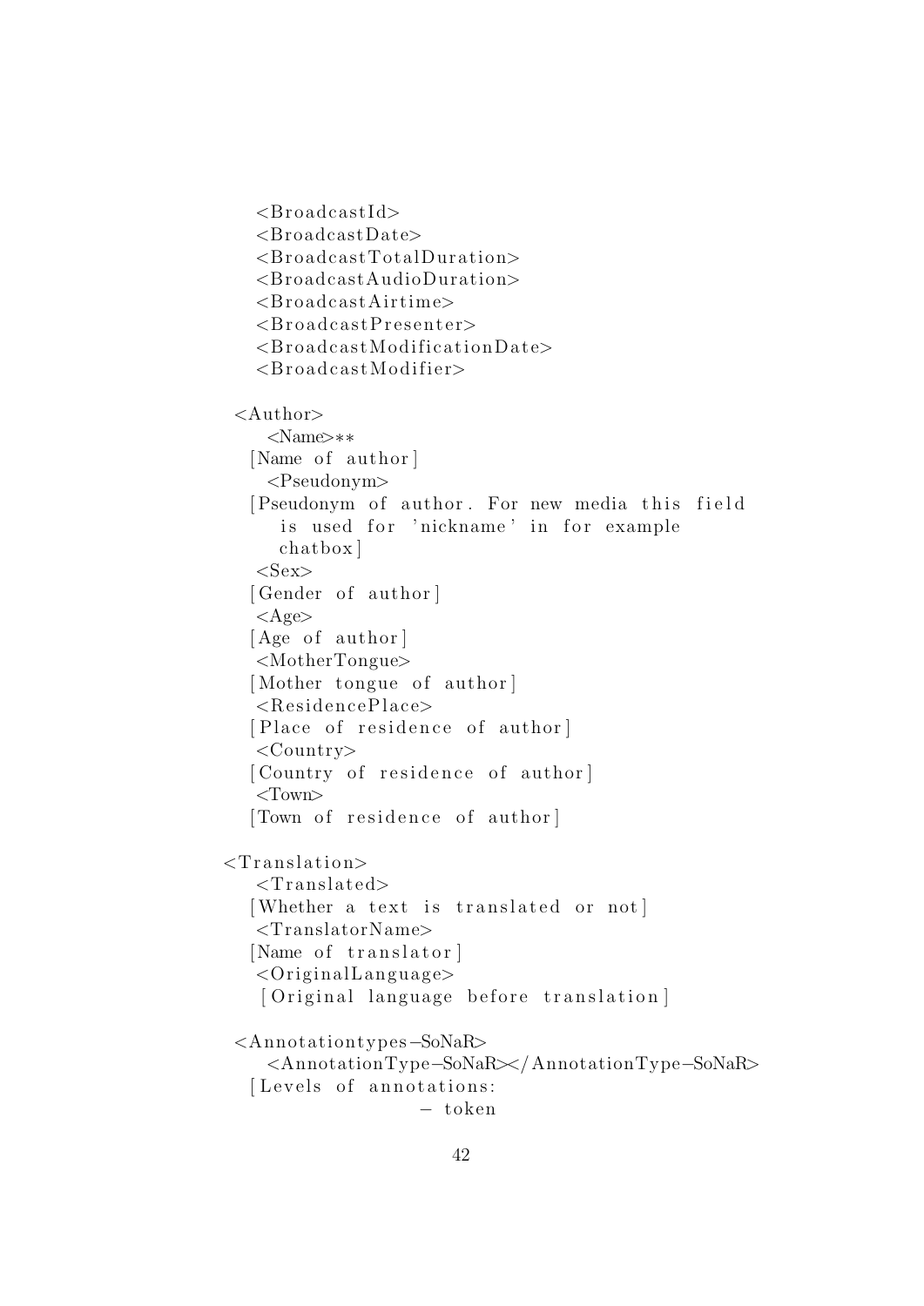```
    <BroadcastId>
    <BroadcastDate>
    <BroadcastTotalDuration>
    <BroadcastAudioDuration>
    <BroadcastAirtime>
    <BroadcastPresenter>
    <BroadcastModificationDate>
    <BroadcastModifier>

  <Author>
     <Name>**
    [Name of author]
     <Pseudonym>
    [Pseudonym of author. For new media this field
       is used for 'nickname' in for example
       chatbox]
    <Sex>
    [Gender of author]
    <Age>
    [Age of author]
    <MotherTongue>
    [Mother tongue of author]
    <ResidencePlace>
    [Place of residence of author]
    <Country>
    [Country of residence of author]
    <Town>
    [Town of residence of author]

 <Translation>
    <Translated>
    [Whether a text is translated or not]
    <TranslatorName>
    [Name of translator]
    <OriginalLanguage>
     [Original language before translation]

  <Annotationtypes-SoNaR>
     <AnnotationType-SoNaR></AnnotationType-SoNaR>
    [Levels of annotations:
                   - token
```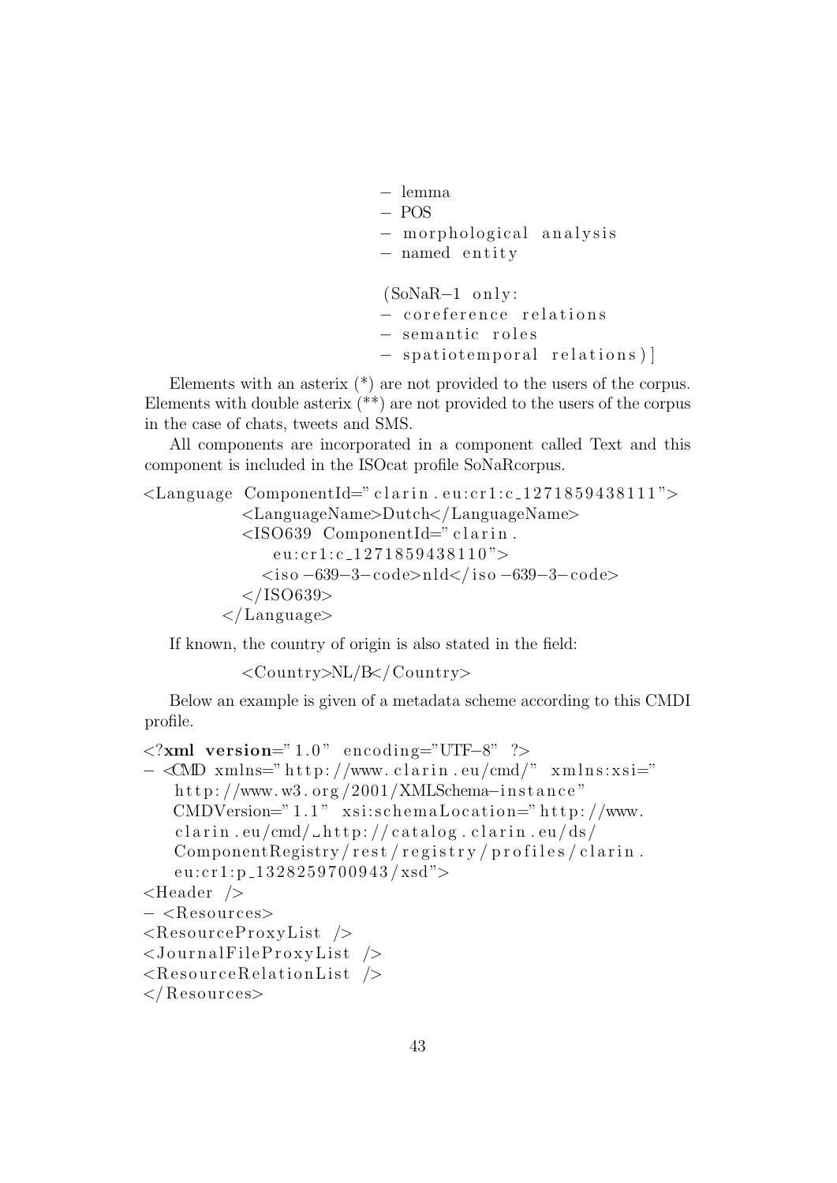```
                    − lemma
                    − POS
                    − morphological analysis
                    − named entity

                    (SoNaR−1 only:
                    − coreference relations
                    − semantic roles
                    − spatiotemporal relations)]
```

Elements with an asterix (*) are not provided to the users of the corpus. Elements with double asterix (**) are not provided to the users of the corpus in the case of chats, tweets and SMS.

All components are incorporated in a component called Text and this component is included in the ISOcat profile SoNaRcorpus.

```
<Language ComponentId="clarin.eu:cr1:c_1271859438111">
          <LanguageName>Dutch</LanguageName>
          <ISO639 ComponentId="clarin.
              eu:cr1:c_1271859438110">
            <iso-639-3-code>nld</iso-639-3-code>
          </ISO639>
        </Language>
```

If known, the country of origin is also stated in the field:

```
          <Country>NL/B</Country>
```

Below an example is given of a metadata scheme according to this CMDI profile.

```
<?xml version="1.0" encoding="UTF-8" ?>
- <CMD xmlns="http://www.clarin.eu/cmd/" xmlns:xsi="
    http://www.w3.org/2001/XMLSchema-instance"
    CMDVersion="1.1" xsi:schemaLocation="http://www.
    clarin.eu/cmd/ http://catalog.clarin.eu/ds/
    ComponentRegistry/rest/registry/profiles/clarin.
    eu:cr1:p_1328259700943/xsd">
<Header />
- <Resources>
<ResourceProxyList />
<JournalFileProxyList />
<ResourceRelationList />
</Resources>
```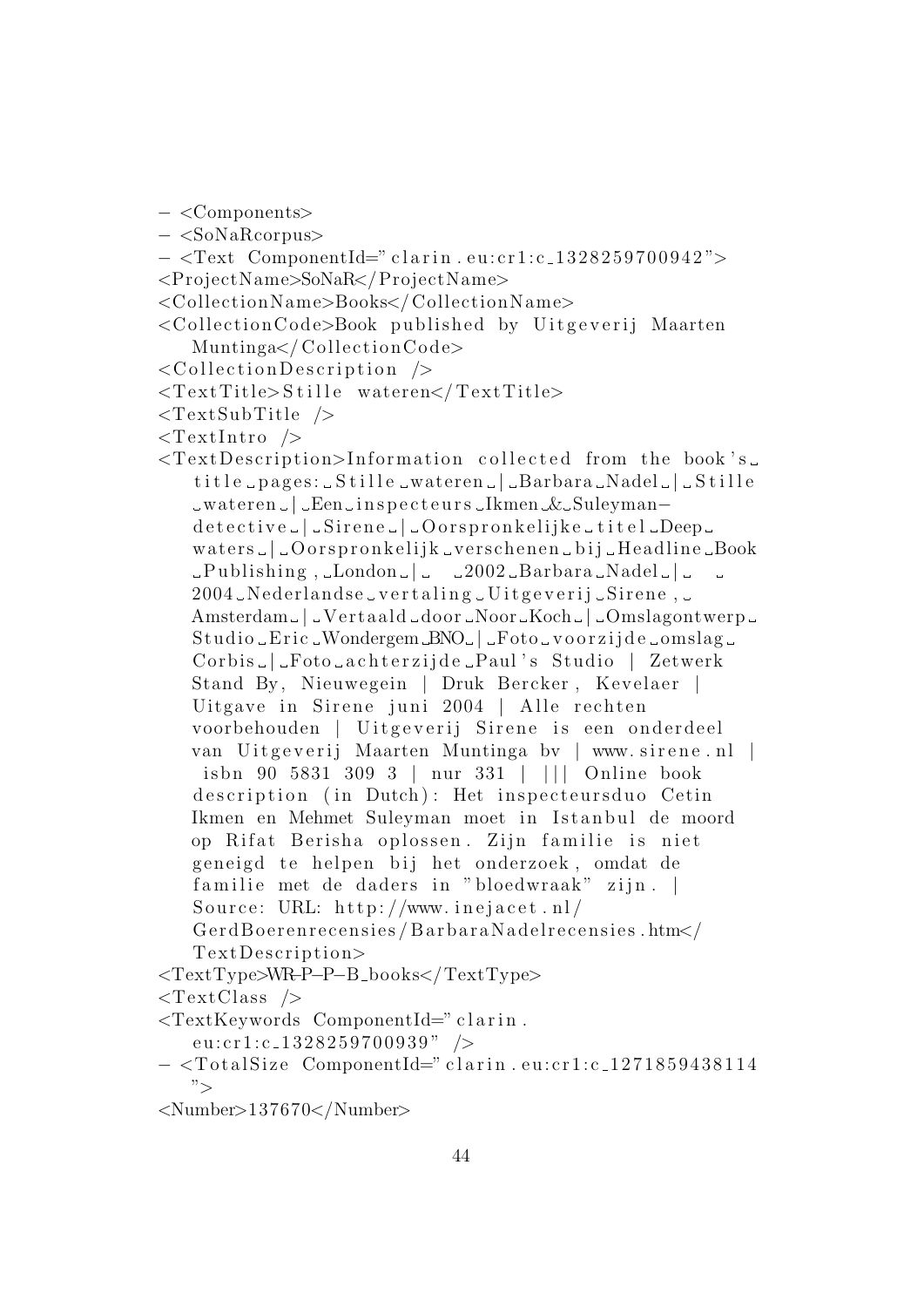```
– <Components>
– <SoNaRcorpus>
– <Text ComponentId="clarin.eu:cr1:c_1328259700942">
<ProjectName>SoNaR</ProjectName>
<CollectionName>Books</CollectionName>
<CollectionCode>Book published by Uitgeverij Maarten
   Muntinga</CollectionCode>
<CollectionDescription />
<TextTitle>Stille wateren</TextTitle>
<TextSubTitle />
<TextIntro />
<TextDescription>Information collected from the book's 
   title pages: Stille wateren | Barbara Nadel | Stille
    wateren | Een inspecteurs Ikmen & Suleyman–
   detective | Sirene | Oorspronkelijke titel Deep 
   waters | Oorspronkelijk verschenen bij Headline Book
    Publishing, London |    2002 Barbara Nadel |    
   2004 Nederlandse vertaling Uitgeverij Sirene, 
   Amsterdam | Vertaald door Noor Koch | Omslagontwerp 
   Studio Eric Wondergem BNO | Foto voorzijde omslag 
   Corbis | Foto achterzijde Paul's Studio | Zetwerk
   Stand By, Nieuwegein | Druk Bercker, Kevelaer |
   Uitgave in Sirene juni 2004 | Alle rechten
   voorbehouden | Uitgeverij Sirene is een onderdeel
   van Uitgeverij Maarten Muntinga bv | www.sirene.nl |
    isbn 90 5831 309 3 | nur 331 | ||| Online book
   description (in Dutch): Het inspecteursduo Cetin
   Ikmen en Mehmet Suleyman moet in Istanbul de moord
   op Rifat Berisha oplossen. Zijn familie is niet
   geneigd te helpen bij het onderzoek, omdat de
   familie met de daders in "bloedwraak" zijn. |
   Source: URL: http://www.inejacet.nl/
   GerdBoerenrecensies/BarbaraNadelrecensies.htm</
   TextDescription>
<TextType>WR–P–P–B_books</TextType>
<TextClass />
<TextKeywords ComponentId="clarin.
   eu:cr1:c_1328259700939" />
– <TotalSize ComponentId="clarin.eu:cr1:c_1271859438114
   ">
<Number>137670</Number>
```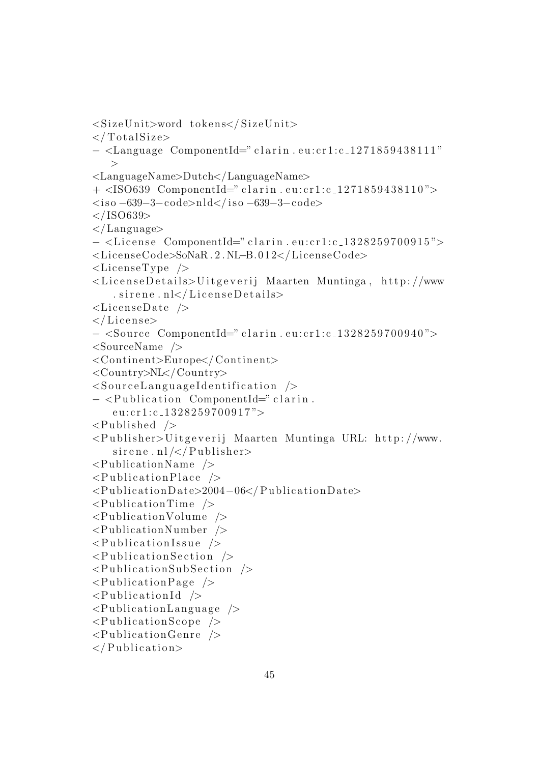```
<SizeUnit>word tokens</SizeUnit>
</TotalSize>
- <Language ComponentId="clarin.eu:cr1:c_1271859438111"
   >
<LanguageName>Dutch</LanguageName>
+ <ISO639 ComponentId="clarin.eu:cr1:c_1271859438110">
<iso-639-3-code>nld</iso-639-3-code>
</ISO639>
</Language>
- <License ComponentId="clarin.eu:cr1:c_1328259700915">
<LicenseCode>SoNaR.2.NL-B.012</LicenseCode>
<LicenseType />
<LicenseDetails>Uitgeverij Maarten Muntinga, http://www
   .sirene.nl</LicenseDetails>
<LicenseDate />
</License>
- <Source ComponentId="clarin.eu:cr1:c_1328259700940">
<SourceName />
<Continent>Europe</Continent>
<Country>NL</Country>
<SourceLanguageIdentification />
- <Publication ComponentId="clarin.
   eu:cr1:c_1328259700917">
<Published />
<Publisher>Uitgeverij Maarten Muntinga URL: http://www.
   sirene.nl/</Publisher>
<PublicationName />
<PublicationPlace />
<PublicationDate>2004-06</PublicationDate>
<PublicationTime />
<PublicationVolume />
<PublicationNumber />
<PublicationIssue />
<PublicationSection />
<PublicationSubSection />
<PublicationPage />
<PublicationId />
<PublicationLanguage />
<PublicationScope />
<PublicationGenre />
</Publication>
```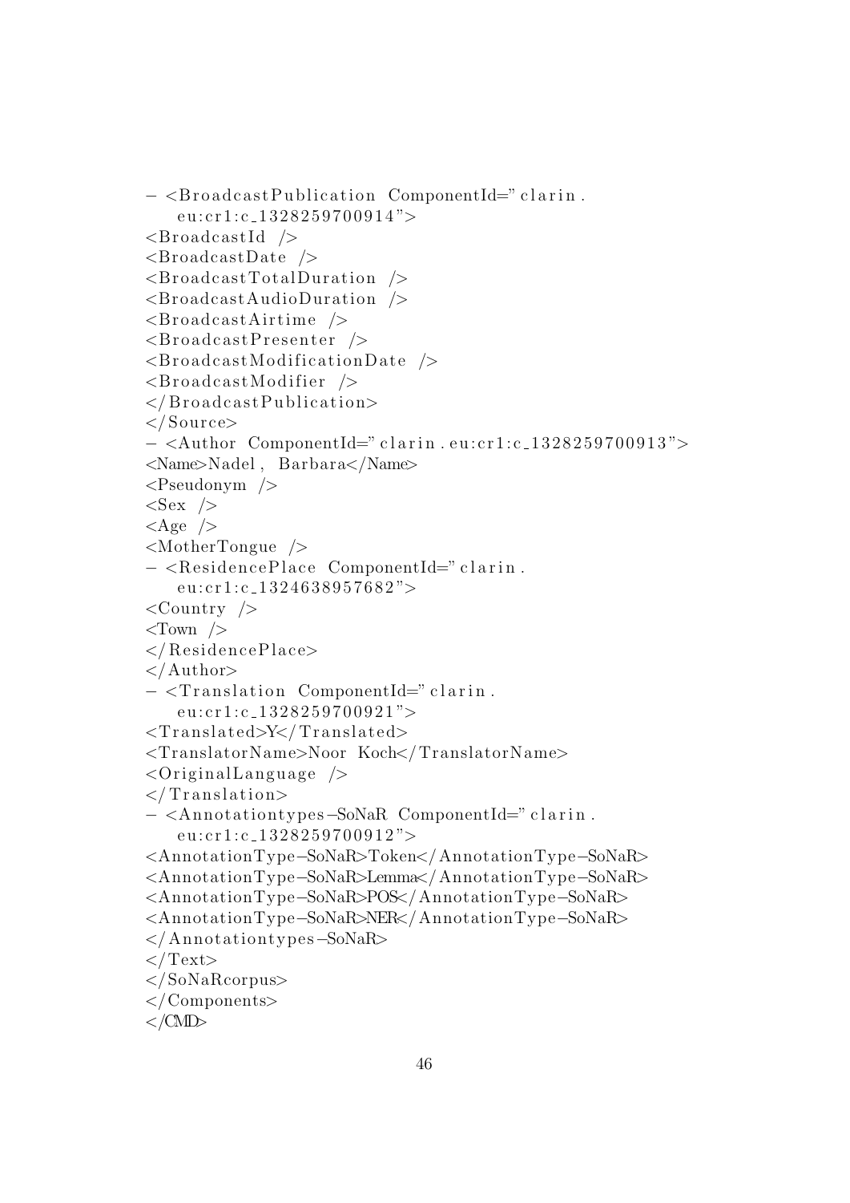```
- <BroadcastPublication ComponentId="clarin.
    eu:cr1:c_1328259700914">
<BroadcastId />
<BroadcastDate />
<BroadcastTotalDuration />
<BroadcastAudioDuration />
<BroadcastAirtime />
<BroadcastPresenter />
<BroadcastModificationDate />
<BroadcastModifier />
</BroadcastPublication>
</Source>
- <Author ComponentId="clarin.eu:cr1:c_1328259700913">
<Name>Nadel, Barbara</Name>
<Pseudonym />
<Sex />
<Age />
<MotherTongue />
- <ResidencePlace ComponentId="clarin.
    eu:cr1:c_1324638957682">
<Country />
<Town />
</ResidencePlace>
</Author>
- <Translation ComponentId="clarin.
    eu:cr1:c_1328259700921">
<Translated>Y</Translated>
<TranslatorName>Noor Koch</TranslatorName>
<OriginalLanguage />
</Translation>
- <Annotationtypes-SoNaR ComponentId="clarin.
    eu:cr1:c_1328259700912">
<AnnotationType-SoNaR>Token</AnnotationType-SoNaR>
<AnnotationType-SoNaR>Lemma</AnnotationType-SoNaR>
<AnnotationType-SoNaR>POS</AnnotationType-SoNaR>
<AnnotationType-SoNaR>NER</AnnotationType-SoNaR>
</Annotationtypes-SoNaR>
</Text>
</SoNaRcorpus>
</Components>
</CMD>
```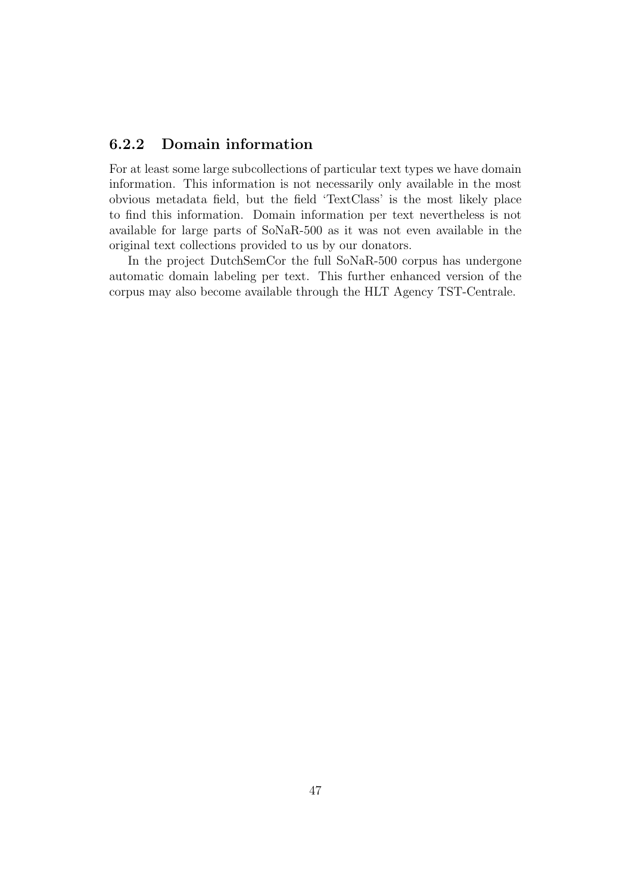### 6.2.2 Domain information

For at least some large subcollections of particular text types we have domain information. This information is not necessarily only available in the most obvious metadata field, but the field 'TextClass' is the most likely place to find this information. Domain information per text nevertheless is not available for large parts of SoNaR-500 as it was not even available in the original text collections provided to us by our donators.

In the project DutchSemCor the full SoNaR-500 corpus has undergone automatic domain labeling per text. This further enhanced version of the corpus may also become available through the HLT Agency TST-Centrale.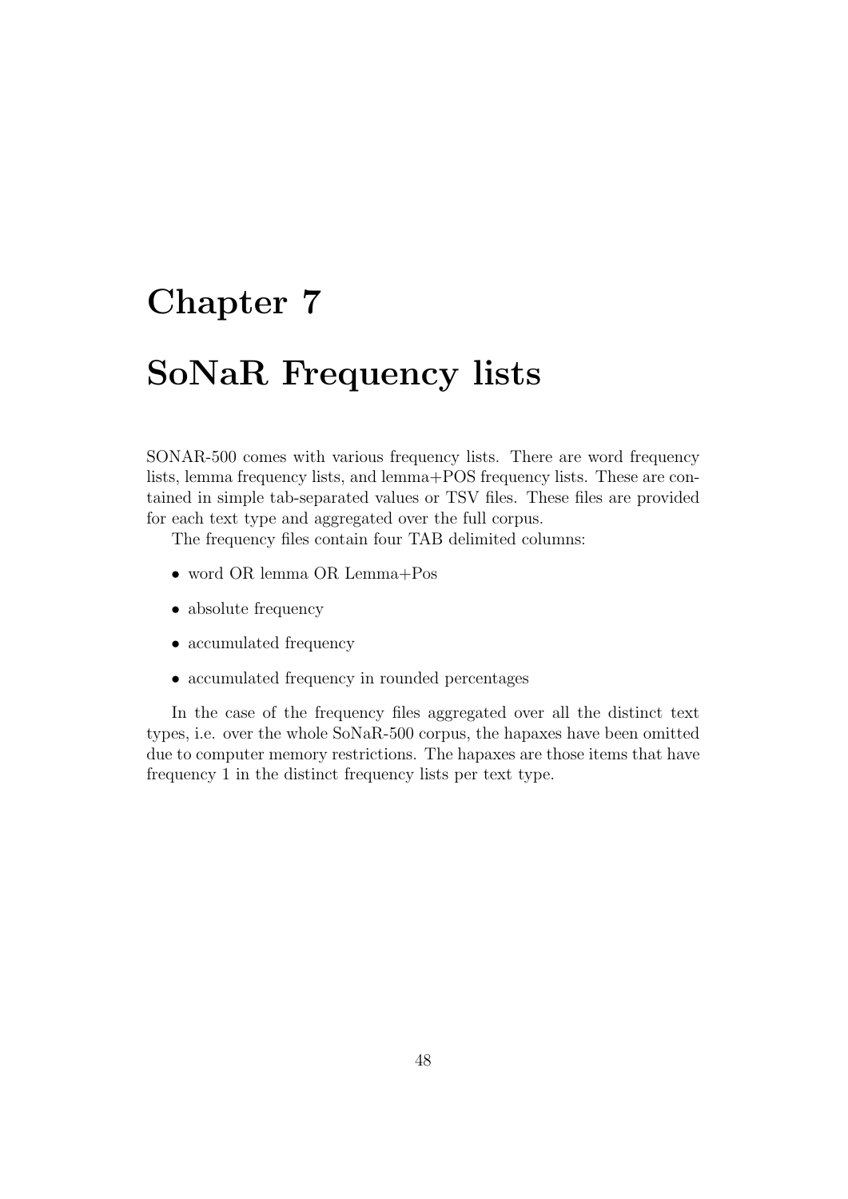# Chapter 7

# SoNaR Frequency lists

SONAR-500 comes with various frequency lists. There are word frequency lists, lemma frequency lists, and lemma+POS frequency lists. These are contained in simple tab-separated values or TSV files. These files are provided for each text type and aggregated over the full corpus.

The frequency files contain four TAB delimited columns:

- word OR lemma OR Lemma+Pos
- absolute frequency
- accumulated frequency
- accumulated frequency in rounded percentages

In the case of the frequency files aggregated over all the distinct text types, i.e. over the whole SoNaR-500 corpus, the hapaxes have been omitted due to computer memory restrictions. The hapaxes are those items that have frequency 1 in the distinct frequency lists per text type.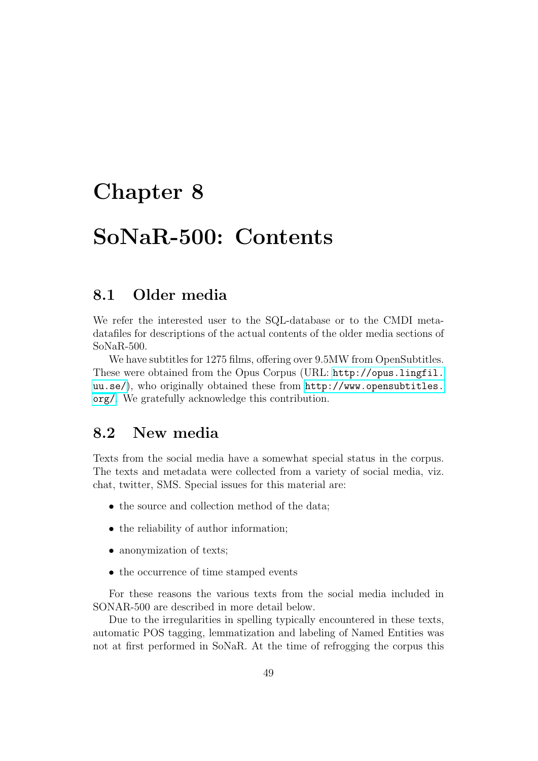# Chapter 8

# SoNaR-500: Contents

## 8.1 Older media

We refer the interested user to the SQL-database or to the CMDI metadatafiles for descriptions of the actual contents of the older media sections of SoNaR-500.

We have subtitles for 1275 films, offering over 9.5MW from OpenSubtitles. These were obtained from the Opus Corpus (URL: http://opus.lingfil.uu.se/), who originally obtained these from http://www.opensubtitles.org/. We gratefully acknowledge this contribution.

## 8.2 New media

Texts from the social media have a somewhat special status in the corpus. The texts and metadata were collected from a variety of social media, viz. chat, twitter, SMS. Special issues for this material are:

- the source and collection method of the data;
- the reliability of author information;
- anonymization of texts;
- the occurrence of time stamped events

For these reasons the various texts from the social media included in SONAR-500 are described in more detail below.

Due to the irregularities in spelling typically encountered in these texts, automatic POS tagging, lemmatization and labeling of Named Entities was not at first performed in SoNaR. At the time of refrogging the corpus this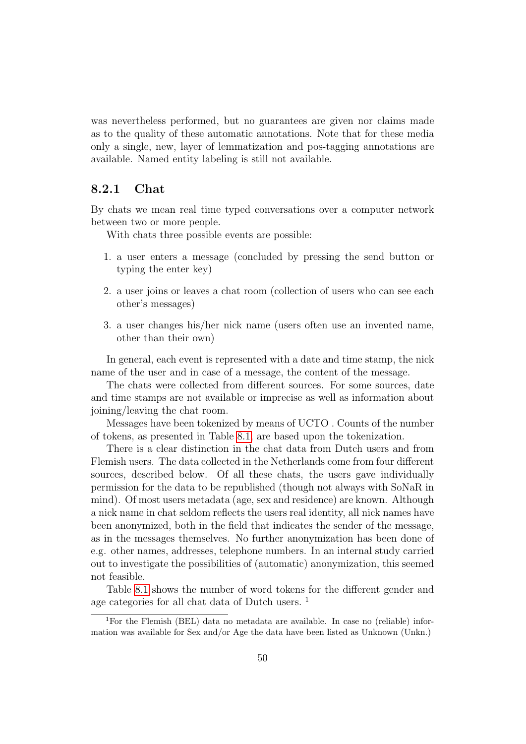was nevertheless performed, but no guarantees are given nor claims made as to the quality of these automatic annotations. Note that for these media only a single, new, layer of lemmatization and pos-tagging annotations are available. Named entity labeling is still not available.

### 8.2.1 Chat

By chats we mean real time typed conversations over a computer network between two or more people.

With chats three possible events are possible:

1. a user enters a message (concluded by pressing the send button or typing the enter key)
2. a user joins or leaves a chat room (collection of users who can see each other's messages)
3. a user changes his/her nick name (users often use an invented name, other than their own)

In general, each event is represented with a date and time stamp, the nick name of the user and in case of a message, the content of the message.

The chats were collected from different sources. For some sources, date and time stamps are not available or imprecise as well as information about joining/leaving the chat room.

Messages have been tokenized by means of UCTO . Counts of the number of tokens, as presented in Table 8.1, are based upon the tokenization.

There is a clear distinction in the chat data from Dutch users and from Flemish users. The data collected in the Netherlands come from four different sources, described below. Of all these chats, the users gave individually permission for the data to be republished (though not always with SoNaR in mind). Of most users metadata (age, sex and residence) are known. Although a nick name in chat seldom reflects the users real identity, all nick names have been anonymized, both in the field that indicates the sender of the message, as in the messages themselves. No further anonymization has been done of e.g. other names, addresses, telephone numbers. In an internal study carried out to investigate the possibilities of (automatic) anonymization, this seemed not feasible.

Table 8.1 shows the number of word tokens for the different gender and age categories for all chat data of Dutch users. [1]

[1] For the Flemish (BEL) data no metadata are available. In case no (reliable) information was available for Sex and/or Age the data have been listed as Unknown (Unkn.)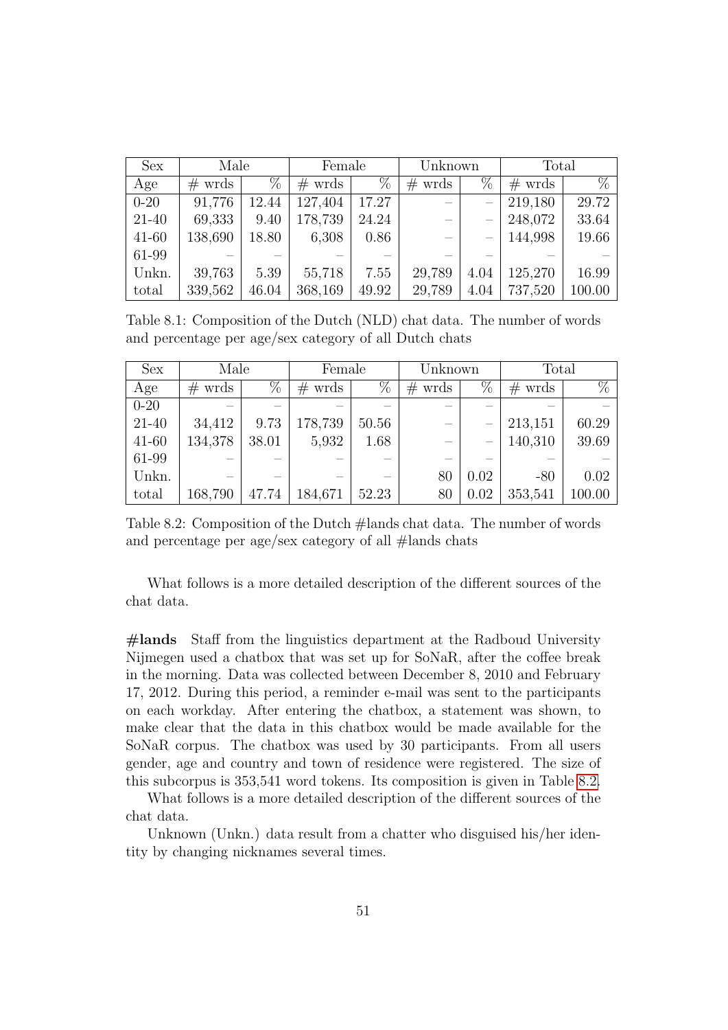| Sex | Male | | Female | | Unknown | | Total | |
|---|---|---|---|---|---|---|---|---|
| Age | # wrds | % | # wrds | % | # wrds | % | # wrds | % |
| 0-20 | 91,776 | 12.44 | 127,404 | 17.27 | – | – | 219,180 | 29.72 |
| 21-40 | 69,333 | 9.40 | 178,739 | 24.24 | – | – | 248,072 | 33.64 |
| 41-60 | 138,690 | 18.80 | 6,308 | 0.86 | – | – | 144,998 | 19.66 |
| 61-99 | – | – | – | – | – | – | – | – |
| Unkn. | 39,763 | 5.39 | 55,718 | 7.55 | 29,789 | 4.04 | 125,270 | 16.99 |
| total | 339,562 | 46.04 | 368,169 | 49.92 | 29,789 | 4.04 | 737,520 | 100.00 |

Table 8.1: Composition of the Dutch (NLD) chat data. The number of words and percentage per age/sex category of all Dutch chats

| Sex | Male | | Female | | Unknown | | Total | |
|---|---|---|---|---|---|---|---|---|
| Age | # wrds | % | # wrds | % | # wrds | % | # wrds | % |
| 0-20 | – | – | – | – | – | – | – | – |
| 21-40 | 34,412 | 9.73 | 178,739 | 50.56 | – | – | 213,151 | 60.29 |
| 41-60 | 134,378 | 38.01 | 5,932 | 1.68 | – | – | 140,310 | 39.69 |
| 61-99 | – | – | – | – | – | – | – | – |
| Unkn. | – | – | – | – | 80 | 0.02 | -80 | 0.02 |
| total | 168,790 | 47.74 | 184,671 | 52.23 | 80 | 0.02 | 353,541 | 100.00 |

Table 8.2: Composition of the Dutch #lands chat data. The number of words and percentage per age/sex category of all #lands chats

What follows is a more detailed description of the different sources of the chat data.

**#lands** Staff from the linguistics department at the Radboud University Nijmegen used a chatbox that was set up for SoNaR, after the coffee break in the morning. Data was collected between December 8, 2010 and February 17, 2012. During this period, a reminder e-mail was sent to the participants on each workday. After entering the chatbox, a statement was shown, to make clear that the data in this chatbox would be made available for the SoNaR corpus. The chatbox was used by 30 participants. From all users gender, age and country and town of residence were registered. The size of this subcorpus is 353,541 word tokens. Its composition is given in Table 8.2.

What follows is a more detailed description of the different sources of the chat data.

Unknown (Unkn.) data result from a chatter who disguised his/her identity by changing nicknames several times.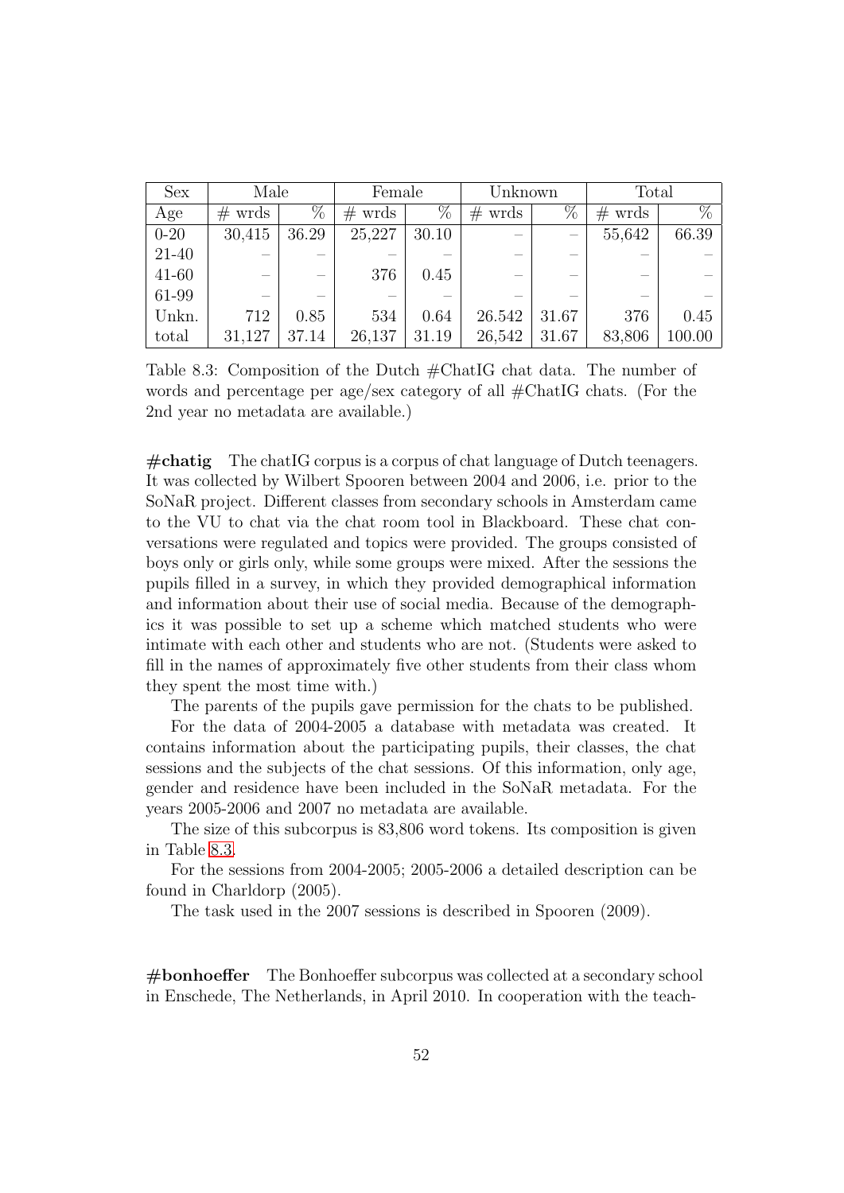| Sex | Male | | Female | | Unknown | | Total | |
|---|---|---|---|---|---|---|---|---|
| Age | # wrds | % | # wrds | % | # wrds | % | # wrds | % |
| 0-20 | 30,415 | 36.29 | 25,227 | 30.10 | – | – | 55,642 | 66.39 |
| 21-40 | – | – | – | – | – | – | – | – |
| 41-60 | – | – | 376 | 0.45 | – | – | – | – |
| 61-99 | – | – | – | – | – | – | – | – |
| Unkn. | 712 | 0.85 | 534 | 0.64 | 26.542 | 31.67 | 376 | 0.45 |
| total | 31,127 | 37.14 | 26,137 | 31.19 | 26,542 | 31.67 | 83,806 | 100.00 |

Table 8.3: Composition of the Dutch #ChatIG chat data. The number of words and percentage per age/sex category of all #ChatIG chats. (For the 2nd year no metadata are available.)

**#chatig** The chatIG corpus is a corpus of chat language of Dutch teenagers. It was collected by Wilbert Spooren between 2004 and 2006, i.e. prior to the SoNaR project. Different classes from secondary schools in Amsterdam came to the VU to chat via the chat room tool in Blackboard. These chat conversations were regulated and topics were provided. The groups consisted of boys only or girls only, while some groups were mixed. After the sessions the pupils filled in a survey, in which they provided demographical information and information about their use of social media. Because of the demographics it was possible to set up a scheme which matched students who were intimate with each other and students who are not. (Students were asked to fill in the names of approximately five other students from their class whom they spent the most time with.)

The parents of the pupils gave permission for the chats to be published.

For the data of 2004-2005 a database with metadata was created. It contains information about the participating pupils, their classes, the chat sessions and the subjects of the chat sessions. Of this information, only age, gender and residence have been included in the SoNaR metadata. For the years 2005-2006 and 2007 no metadata are available.

The size of this subcorpus is 83,806 word tokens. Its composition is given in Table 8.3.

For the sessions from 2004-2005; 2005-2006 a detailed description can be found in Charldorp (2005).

The task used in the 2007 sessions is described in Spooren (2009).

**#bonhoeffer** The Bonhoeffer subcorpus was collected at a secondary school in Enschede, The Netherlands, in April 2010. In cooperation with the teach-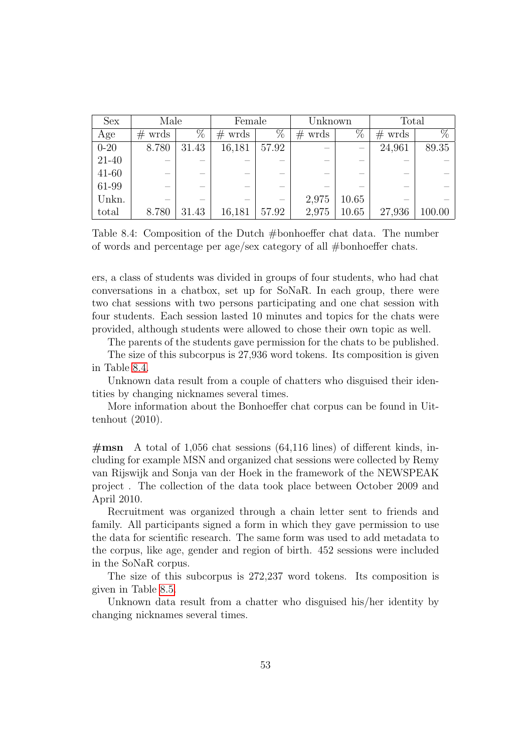| Sex | Male | | Female | | Unknown | | Total | |
|---|---|---|---|---|---|---|---|---|
| Age | # wrds | % | # wrds | % | # wrds | % | # wrds | % |
| 0-20 | 8.780 | 31.43 | 16,181 | 57.92 | – | – | 24,961 | 89.35 |
| 21-40 | – | – | – | – | – | – | – | – |
| 41-60 | – | – | – | – | – | – | – | – |
| 61-99 | – | – | – | – | – | – | – | – |
| Unkn. | – | – | – | – | 2,975 | 10.65 | – | – |
| total | 8.780 | 31.43 | 16,181 | 57.92 | 2,975 | 10.65 | 27,936 | 100.00 |

Table 8.4: Composition of the Dutch #bonhoeffer chat data. The number of words and percentage per age/sex category of all #bonhoeffer chats.

ers, a class of students was divided in groups of four students, who had chat conversations in a chatbox, set up for SoNaR. In each group, there were two chat sessions with two persons participating and one chat session with four students. Each session lasted 10 minutes and topics for the chats were provided, although students were allowed to chose their own topic as well.

The parents of the students gave permission for the chats to be published.

The size of this subcorpus is 27,936 word tokens. Its composition is given in Table 8.4.

Unknown data result from a couple of chatters who disguised their identities by changing nicknames several times.

More information about the Bonhoeffer chat corpus can be found in Uittenhout (2010).

**#msn** A total of 1,056 chat sessions (64,116 lines) of different kinds, including for example MSN and organized chat sessions were collected by Remy van Rijswijk and Sonja van der Hoek in the framework of the NEWSPEAK project . The collection of the data took place between October 2009 and April 2010.

Recruitment was organized through a chain letter sent to friends and family. All participants signed a form in which they gave permission to use the data for scientific research. The same form was used to add metadata to the corpus, like age, gender and region of birth. 452 sessions were included in the SoNaR corpus.

The size of this subcorpus is 272,237 word tokens. Its composition is given in Table 8.5.

Unknown data result from a chatter who disguised his/her identity by changing nicknames several times.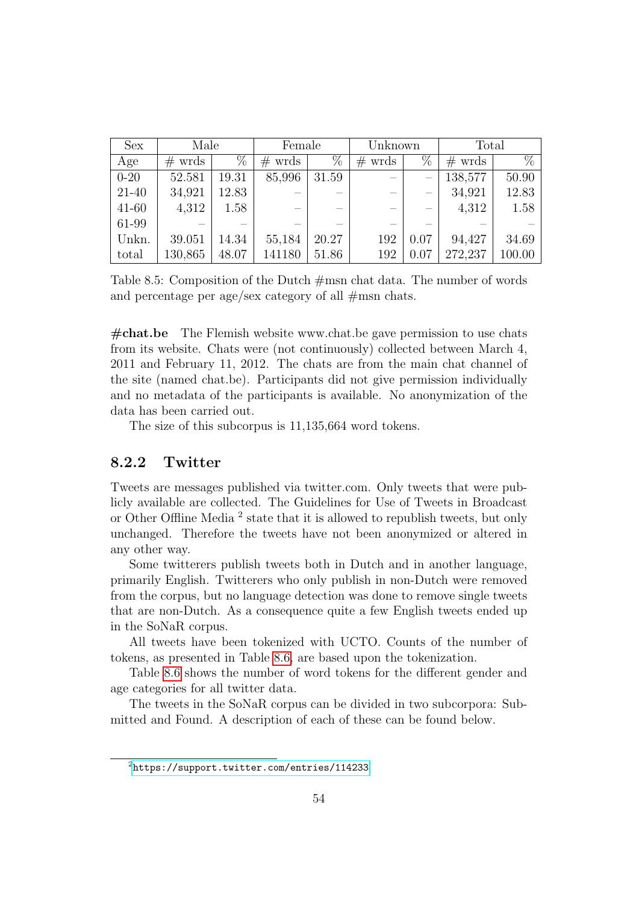| Sex | Male | | Female | | Unknown | | Total | |
|---|---|---|---|---|---|---|---|---|
| Age | # wrds | % | # wrds | % | # wrds | % | # wrds | % |
| 0-20 | 52.581 | 19.31 | 85,996 | 31.59 | – | – | 138,577 | 50.90 |
| 21-40 | 34,921 | 12.83 | – | – | – | – | 34,921 | 12.83 |
| 41-60 | 4,312 | 1.58 | – | – | – | – | 4,312 | 1.58 |
| 61-99 | – | – | – | – | – | – | – | – |
| Unkn. | 39.051 | 14.34 | 55,184 | 20.27 | 192 | 0.07 | 94,427 | 34.69 |
| total | 130,865 | 48.07 | 141180 | 51.86 | 192 | 0.07 | 272,237 | 100.00 |

Table 8.5: Composition of the Dutch #msn chat data. The number of words and percentage per age/sex category of all #msn chats.

**#chat.be** The Flemish website www.chat.be gave permission to use chats from its website. Chats were (not continuously) collected between March 4, 2011 and February 11, 2012. The chats are from the main chat channel of the site (named chat.be). Participants did not give permission individually and no metadata of the participants is available. No anonymization of the data has been carried out.

The size of this subcorpus is 11,135,664 word tokens.

### 8.2.2 Twitter

Tweets are messages published via twitter.com. Only tweets that were publicly available are collected. The Guidelines for Use of Tweets in Broadcast or Other Offline Media [2] state that it is allowed to republish tweets, but only unchanged. Therefore the tweets have not been anonymized or altered in any other way.

Some twitterers publish tweets both in Dutch and in another language, primarily English. Twitterers who only publish in non-Dutch were removed from the corpus, but no language detection was done to remove single tweets that are non-Dutch. As a consequence quite a few English tweets ended up in the SoNaR corpus.

All tweets have been tokenized with UCTO. Counts of the number of tokens, as presented in Table 8.6, are based upon the tokenization.

Table 8.6 shows the number of word tokens for the different gender and age categories for all twitter data.

The tweets in the SoNaR corpus can be divided in two subcorpora: Submitted and Found. A description of each of these can be found below.

[2] https://support.twitter.com/entries/114233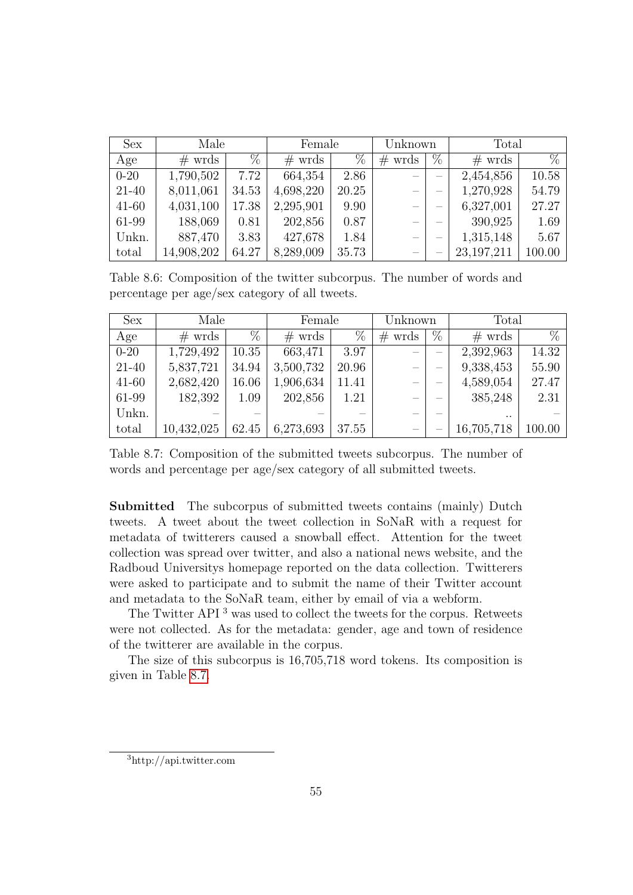| Sex | Male | | Female | | Unknown | | Total | |
|---|---|---|---|---|---|---|---|---|
| Age | # wrds | % | # wrds | % | # wrds | % | # wrds | % |
| 0-20 | 1,790,502 | 7.72 | 664,354 | 2.86 | – | – | 2,454,856 | 10.58 |
| 21-40 | 8,011,061 | 34.53 | 4,698,220 | 20.25 | – | – | 1,270,928 | 54.79 |
| 41-60 | 4,031,100 | 17.38 | 2,295,901 | 9.90 | – | – | 6,327,001 | 27.27 |
| 61-99 | 188,069 | 0.81 | 202,856 | 0.87 | – | – | 390,925 | 1.69 |
| Unkn. | 887,470 | 3.83 | 427,678 | 1.84 | – | – | 1,315,148 | 5.67 |
| total | 14,908,202 | 64.27 | 8,289,009 | 35.73 | – | – | 23,197,211 | 100.00 |

Table 8.6: Composition of the twitter subcorpus. The number of words and percentage per age/sex category of all tweets.

| Sex | Male | | Female | | Unknown | | Total | |
|---|---|---|---|---|---|---|---|---|
| Age | # wrds | % | # wrds | % | # wrds | % | # wrds | % |
| 0-20 | 1,729,492 | 10.35 | 663,471 | 3.97 | – | – | 2,392,963 | 14.32 |
| 21-40 | 5,837,721 | 34.94 | 3,500,732 | 20.96 | – | – | 9,338,453 | 55.90 |
| 41-60 | 2,682,420 | 16.06 | 1,906,634 | 11.41 | – | – | 4,589,054 | 27.47 |
| 61-99 | 182,392 | 1.09 | 202,856 | 1.21 | – | – | 385,248 | 2.31 |
| Unkn. | – | – | – | – | – | – | .. | – |
| total | 10,432,025 | 62.45 | 6,273,693 | 37.55 | – | – | 16,705,718 | 100.00 |

Table 8.7: Composition of the submitted tweets subcorpus. The number of words and percentage per age/sex category of all submitted tweets.

**Submitted** The subcorpus of submitted tweets contains (mainly) Dutch tweets. A tweet about the tweet collection in SoNaR with a request for metadata of twitterers caused a snowball effect. Attention for the tweet collection was spread over twitter, and also a national news website, and the Radboud Universitys homepage reported on the data collection. Twitterers were asked to participate and to submit the name of their Twitter account and metadata to the SoNaR team, either by email of via a webform.

The Twitter API [3] was used to collect the tweets for the corpus. Retweets were not collected. As for the metadata: gender, age and town of residence of the twitterer are available in the corpus.

The size of this subcorpus is 16,705,718 word tokens. Its composition is given in Table 8.7.

[3] http://api.twitter.com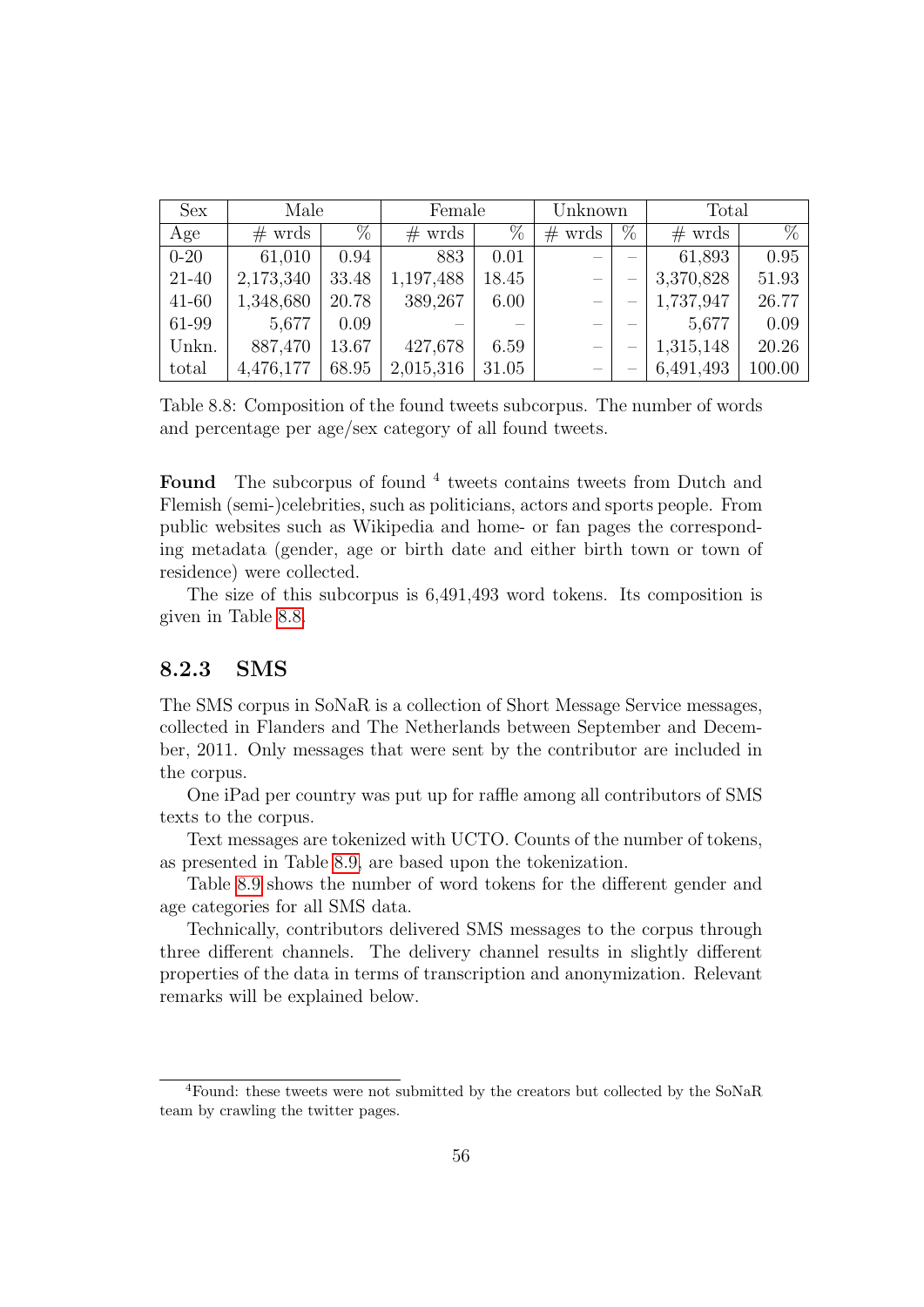| Sex | Male | | Female | | Unknown | | Total | |
|---|---|---|---|---|---|---|---|---|
| Age | # wrds | % | # wrds | % | # wrds | % | # wrds | % |
| 0-20 | 61,010 | 0.94 | 883 | 0.01 | – | – | 61,893 | 0.95 |
| 21-40 | 2,173,340 | 33.48 | 1,197,488 | 18.45 | – | – | 3,370,828 | 51.93 |
| 41-60 | 1,348,680 | 20.78 | 389,267 | 6.00 | – | – | 1,737,947 | 26.77 |
| 61-99 | 5,677 | 0.09 | – | – | – | – | 5,677 | 0.09 |
| Unkn. | 887,470 | 13.67 | 427,678 | 6.59 | – | – | 1,315,148 | 20.26 |
| total | 4,476,177 | 68.95 | 2,015,316 | 31.05 | – | – | 6,491,493 | 100.00 |

Table 8.8: Composition of the found tweets subcorpus. The number of words and percentage per age/sex category of all found tweets.

**Found** The subcorpus of found [4] tweets contains tweets from Dutch and Flemish (semi-)celebrities, such as politicians, actors and sports people. From public websites such as Wikipedia and home- or fan pages the corresponding metadata (gender, age or birth date and either birth town or town of residence) were collected.

The size of this subcorpus is 6,491,493 word tokens. Its composition is given in Table 8.8.

### 8.2.3 SMS

The SMS corpus in SoNaR is a collection of Short Message Service messages, collected in Flanders and The Netherlands between September and December, 2011. Only messages that were sent by the contributor are included in the corpus.

One iPad per country was put up for raffle among all contributors of SMS texts to the corpus.

Text messages are tokenized with UCTO. Counts of the number of tokens, as presented in Table 8.9, are based upon the tokenization.

Table 8.9 shows the number of word tokens for the different gender and age categories for all SMS data.

Technically, contributors delivered SMS messages to the corpus through three different channels. The delivery channel results in slightly different properties of the data in terms of transcription and anonymization. Relevant remarks will be explained below.

[4] Found: these tweets were not submitted by the creators but collected by the SoNaR team by crawling the twitter pages.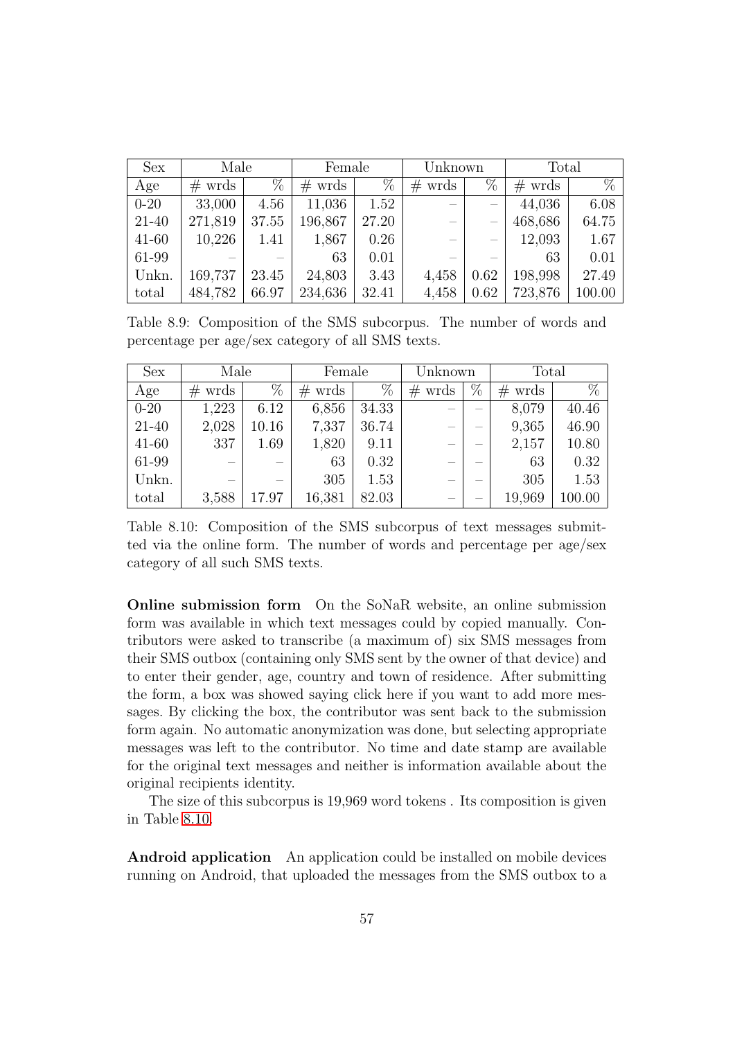| Sex | Male | | Female | | Unknown | | Total | |
|---|---|---|---|---|---|---|---|---|
| Age | # wrds | % | # wrds | % | # wrds | % | # wrds | % |
| 0-20 | 33,000 | 4.56 | 11,036 | 1.52 | – | – | 44,036 | 6.08 |
| 21-40 | 271,819 | 37.55 | 196,867 | 27.20 | – | – | 468,686 | 64.75 |
| 41-60 | 10,226 | 1.41 | 1,867 | 0.26 | – | – | 12,093 | 1.67 |
| 61-99 | – | – | 63 | 0.01 | – | – | 63 | 0.01 |
| Unkn. | 169,737 | 23.45 | 24,803 | 3.43 | 4,458 | 0.62 | 198,998 | 27.49 |
| total | 484,782 | 66.97 | 234,636 | 32.41 | 4,458 | 0.62 | 723,876 | 100.00 |

Table 8.9: Composition of the SMS subcorpus. The number of words and percentage per age/sex category of all SMS texts.

| Sex | Male | | Female | | Unknown | | Total | |
|---|---|---|---|---|---|---|---|---|
| Age | # wrds | % | # wrds | % | # wrds | % | # wrds | % |
| 0-20 | 1,223 | 6.12 | 6,856 | 34.33 | – | – | 8,079 | 40.46 |
| 21-40 | 2,028 | 10.16 | 7,337 | 36.74 | – | – | 9,365 | 46.90 |
| 41-60 | 337 | 1.69 | 1,820 | 9.11 | – | – | 2,157 | 10.80 |
| 61-99 | – | – | 63 | 0.32 | – | – | 63 | 0.32 |
| Unkn. | – | – | 305 | 1.53 | – | – | 305 | 1.53 |
| total | 3,588 | 17.97 | 16,381 | 82.03 | – | – | 19,969 | 100.00 |

Table 8.10: Composition of the SMS subcorpus of text messages submitted via the online form. The number of words and percentage per age/sex category of all such SMS texts.

**Online submission form** On the SoNaR website, an online submission form was available in which text messages could by copied manually. Contributors were asked to transcribe (a maximum of) six SMS messages from their SMS outbox (containing only SMS sent by the owner of that device) and to enter their gender, age, country and town of residence. After submitting the form, a box was showed saying click here if you want to add more messages. By clicking the box, the contributor was sent back to the submission form again. No automatic anonymization was done, but selecting appropriate messages was left to the contributor. No time and date stamp are available for the original text messages and neither is information available about the original recipients identity.

The size of this subcorpus is 19,969 word tokens . Its composition is given in Table 8.10.

**Android application** An application could be installed on mobile devices running on Android, that uploaded the messages from the SMS outbox to a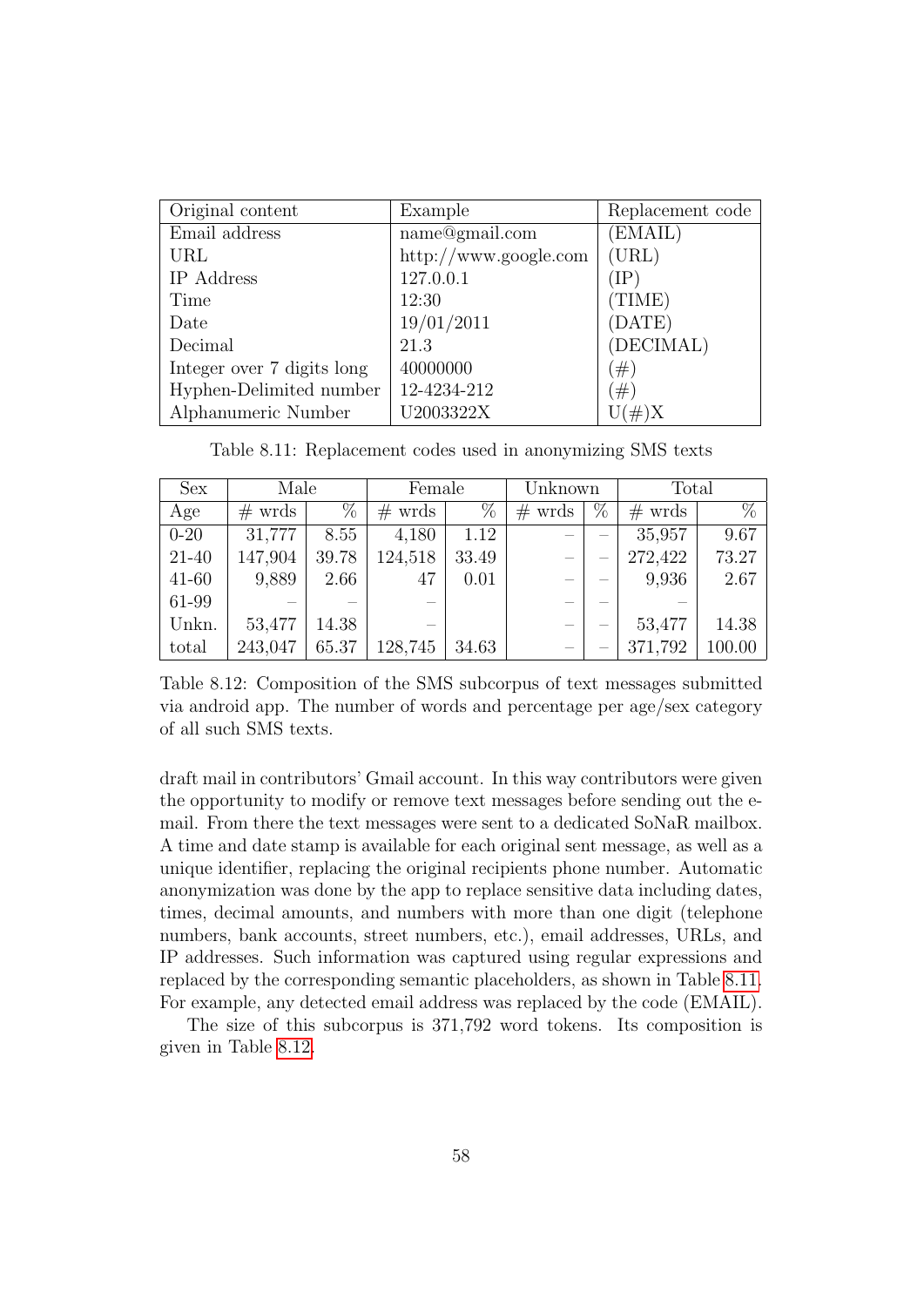| Original content | Example | Replacement code |
|---|---|---|
| Email address | name@gmail.com | (EMAIL) |
| URL | http://www.google.com | (URL) |
| IP Address | 127.0.0.1 | (IP) |
| Time | 12:30 | (TIME) |
| Date | 19/01/2011 | (DATE) |
| Decimal | 21.3 | (DECIMAL) |
| Integer over 7 digits long | 40000000 | (#) |
| Hyphen-Delimited number | 12-4234-212 | (#) |
| Alphanumeric Number | U2003322X | U(#)X |

Table 8.11: Replacement codes used in anonymizing SMS texts

| Sex | Male | | Female | | Unknown | | Total | |
|---|---|---|---|---|---|---|---|---|
| Age | # wrds | % | # wrds | % | # wrds | % | # wrds | % |
| 0-20 | 31,777 | 8.55 | 4,180 | 1.12 | – | – | 35,957 | 9.67 |
| 21-40 | 147,904 | 39.78 | 124,518 | 33.49 | – | – | 272,422 | 73.27 |
| 41-60 | 9,889 | 2.66 | 47 | 0.01 | – | – | 9,936 | 2.67 |
| 61-99 | – | – | – | | – | – | – | |
| Unkn. | 53,477 | 14.38 | – | | – | – | 53,477 | 14.38 |
| total | 243,047 | 65.37 | 128,745 | 34.63 | – | – | 371,792 | 100.00 |

Table 8.12: Composition of the SMS subcorpus of text messages submitted via android app. The number of words and percentage per age/sex category of all such SMS texts.

draft mail in contributors' Gmail account. In this way contributors were given the opportunity to modify or remove text messages before sending out the e-mail. From there the text messages were sent to a dedicated SoNaR mailbox. A time and date stamp is available for each original sent message, as well as a unique identifier, replacing the original recipients phone number. Automatic anonymization was done by the app to replace sensitive data including dates, times, decimal amounts, and numbers with more than one digit (telephone numbers, bank accounts, street numbers, etc.), email addresses, URLs, and IP addresses. Such information was captured using regular expressions and replaced by the corresponding semantic placeholders, as shown in Table 8.11. For example, any detected email address was replaced by the code (EMAIL).

The size of this subcorpus is 371,792 word tokens. Its composition is given in Table 8.12.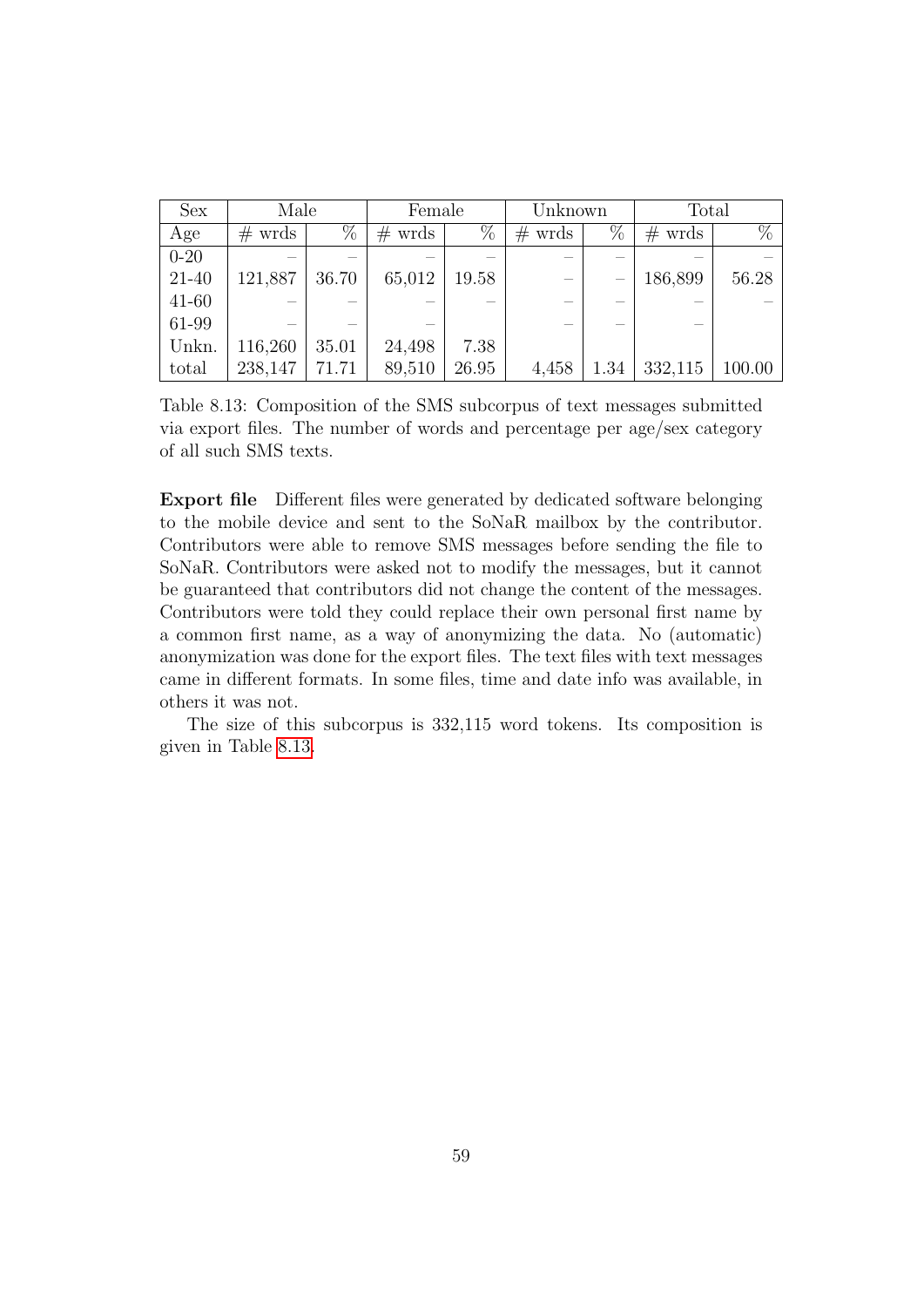| Sex | Male | | Female | | Unknown | | Total | |
|---|---|---|---|---|---|---|---|---|
| Age | # wrds | % | # wrds | % | # wrds | % | # wrds | % |
| 0-20 | – | – | – | – | – | – | – | – |
| 21-40 | 121,887 | 36.70 | 65,012 | 19.58 | – | – | 186,899 | 56.28 |
| 41-60 | – | – | – | – | – | – | – | – |
| 61-99 | – | – | – | – | – | – | – | |
| Unkn. | 116,260 | 35.01 | 24,498 | 7.38 | | | | |
| total | 238,147 | 71.71 | 89,510 | 26.95 | 4,458 | 1.34 | 332,115 | 100.00 |

Table 8.13: Composition of the SMS subcorpus of text messages submitted via export files. The number of words and percentage per age/sex category of all such SMS texts.

**Export file** Different files were generated by dedicated software belonging to the mobile device and sent to the SoNaR mailbox by the contributor. Contributors were able to remove SMS messages before sending the file to SoNaR. Contributors were asked not to modify the messages, but it cannot be guaranteed that contributors did not change the content of the messages. Contributors were told they could replace their own personal first name by a common first name, as a way of anonymizing the data. No (automatic) anonymization was done for the export files. The text files with text messages came in different formats. In some files, time and date info was available, in others it was not.

The size of this subcorpus is 332,115 word tokens. Its composition is given in Table 8.13.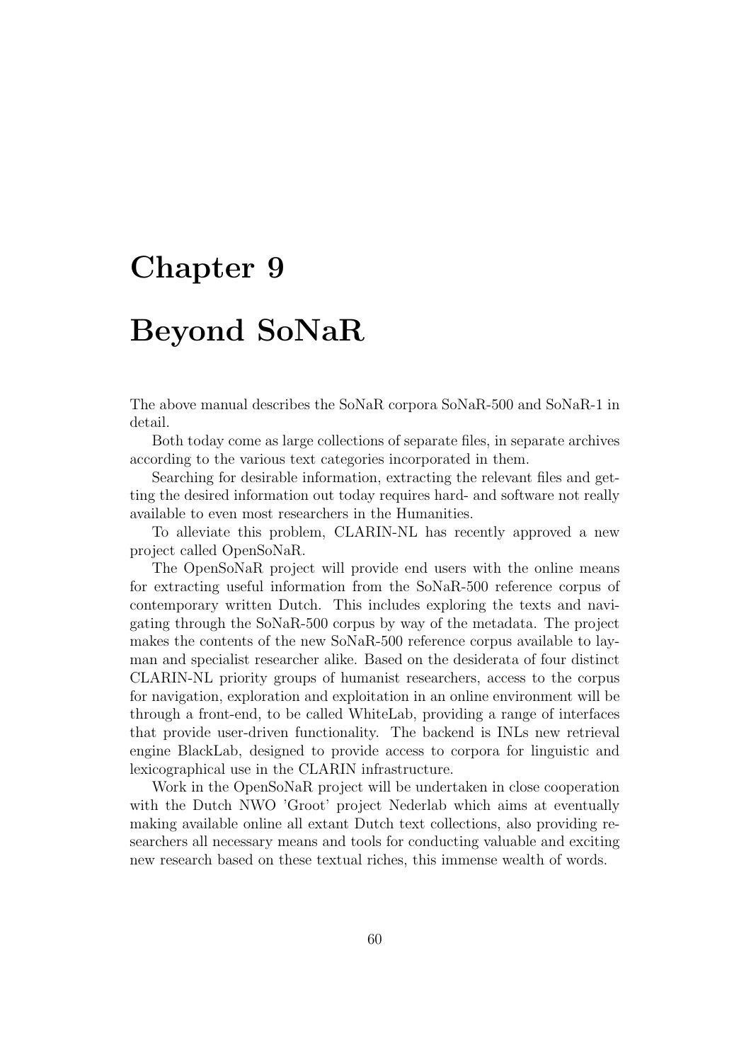# Chapter 9

# Beyond SoNaR

The above manual describes the SoNaR corpora SoNaR-500 and SoNaR-1 in detail.

Both today come as large collections of separate files, in separate archives according to the various text categories incorporated in them.

Searching for desirable information, extracting the relevant files and getting the desired information out today requires hard- and software not really available to even most researchers in the Humanities.

To alleviate this problem, CLARIN-NL has recently approved a new project called OpenSoNaR.

The OpenSoNaR project will provide end users with the online means for extracting useful information from the SoNaR-500 reference corpus of contemporary written Dutch. This includes exploring the texts and navigating through the SoNaR-500 corpus by way of the metadata. The project makes the contents of the new SoNaR-500 reference corpus available to layman and specialist researcher alike. Based on the desiderata of four distinct CLARIN-NL priority groups of humanist researchers, access to the corpus for navigation, exploration and exploitation in an online environment will be through a front-end, to be called WhiteLab, providing a range of interfaces that provide user-driven functionality. The backend is INLs new retrieval engine BlackLab, designed to provide access to corpora for linguistic and lexicographical use in the CLARIN infrastructure.

Work in the OpenSoNaR project will be undertaken in close cooperation with the Dutch NWO 'Groot' project Nederlab which aims at eventually making available online all extant Dutch text collections, also providing researchers all necessary means and tools for conducting valuable and exciting new research based on these textual riches, this immense wealth of words.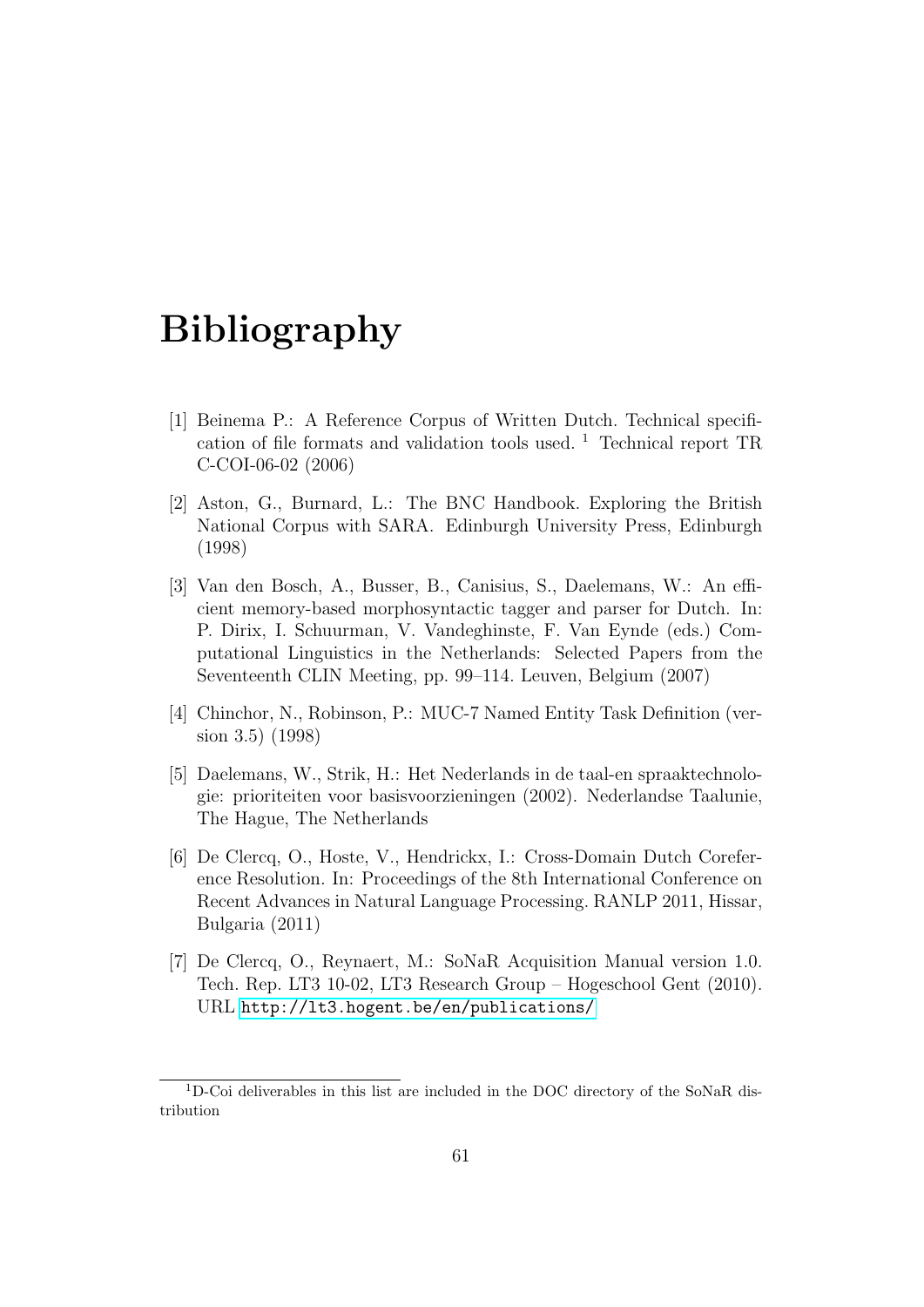# Bibliography

[1] Beinema P.: A Reference Corpus of Written Dutch. Technical specification of file formats and validation tools used. [1] Technical report TR C-COI-06-02 (2006)

[2] Aston, G., Burnard, L.: The BNC Handbook. Exploring the British National Corpus with SARA. Edinburgh University Press, Edinburgh (1998)

[3] Van den Bosch, A., Busser, B., Canisius, S., Daelemans, W.: An efficient memory-based morphosyntactic tagger and parser for Dutch. In: P. Dirix, I. Schuurman, V. Vandeghinste, F. Van Eynde (eds.) Computational Linguistics in the Netherlands: Selected Papers from the Seventeenth CLIN Meeting, pp. 99–114. Leuven, Belgium (2007)

[4] Chinchor, N., Robinson, P.: MUC-7 Named Entity Task Definition (version 3.5) (1998)

[5] Daelemans, W., Strik, H.: Het Nederlands in de taal-en spraaktechnologie: prioriteiten voor basisvoorzieningen (2002). Nederlandse Taalunie, The Hague, The Netherlands

[6] De Clercq, O., Hoste, V., Hendrickx, I.: Cross-Domain Dutch Coreference Resolution. In: Proceedings of the 8th International Conference on Recent Advances in Natural Language Processing. RANLP 2011, Hissar, Bulgaria (2011)

[7] De Clercq, O., Reynaert, M.: SoNaR Acquisition Manual version 1.0. Tech. Rep. LT3 10-02, LT3 Research Group – Hogeschool Gent (2010). URL http://lt3.hogent.be/en/publications/

[1] D-Coi deliverables in this list are included in the DOC directory of the SoNaR distribution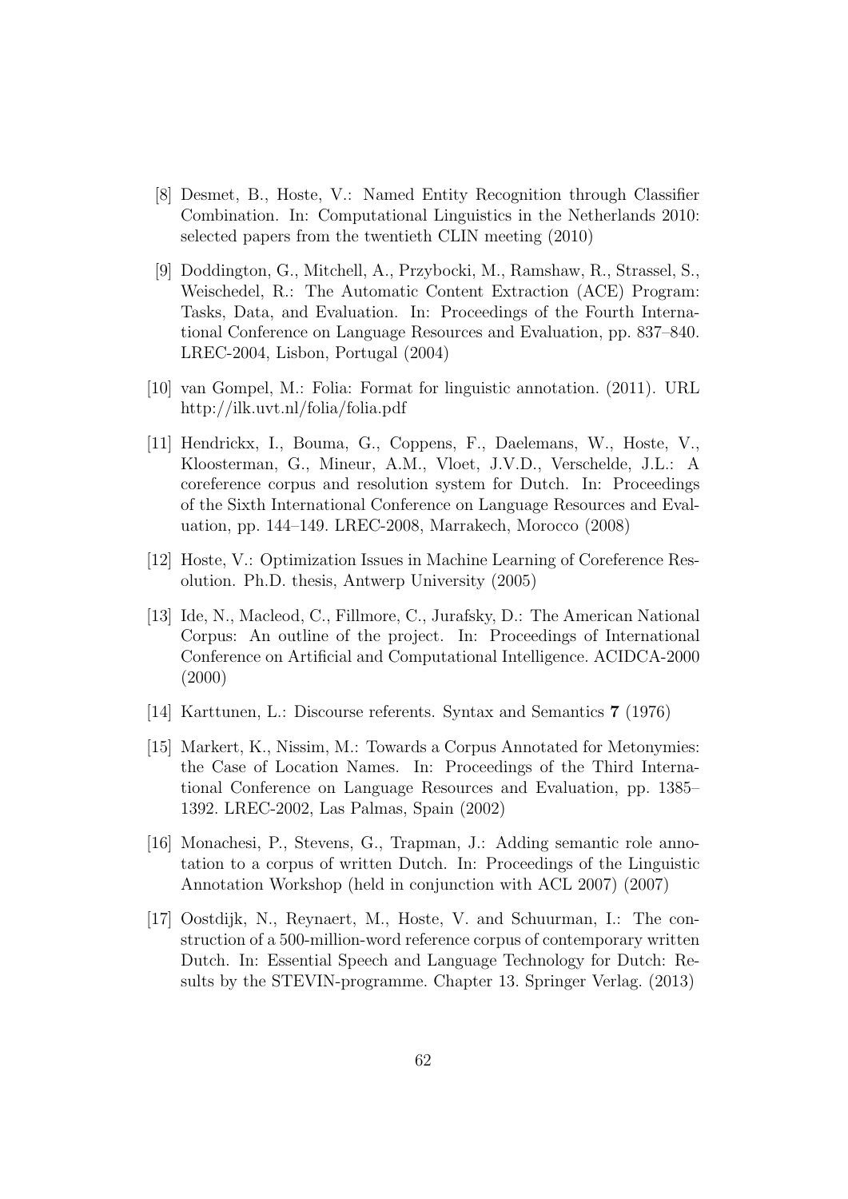[8] Desmet, B., Hoste, V.: Named Entity Recognition through Classifier Combination. In: Computational Linguistics in the Netherlands 2010: selected papers from the twentieth CLIN meeting (2010)

[9] Doddington, G., Mitchell, A., Przybocki, M., Ramshaw, R., Strassel, S., Weischedel, R.: The Automatic Content Extraction (ACE) Program: Tasks, Data, and Evaluation. In: Proceedings of the Fourth International Conference on Language Resources and Evaluation, pp. 837–840. LREC-2004, Lisbon, Portugal (2004)

[10] van Gompel, M.: Folia: Format for linguistic annotation. (2011). URL http://ilk.uvt.nl/folia/folia.pdf

[11] Hendrickx, I., Bouma, G., Coppens, F., Daelemans, W., Hoste, V., Kloosterman, G., Mineur, A.M., Vloet, J.V.D., Verschelde, J.L.: A coreference corpus and resolution system for Dutch. In: Proceedings of the Sixth International Conference on Language Resources and Evaluation, pp. 144–149. LREC-2008, Marrakech, Morocco (2008)

[12] Hoste, V.: Optimization Issues in Machine Learning of Coreference Resolution. Ph.D. thesis, Antwerp University (2005)

[13] Ide, N., Macleod, C., Fillmore, C., Jurafsky, D.: The American National Corpus: An outline of the project. In: Proceedings of International Conference on Artificial and Computational Intelligence. ACIDCA-2000 (2000)

[14] Karttunen, L.: Discourse referents. Syntax and Semantics **7** (1976)

[15] Markert, K., Nissim, M.: Towards a Corpus Annotated for Metonymies: the Case of Location Names. In: Proceedings of the Third International Conference on Language Resources and Evaluation, pp. 1385–1392. LREC-2002, Las Palmas, Spain (2002)

[16] Monachesi, P., Stevens, G., Trapman, J.: Adding semantic role annotation to a corpus of written Dutch. In: Proceedings of the Linguistic Annotation Workshop (held in conjunction with ACL 2007) (2007)

[17] Oostdijk, N., Reynaert, M., Hoste, V. and Schuurman, I.: The construction of a 500-million-word reference corpus of contemporary written Dutch. In: Essential Speech and Language Technology for Dutch: Results by the STEVIN-programme. Chapter 13. Springer Verlag. (2013)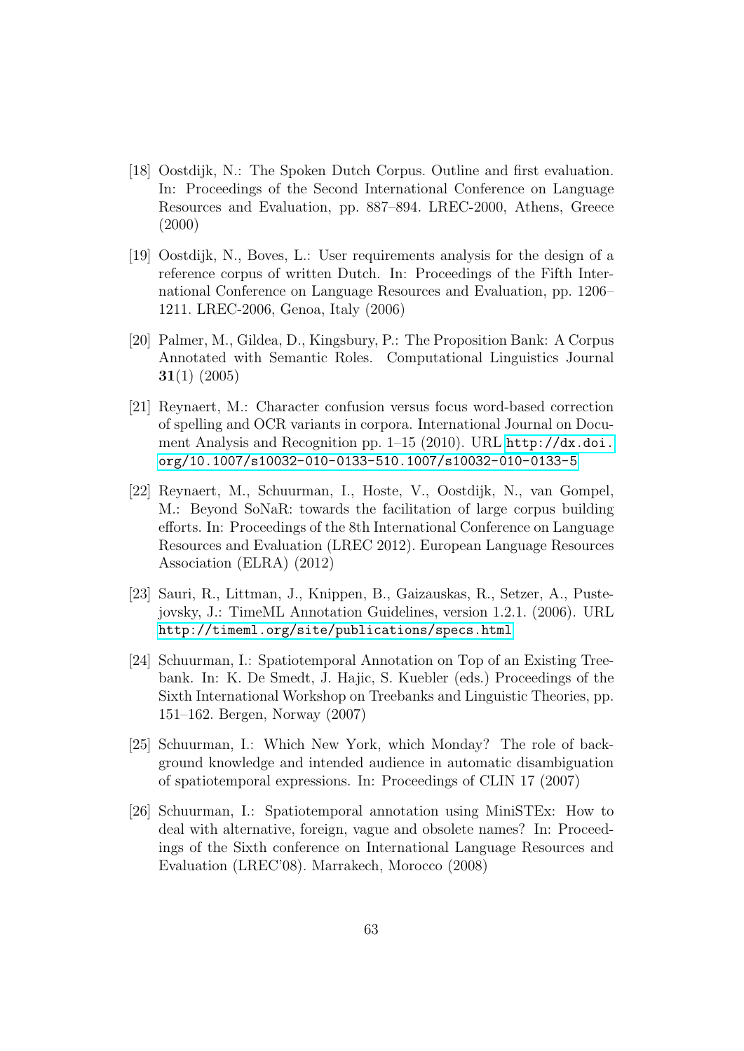[18] Oostdijk, N.: The Spoken Dutch Corpus. Outline and first evaluation. In: Proceedings of the Second International Conference on Language Resources and Evaluation, pp. 887–894. LREC-2000, Athens, Greece (2000)

[19] Oostdijk, N., Boves, L.: User requirements analysis for the design of a reference corpus of written Dutch. In: Proceedings of the Fifth International Conference on Language Resources and Evaluation, pp. 1206–1211. LREC-2006, Genoa, Italy (2006)

[20] Palmer, M., Gildea, D., Kingsbury, P.: The Proposition Bank: A Corpus Annotated with Semantic Roles. Computational Linguistics Journal **31**(1) (2005)

[21] Reynaert, M.: Character confusion versus focus word-based correction of spelling and OCR variants in corpora. International Journal on Document Analysis and Recognition pp. 1–15 (2010). URL http://dx.doi.org/10.1007/s10032-010-0133-510.1007/s10032-010-0133-5

[22] Reynaert, M., Schuurman, I., Hoste, V., Oostdijk, N., van Gompel, M.: Beyond SoNaR: towards the facilitation of large corpus building efforts. In: Proceedings of the 8th International Conference on Language Resources and Evaluation (LREC 2012). European Language Resources Association (ELRA) (2012)

[23] Sauri, R., Littman, J., Knippen, B., Gaizauskas, R., Setzer, A., Pustejovsky, J.: TimeML Annotation Guidelines, version 1.2.1. (2006). URL http://timeml.org/site/publications/specs.html

[24] Schuurman, I.: Spatiotemporal Annotation on Top of an Existing Treebank. In: K. De Smedt, J. Hajic, S. Kuebler (eds.) Proceedings of the Sixth International Workshop on Treebanks and Linguistic Theories, pp. 151–162. Bergen, Norway (2007)

[25] Schuurman, I.: Which New York, which Monday? The role of background knowledge and intended audience in automatic disambiguation of spatiotemporal expressions. In: Proceedings of CLIN 17 (2007)

[26] Schuurman, I.: Spatiotemporal annotation using MiniSTEx: How to deal with alternative, foreign, vague and obsolete names? In: Proceedings of the Sixth conference on International Language Resources and Evaluation (LREC'08). Marrakech, Morocco (2008)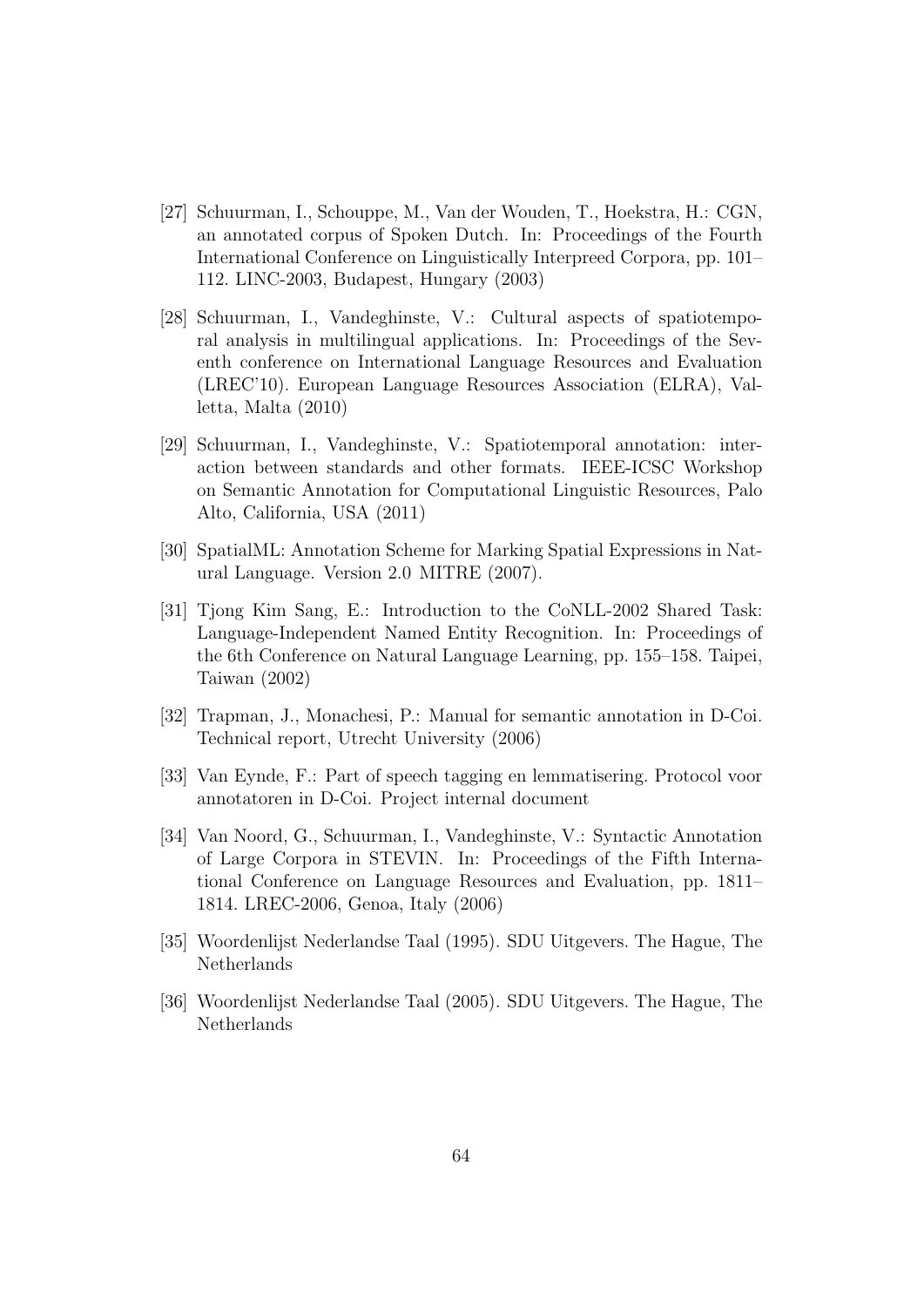[27] Schuurman, I., Schouppe, M., Van der Wouden, T., Hoekstra, H.: CGN, an annotated corpus of Spoken Dutch. In: Proceedings of the Fourth International Conference on Linguistically Interpreed Corpora, pp. 101–112. LINC-2003, Budapest, Hungary (2003)

[28] Schuurman, I., Vandeghinste, V.: Cultural aspects of spatiotemporal analysis in multilingual applications. In: Proceedings of the Seventh conference on International Language Resources and Evaluation (LREC'10). European Language Resources Association (ELRA), Valletta, Malta (2010)

[29] Schuurman, I., Vandeghinste, V.: Spatiotemporal annotation: interaction between standards and other formats. IEEE-ICSC Workshop on Semantic Annotation for Computational Linguistic Resources, Palo Alto, California, USA (2011)

[30] SpatialML: Annotation Scheme for Marking Spatial Expressions in Natural Language. Version 2.0 MITRE (2007).

[31] Tjong Kim Sang, E.: Introduction to the CoNLL-2002 Shared Task: Language-Independent Named Entity Recognition. In: Proceedings of the 6th Conference on Natural Language Learning, pp. 155–158. Taipei, Taiwan (2002)

[32] Trapman, J., Monachesi, P.: Manual for semantic annotation in D-Coi. Technical report, Utrecht University (2006)

[33] Van Eynde, F.: Part of speech tagging en lemmatisering. Protocol voor annotatoren in D-Coi. Project internal document

[34] Van Noord, G., Schuurman, I., Vandeghinste, V.: Syntactic Annotation of Large Corpora in STEVIN. In: Proceedings of the Fifth International Conference on Language Resources and Evaluation, pp. 1811–1814. LREC-2006, Genoa, Italy (2006)

[35] Woordenlijst Nederlandse Taal (1995). SDU Uitgevers. The Hague, The Netherlands

[36] Woordenlijst Nederlandse Taal (2005). SDU Uitgevers. The Hague, The Netherlands